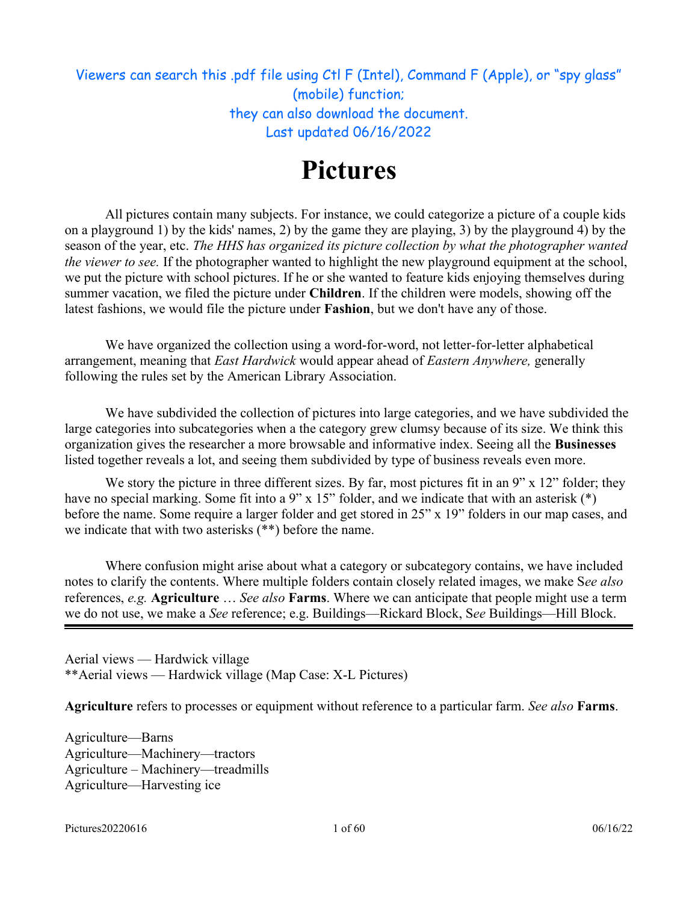Viewers can search this .pdf file using Ctl F (Intel), Command F (Apple), or "spy glass" (mobile) function;
they can also download the document.
Last updated 06/16/2022

# Pictures

All pictures contain many subjects. For instance, we could categorize a picture of a couple kids on a playground 1) by the kids' names, 2) by the game they are playing, 3) by the playground 4) by the season of the year, etc. *The HHS has organized its picture collection by what the photographer wanted the viewer to see.* If the photographer wanted to highlight the new playground equipment at the school, we put the picture with school pictures. If he or she wanted to feature kids enjoying themselves during summer vacation, we filed the picture under **Children**. If the children were models, showing off the latest fashions, we would file the picture under **Fashion**, but we don't have any of those.

We have organized the collection using a word-for-word, not letter-for-letter alphabetical arrangement, meaning that *East Hardwick* would appear ahead of *Eastern Anywhere,* generally following the rules set by the American Library Association.

We have subdivided the collection of pictures into large categories, and we have subdivided the large categories into subcategories when a the category grew clumsy because of its size. We think this organization gives the researcher a more browsable and informative index. Seeing all the **Businesses** listed together reveals a lot, and seeing them subdivided by type of business reveals even more.

We story the picture in three different sizes. By far, most pictures fit in an 9" x 12" folder; they have no special marking. Some fit into a 9" x 15" folder, and we indicate that with an asterisk (*) before the name. Some require a larger folder and get stored in 25" x 19" folders in our map cases, and we indicate that with two asterisks (**) before the name.

Where confusion might arise about what a category or subcategory contains, we have included notes to clarify the contents. Where multiple folders contain closely related images, we make S*ee also* references, *e.g.* **Agriculture** … *See also* **Farms**. Where we can anticipate that people might use a term we do not use, we make a *See* reference; e.g. Buildings—Rickard Block, S*ee* Buildings—Hill Block.

---

Aerial views — Hardwick village
**Aerial views — Hardwick village (Map Case: X-L Pictures)

**Agriculture** refers to processes or equipment without reference to a particular farm. *See also* **Farms**.

Agriculture—Barns
Agriculture—Machinery—tractors
Agriculture – Machinery—treadmills
Agriculture—Harvesting ice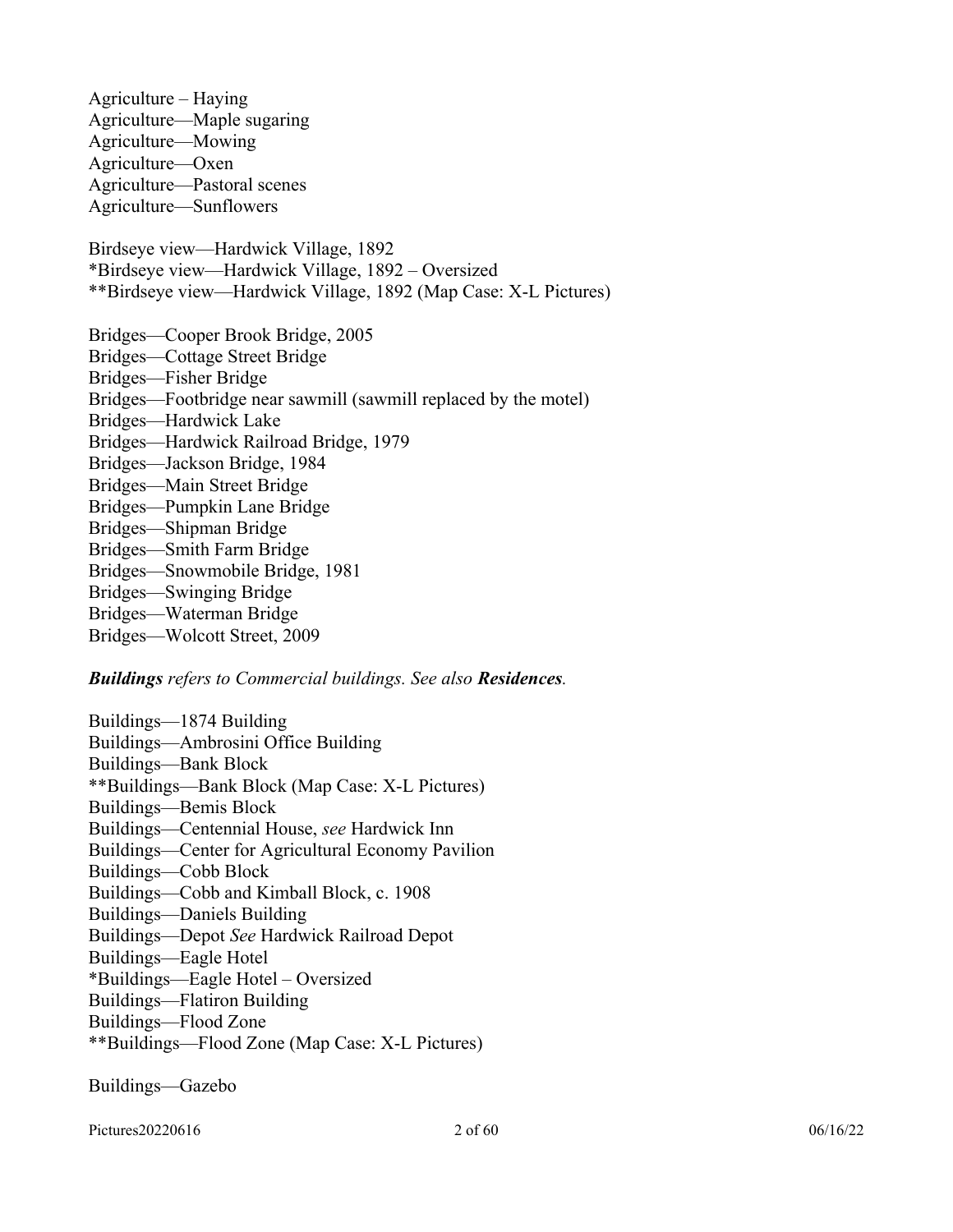Agriculture – Haying
Agriculture—Maple sugaring
Agriculture—Mowing
Agriculture—Oxen
Agriculture—Pastoral scenes
Agriculture—Sunflowers

Birdseye view—Hardwick Village, 1892
*Birdseye view—Hardwick Village, 1892 – Oversized
**Birdseye view—Hardwick Village, 1892 (Map Case: X-L Pictures)

Bridges—Cooper Brook Bridge, 2005
Bridges—Cottage Street Bridge
Bridges—Fisher Bridge
Bridges—Footbridge near sawmill (sawmill replaced by the motel)
Bridges—Hardwick Lake
Bridges—Hardwick Railroad Bridge, 1979
Bridges—Jackson Bridge, 1984
Bridges—Main Street Bridge
Bridges—Pumpkin Lane Bridge
Bridges—Shipman Bridge
Bridges—Smith Farm Bridge
Bridges—Snowmobile Bridge, 1981
Bridges—Swinging Bridge
Bridges—Waterman Bridge
Bridges—Wolcott Street, 2009

***Buildings** refers to Commercial buildings. See also **Residences**.*

Buildings—1874 Building
Buildings—Ambrosini Office Building
Buildings—Bank Block
**Buildings—Bank Block (Map Case: X-L Pictures)
Buildings—Bemis Block
Buildings—Centennial House, *see* Hardwick Inn
Buildings—Center for Agricultural Economy Pavilion
Buildings—Cobb Block
Buildings—Cobb and Kimball Block, c. 1908
Buildings—Daniels Building
Buildings—Depot *See* Hardwick Railroad Depot
Buildings—Eagle Hotel
*Buildings—Eagle Hotel – Oversized
Buildings—Flatiron Building
Buildings—Flood Zone
**Buildings—Flood Zone (Map Case: X-L Pictures)

Buildings—Gazebo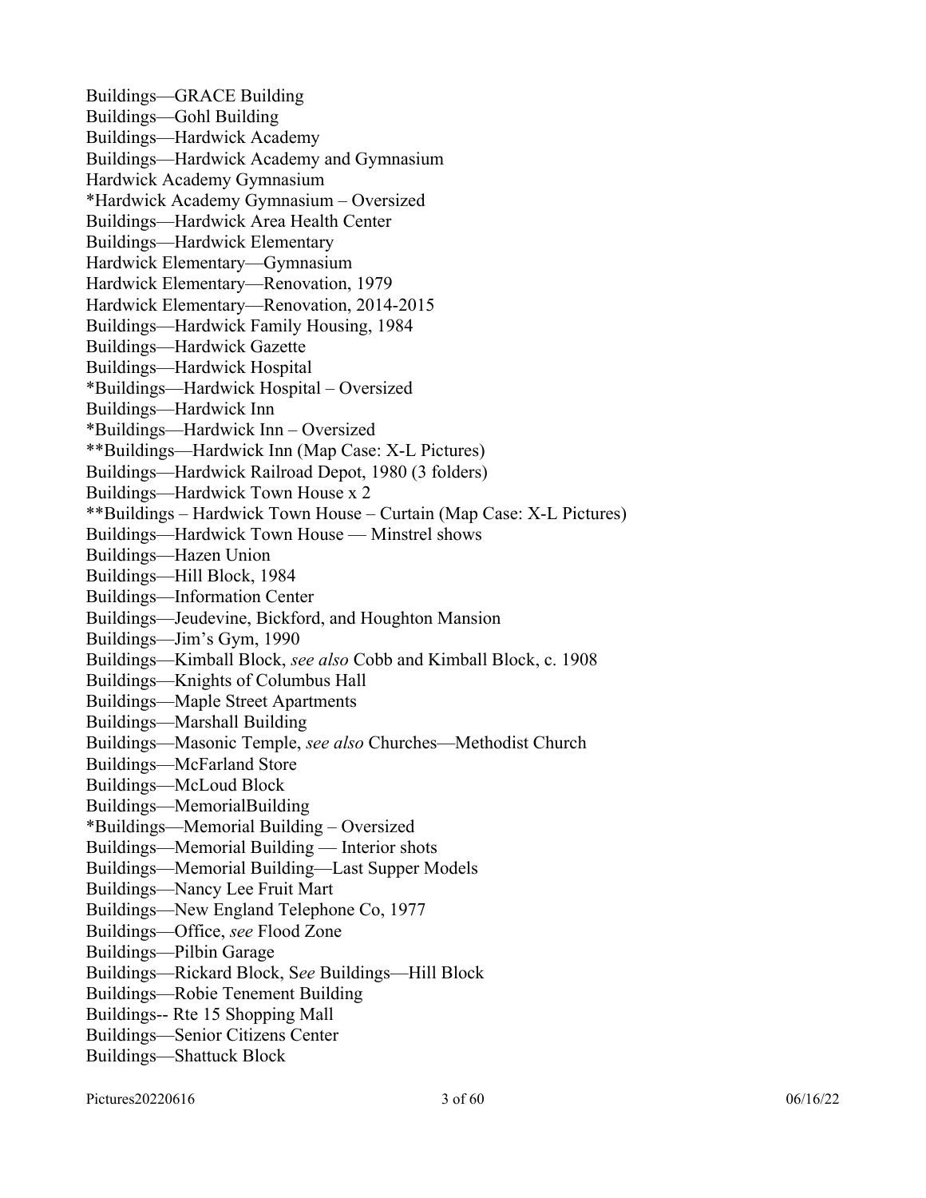Buildings—GRACE Building
Buildings—Gohl Building
Buildings—Hardwick Academy
Buildings—Hardwick Academy and Gymnasium
Hardwick Academy Gymnasium
*Hardwick Academy Gymnasium – Oversized
Buildings—Hardwick Area Health Center
Buildings—Hardwick Elementary
Hardwick Elementary—Gymnasium
Hardwick Elementary—Renovation, 1979
Hardwick Elementary—Renovation, 2014-2015
Buildings—Hardwick Family Housing, 1984
Buildings—Hardwick Gazette
Buildings—Hardwick Hospital
*Buildings—Hardwick Hospital – Oversized
Buildings—Hardwick Inn
*Buildings—Hardwick Inn – Oversized
**Buildings—Hardwick Inn (Map Case: X-L Pictures)
Buildings—Hardwick Railroad Depot, 1980 (3 folders)
Buildings—Hardwick Town House x 2
**Buildings – Hardwick Town House – Curtain (Map Case: X-L Pictures)
Buildings—Hardwick Town House — Minstrel shows
Buildings—Hazen Union
Buildings—Hill Block, 1984
Buildings—Information Center
Buildings—Jeudevine, Bickford, and Houghton Mansion
Buildings—Jim's Gym, 1990
Buildings—Kimball Block, *see also* Cobb and Kimball Block, c. 1908
Buildings—Knights of Columbus Hall
Buildings—Maple Street Apartments
Buildings—Marshall Building
Buildings—Masonic Temple, *see also* Churches—Methodist Church
Buildings—McFarland Store
Buildings—McLoud Block
Buildings—MemorialBuilding
*Buildings—Memorial Building – Oversized
Buildings—Memorial Building — Interior shots
Buildings—Memorial Building—Last Supper Models
Buildings—Nancy Lee Fruit Mart
Buildings—New England Telephone Co, 1977
Buildings—Office, *see* Flood Zone
Buildings—Pilbin Garage
Buildings—Rickard Block, S*ee* Buildings—Hill Block
Buildings—Robie Tenement Building
Buildings-- Rte 15 Shopping Mall
Buildings—Senior Citizens Center
Buildings—Shattuck Block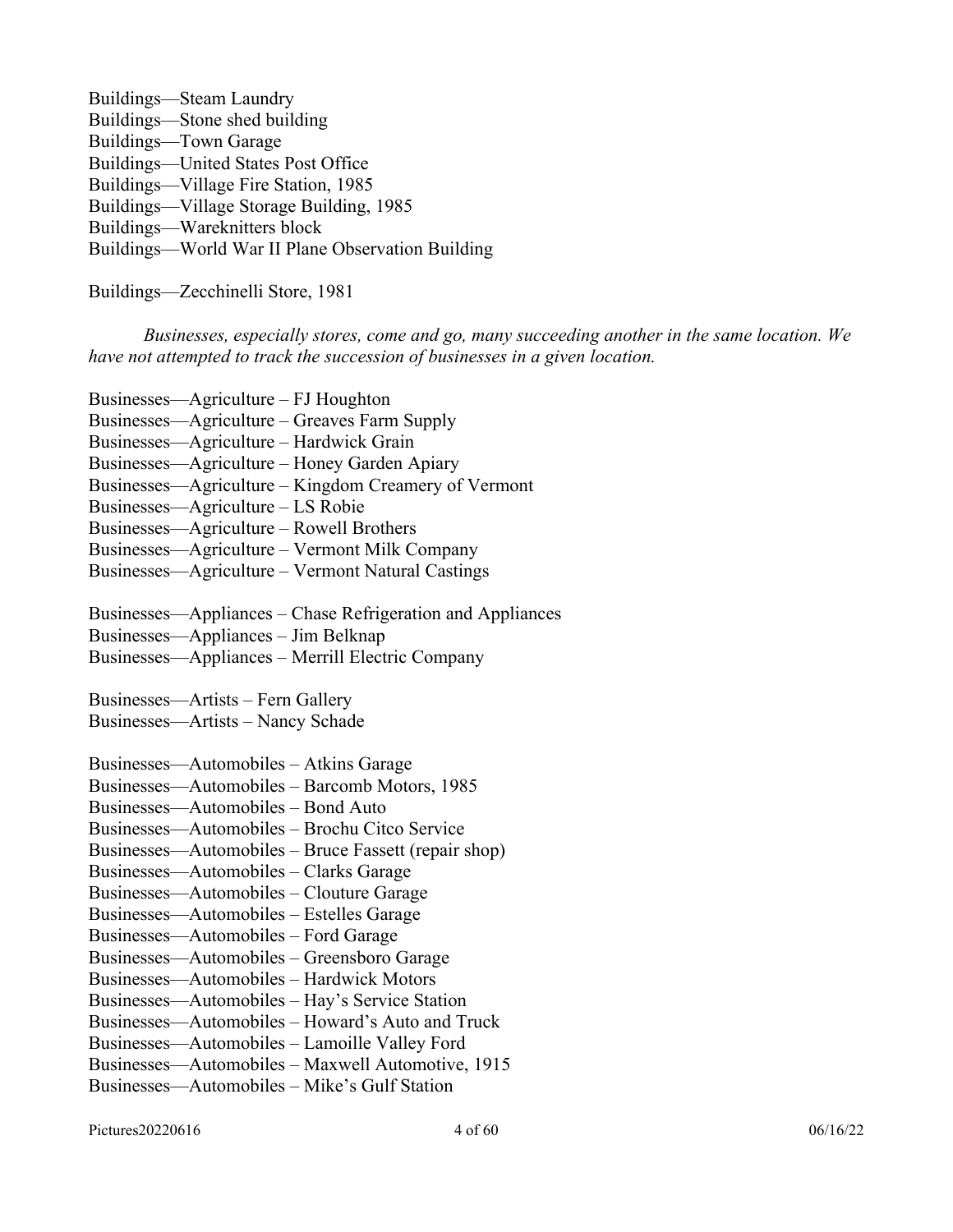Buildings—Steam Laundry
Buildings—Stone shed building
Buildings—Town Garage
Buildings—United States Post Office
Buildings—Village Fire Station, 1985
Buildings—Village Storage Building, 1985
Buildings—Wareknitters block
Buildings—World War II Plane Observation Building

Buildings—Zecchinelli Store, 1981

*Businesses, especially stores, come and go, many succeeding another in the same location. We have not attempted to track the succession of businesses in a given location.*

Businesses—Agriculture – FJ Houghton
Businesses—Agriculture – Greaves Farm Supply
Businesses—Agriculture – Hardwick Grain
Businesses—Agriculture – Honey Garden Apiary
Businesses—Agriculture – Kingdom Creamery of Vermont
Businesses—Agriculture – LS Robie
Businesses—Agriculture – Rowell Brothers
Businesses—Agriculture – Vermont Milk Company
Businesses—Agriculture – Vermont Natural Castings

Businesses—Appliances – Chase Refrigeration and Appliances
Businesses—Appliances – Jim Belknap
Businesses—Appliances – Merrill Electric Company

Businesses—Artists – Fern Gallery
Businesses—Artists – Nancy Schade

Businesses—Automobiles – Atkins Garage
Businesses—Automobiles – Barcomb Motors, 1985
Businesses—Automobiles – Bond Auto
Businesses—Automobiles – Brochu Citco Service
Businesses—Automobiles – Bruce Fassett (repair shop)
Businesses—Automobiles – Clarks Garage
Businesses—Automobiles – Clouture Garage
Businesses—Automobiles – Estelles Garage
Businesses—Automobiles – Ford Garage
Businesses—Automobiles – Greensboro Garage
Businesses—Automobiles – Hardwick Motors
Businesses—Automobiles – Hay's Service Station
Businesses—Automobiles – Howard's Auto and Truck
Businesses—Automobiles – Lamoille Valley Ford
Businesses—Automobiles – Maxwell Automotive, 1915
Businesses—Automobiles – Mike's Gulf Station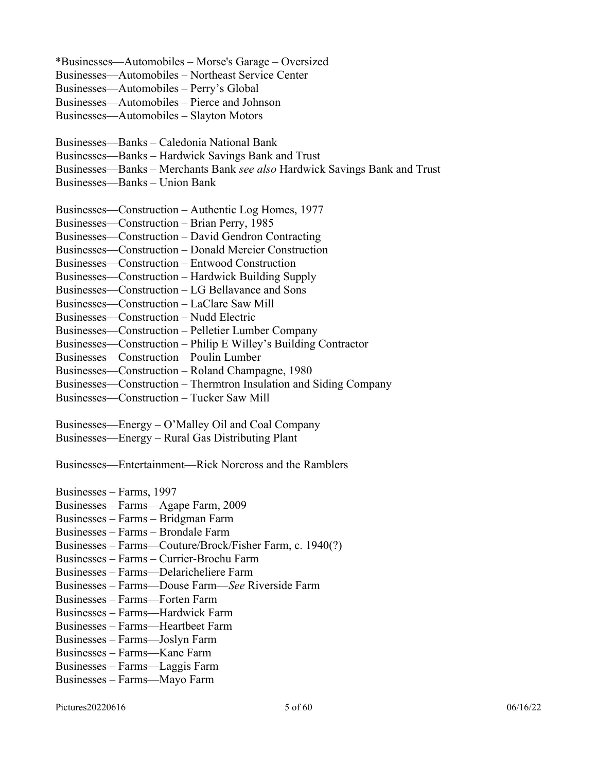*Businesses—Automobiles – Morse's Garage – Oversized
Businesses—Automobiles – Northeast Service Center
Businesses—Automobiles – Perry's Global
Businesses—Automobiles – Pierce and Johnson
Businesses—Automobiles – Slayton Motors

Businesses—Banks – Caledonia National Bank
Businesses—Banks – Hardwick Savings Bank and Trust
Businesses—Banks – Merchants Bank *see also* Hardwick Savings Bank and Trust
Businesses—Banks – Union Bank

Businesses—Construction – Authentic Log Homes, 1977
Businesses—Construction – Brian Perry, 1985
Businesses—Construction – David Gendron Contracting
Businesses—Construction – Donald Mercier Construction
Businesses—Construction – Entwood Construction
Businesses—Construction – Hardwick Building Supply
Businesses—Construction – LG Bellavance and Sons
Businesses—Construction – LaClare Saw Mill
Businesses—Construction – Nudd Electric
Businesses—Construction – Pelletier Lumber Company
Businesses—Construction – Philip E Willey's Building Contractor
Businesses—Construction – Poulin Lumber
Businesses—Construction – Roland Champagne, 1980
Businesses—Construction – Thermtron Insulation and Siding Company
Businesses—Construction – Tucker Saw Mill

Businesses—Energy – O'Malley Oil and Coal Company
Businesses—Energy – Rural Gas Distributing Plant

Businesses—Entertainment—Rick Norcross and the Ramblers

Businesses – Farms, 1997
Businesses – Farms—Agape Farm, 2009
Businesses – Farms – Bridgman Farm
Businesses – Farms – Brondale Farm
Businesses – Farms—Couture/Brock/Fisher Farm, c. 1940(?)
Businesses – Farms – Currier-Brochu Farm
Businesses – Farms—Delaricheliere Farm
Businesses – Farms—Douse Farm—*See* Riverside Farm
Businesses – Farms—Forten Farm
Businesses – Farms—Hardwick Farm
Businesses – Farms—Heartbeet Farm
Businesses – Farms—Joslyn Farm
Businesses – Farms—Kane Farm
Businesses – Farms—Laggis Farm
Businesses – Farms—Mayo Farm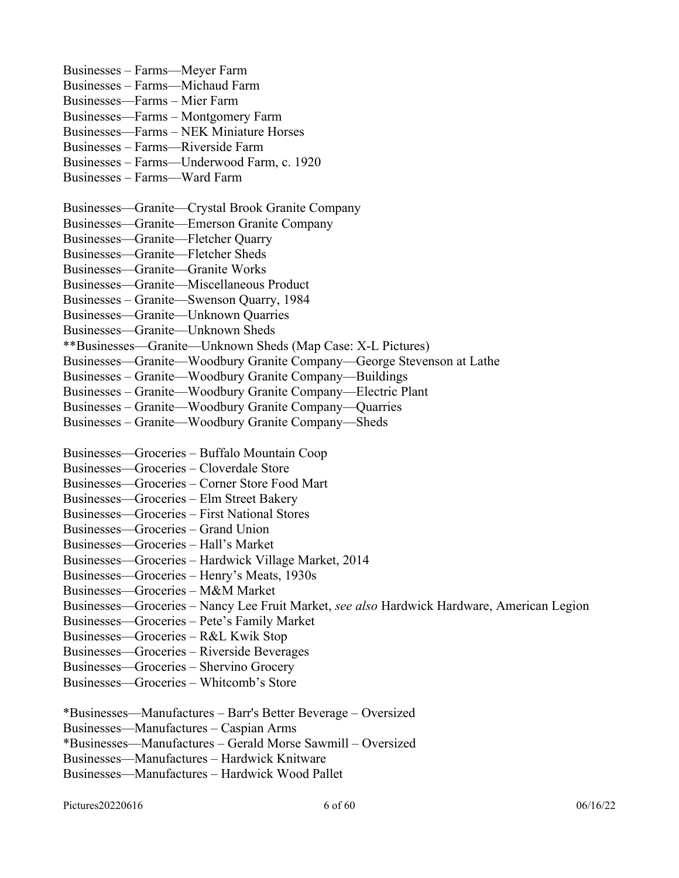Businesses – Farms—Meyer Farm
Businesses – Farms—Michaud Farm
Businesses—Farms – Mier Farm
Businesses—Farms – Montgomery Farm
Businesses—Farms – NEK Miniature Horses
Businesses – Farms—Riverside Farm
Businesses – Farms—Underwood Farm, c. 1920
Businesses – Farms—Ward Farm

Businesses—Granite—Crystal Brook Granite Company
Businesses—Granite—Emerson Granite Company
Businesses—Granite—Fletcher Quarry
Businesses—Granite—Fletcher Sheds
Businesses—Granite—Granite Works
Businesses—Granite—Miscellaneous Product
Businesses – Granite—Swenson Quarry, 1984
Businesses—Granite—Unknown Quarries
Businesses—Granite—Unknown Sheds
**Businesses—Granite—Unknown Sheds (Map Case: X-L Pictures)
Businesses—Granite—Woodbury Granite Company—George Stevenson at Lathe
Businesses – Granite—Woodbury Granite Company—Buildings
Businesses – Granite—Woodbury Granite Company—Electric Plant
Businesses – Granite—Woodbury Granite Company—Quarries
Businesses – Granite—Woodbury Granite Company—Sheds

Businesses—Groceries – Buffalo Mountain Coop
Businesses—Groceries – Cloverdale Store
Businesses—Groceries – Corner Store Food Mart
Businesses—Groceries – Elm Street Bakery
Businesses—Groceries – First National Stores
Businesses—Groceries – Grand Union
Businesses—Groceries – Hall's Market
Businesses—Groceries – Hardwick Village Market, 2014
Businesses—Groceries – Henry's Meats, 1930s
Businesses—Groceries – M&M Market
Businesses—Groceries – Nancy Lee Fruit Market, *see also* Hardwick Hardware, American Legion
Businesses—Groceries – Pete's Family Market
Businesses—Groceries – R&L Kwik Stop
Businesses—Groceries – Riverside Beverages
Businesses—Groceries – Shervino Grocery
Businesses—Groceries – Whitcomb's Store

*Businesses—Manufactures – Barr's Better Beverage – Oversized
Businesses—Manufactures – Caspian Arms
*Businesses—Manufactures – Gerald Morse Sawmill – Oversized
Businesses—Manufactures – Hardwick Knitware
Businesses—Manufactures – Hardwick Wood Pallet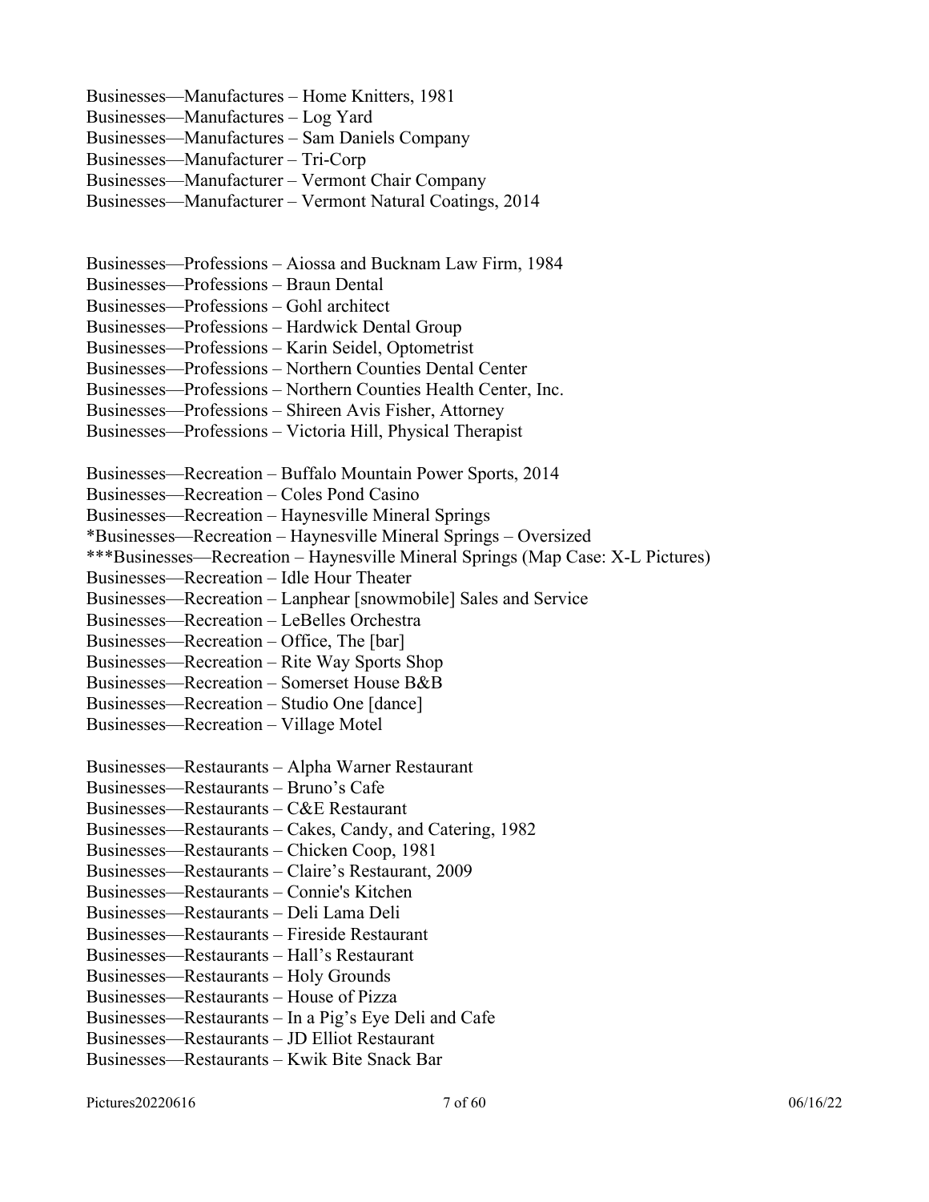Businesses—Manufactures – Home Knitters, 1981
Businesses—Manufactures – Log Yard
Businesses—Manufactures – Sam Daniels Company
Businesses—Manufacturer – Tri-Corp
Businesses—Manufacturer – Vermont Chair Company
Businesses—Manufacturer – Vermont Natural Coatings, 2014

Businesses—Professions – Aiossa and Bucknam Law Firm, 1984
Businesses—Professions – Braun Dental
Businesses—Professions – Gohl architect
Businesses—Professions – Hardwick Dental Group
Businesses—Professions – Karin Seidel, Optometrist
Businesses—Professions – Northern Counties Dental Center
Businesses—Professions – Northern Counties Health Center, Inc.
Businesses—Professions – Shireen Avis Fisher, Attorney
Businesses—Professions – Victoria Hill, Physical Therapist

Businesses—Recreation – Buffalo Mountain Power Sports, 2014
Businesses—Recreation – Coles Pond Casino
Businesses—Recreation – Haynesville Mineral Springs
*Businesses—Recreation – Haynesville Mineral Springs – Oversized
***Businesses—Recreation – Haynesville Mineral Springs (Map Case: X-L Pictures)
Businesses—Recreation – Idle Hour Theater
Businesses—Recreation – Lanphear [snowmobile] Sales and Service
Businesses—Recreation – LeBelles Orchestra
Businesses—Recreation – Office, The [bar]
Businesses—Recreation – Rite Way Sports Shop
Businesses—Recreation – Somerset House B&B
Businesses—Recreation – Studio One [dance]
Businesses—Recreation – Village Motel

Businesses—Restaurants – Alpha Warner Restaurant
Businesses—Restaurants – Bruno's Cafe
Businesses—Restaurants – C&E Restaurant
Businesses—Restaurants – Cakes, Candy, and Catering, 1982
Businesses—Restaurants – Chicken Coop, 1981
Businesses—Restaurants – Claire's Restaurant, 2009
Businesses—Restaurants – Connie's Kitchen
Businesses—Restaurants – Deli Lama Deli
Businesses—Restaurants – Fireside Restaurant
Businesses—Restaurants – Hall's Restaurant
Businesses—Restaurants – Holy Grounds
Businesses—Restaurants – House of Pizza
Businesses—Restaurants – In a Pig's Eye Deli and Cafe
Businesses—Restaurants – JD Elliot Restaurant
Businesses—Restaurants – Kwik Bite Snack Bar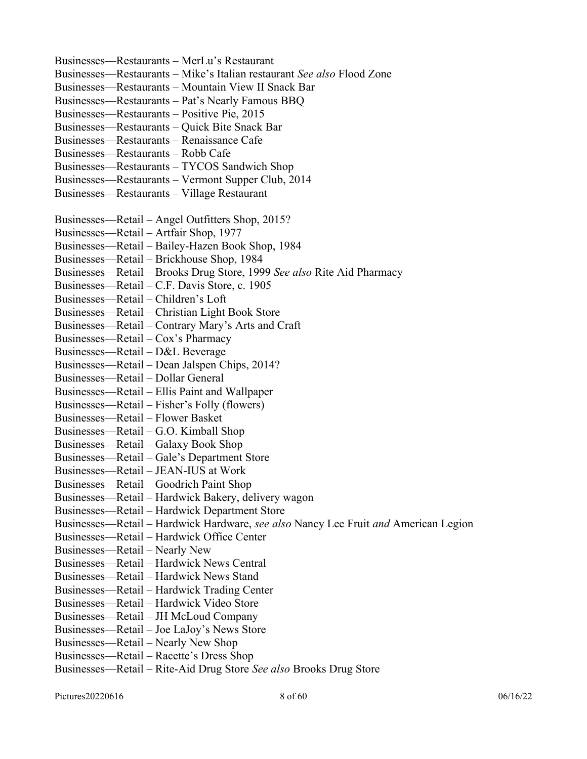Businesses—Restaurants – MerLu's Restaurant
Businesses—Restaurants – Mike's Italian restaurant *See also* Flood Zone
Businesses—Restaurants – Mountain View II Snack Bar
Businesses—Restaurants – Pat's Nearly Famous BBQ
Businesses—Restaurants – Positive Pie, 2015
Businesses—Restaurants – Quick Bite Snack Bar
Businesses—Restaurants – Renaissance Cafe
Businesses—Restaurants – Robb Cafe
Businesses—Restaurants – TYCOS Sandwich Shop
Businesses—Restaurants – Vermont Supper Club, 2014
Businesses—Restaurants – Village Restaurant

Businesses—Retail – Angel Outfitters Shop, 2015?
Businesses—Retail – Artfair Shop, 1977
Businesses—Retail – Bailey-Hazen Book Shop, 1984
Businesses—Retail – Brickhouse Shop, 1984
Businesses—Retail – Brooks Drug Store, 1999 *See also* Rite Aid Pharmacy
Businesses—Retail – C.F. Davis Store, c. 1905
Businesses—Retail – Children's Loft
Businesses—Retail – Christian Light Book Store
Businesses—Retail – Contrary Mary's Arts and Craft
Businesses—Retail – Cox's Pharmacy
Businesses—Retail – D&L Beverage
Businesses—Retail – Dean Jalspen Chips, 2014?
Businesses—Retail – Dollar General
Businesses—Retail – Ellis Paint and Wallpaper
Businesses—Retail – Fisher's Folly (flowers)
Businesses—Retail – Flower Basket
Businesses—Retail – G.O. Kimball Shop
Businesses—Retail – Galaxy Book Shop
Businesses—Retail – Gale's Department Store
Businesses—Retail – JEAN-IUS at Work
Businesses—Retail – Goodrich Paint Shop
Businesses—Retail – Hardwick Bakery, delivery wagon
Businesses—Retail – Hardwick Department Store
Businesses—Retail – Hardwick Hardware, *see also* Nancy Lee Fruit *and* American Legion
Businesses—Retail – Hardwick Office Center
Businesses—Retail – Nearly New
Businesses—Retail – Hardwick News Central
Businesses—Retail – Hardwick News Stand
Businesses—Retail – Hardwick Trading Center
Businesses—Retail – Hardwick Video Store
Businesses—Retail – JH McLoud Company
Businesses—Retail – Joe LaJoy's News Store
Businesses—Retail – Nearly New Shop
Businesses—Retail – Racette's Dress Shop
Businesses—Retail – Rite-Aid Drug Store *See also* Brooks Drug Store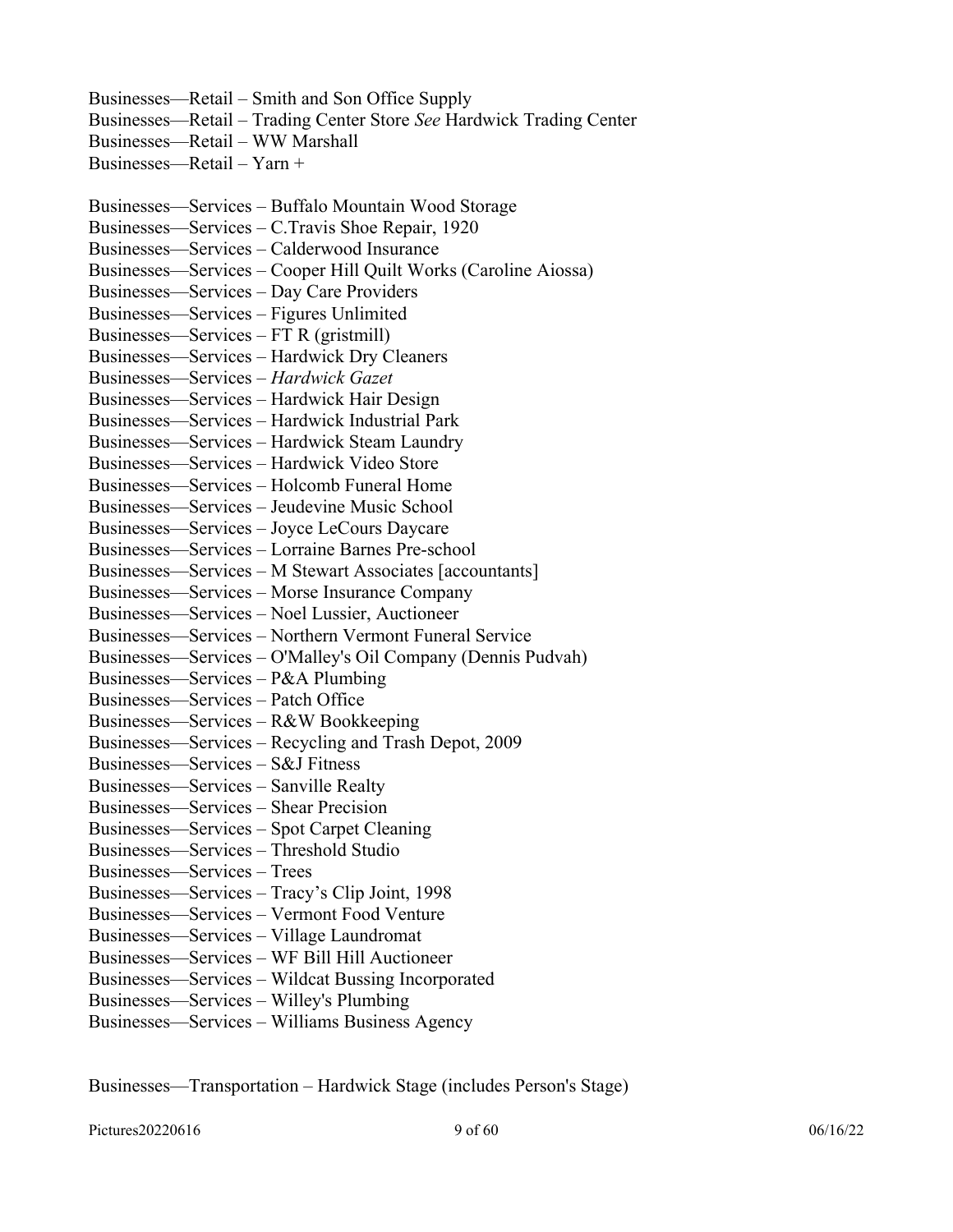Businesses—Retail – Smith and Son Office Supply
Businesses—Retail – Trading Center Store *See* Hardwick Trading Center
Businesses—Retail – WW Marshall
Businesses—Retail – Yarn +

Businesses—Services – Buffalo Mountain Wood Storage
Businesses—Services – C.Travis Shoe Repair, 1920
Businesses—Services – Calderwood Insurance
Businesses—Services – Cooper Hill Quilt Works (Caroline Aiossa)
Businesses—Services – Day Care Providers
Businesses—Services – Figures Unlimited
Businesses—Services – FT R (gristmill)
Businesses—Services – Hardwick Dry Cleaners
Businesses—Services – *Hardwick Gazet*
Businesses—Services – Hardwick Hair Design
Businesses—Services – Hardwick Industrial Park
Businesses—Services – Hardwick Steam Laundry
Businesses—Services – Hardwick Video Store
Businesses—Services – Holcomb Funeral Home
Businesses—Services – Jeudevine Music School
Businesses—Services – Joyce LeCours Daycare
Businesses—Services – Lorraine Barnes Pre-school
Businesses—Services – M Stewart Associates [accountants]
Businesses—Services – Morse Insurance Company
Businesses—Services – Noel Lussier, Auctioneer
Businesses—Services – Northern Vermont Funeral Service
Businesses—Services – O'Malley's Oil Company (Dennis Pudvah)
Businesses—Services – P&A Plumbing
Businesses—Services – Patch Office
Businesses—Services – R&W Bookkeeping
Businesses—Services – Recycling and Trash Depot, 2009
Businesses—Services – S&J Fitness
Businesses—Services – Sanville Realty
Businesses—Services – Shear Precision
Businesses—Services – Spot Carpet Cleaning
Businesses—Services – Threshold Studio
Businesses—Services – Trees
Businesses—Services – Tracy's Clip Joint, 1998
Businesses—Services – Vermont Food Venture
Businesses—Services – Village Laundromat
Businesses—Services – WF Bill Hill Auctioneer
Businesses—Services – Wildcat Bussing Incorporated
Businesses—Services – Willey's Plumbing
Businesses—Services – Williams Business Agency

Businesses—Transportation – Hardwick Stage (includes Person's Stage)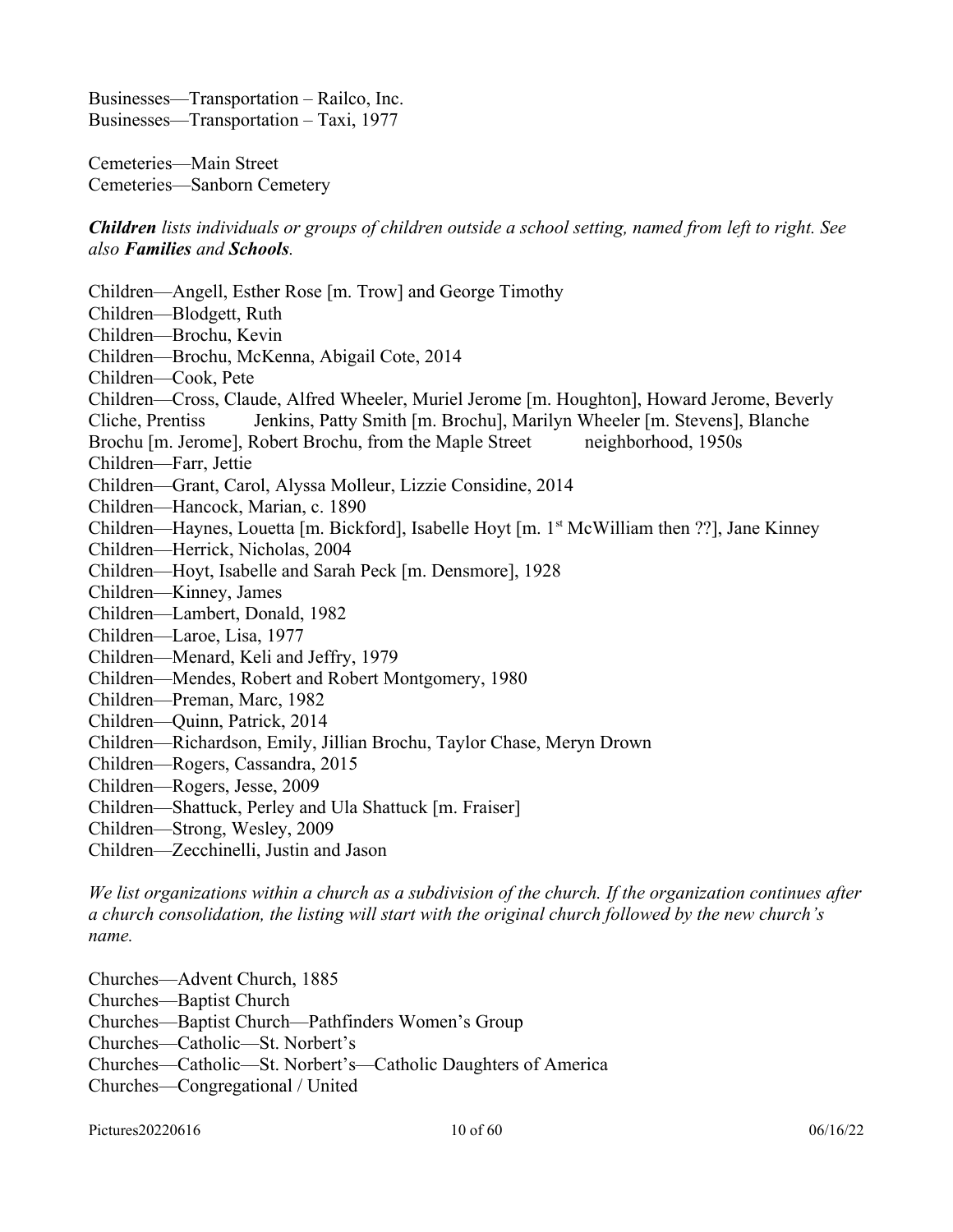Businesses—Transportation – Railco, Inc.
Businesses—Transportation – Taxi, 1977

Cemeteries—Main Street
Cemeteries—Sanborn Cemetery

***Children*** *lists individuals or groups of children outside a school setting, named from left to right. See also* ***Families*** *and* ***Schools****.*

Children—Angell, Esther Rose [m. Trow] and George Timothy
Children—Blodgett, Ruth
Children—Brochu, Kevin
Children—Brochu, McKenna, Abigail Cote, 2014
Children—Cook, Pete
Children—Cross, Claude, Alfred Wheeler, Muriel Jerome [m. Houghton], Howard Jerome, Beverly Cliche, Prentiss Jenkins, Patty Smith [m. Brochu], Marilyn Wheeler [m. Stevens], Blanche Brochu [m. Jerome], Robert Brochu, from the Maple Street neighborhood, 1950s
Children—Farr, Jettie
Children—Grant, Carol, Alyssa Molleur, Lizzie Considine, 2014
Children—Hancock, Marian, c. 1890
Children—Haynes, Louetta [m. Bickford], Isabelle Hoyt [m. 1st McWilliam then ??], Jane Kinney
Children—Herrick, Nicholas, 2004
Children—Hoyt, Isabelle and Sarah Peck [m. Densmore], 1928
Children—Kinney, James
Children—Lambert, Donald, 1982
Children—Laroe, Lisa, 1977
Children—Menard, Keli and Jeffry, 1979
Children—Mendes, Robert and Robert Montgomery, 1980
Children—Preman, Marc, 1982
Children—Quinn, Patrick, 2014
Children—Richardson, Emily, Jillian Brochu, Taylor Chase, Meryn Drown
Children—Rogers, Cassandra, 2015
Children—Rogers, Jesse, 2009
Children—Shattuck, Perley and Ula Shattuck [m. Fraiser]
Children—Strong, Wesley, 2009
Children—Zecchinelli, Justin and Jason

*We list organizations within a church as a subdivision of the church. If the organization continues after a church consolidation, the listing will start with the original church followed by the new church's name.*

Churches—Advent Church, 1885
Churches—Baptist Church
Churches—Baptist Church—Pathfinders Women's Group
Churches—Catholic—St. Norbert's
Churches—Catholic—St. Norbert's—Catholic Daughters of America
Churches—Congregational / United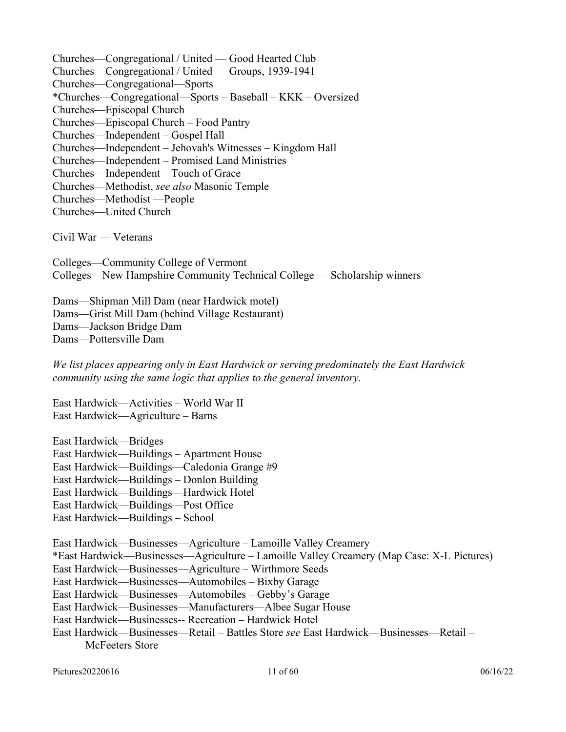Churches—Congregational / United — Good Hearted Club
Churches—Congregational / United — Groups, 1939-1941
Churches—Congregational—Sports
*Churches—Congregational—Sports – Baseball – KKK – Oversized
Churches—Episcopal Church
Churches—Episcopal Church – Food Pantry
Churches—Independent – Gospel Hall
Churches—Independent – Jehovah's Witnesses – Kingdom Hall
Churches—Independent – Promised Land Ministries
Churches—Independent – Touch of Grace
Churches—Methodist, *see also* Masonic Temple
Churches—Methodist —People
Churches—United Church

Civil War — Veterans

Colleges—Community College of Vermont
Colleges—New Hampshire Community Technical College — Scholarship winners

Dams—Shipman Mill Dam (near Hardwick motel)
Dams—Grist Mill Dam (behind Village Restaurant)
Dams—Jackson Bridge Dam
Dams—Pottersville Dam

*We list places appearing only in East Hardwick or serving predominately the East Hardwick community using the same logic that applies to the general inventory.*

East Hardwick—Activities – World War II
East Hardwick—Agriculture – Barns

East Hardwick—Bridges
East Hardwick—Buildings – Apartment House
East Hardwick—Buildings—Caledonia Grange #9
East Hardwick—Buildings – Donlon Building
East Hardwick—Buildings—Hardwick Hotel
East Hardwick—Buildings—Post Office
East Hardwick—Buildings – School

East Hardwick—Businesses—Agriculture – Lamoille Valley Creamery
*East Hardwick—Businesses—Agriculture – Lamoille Valley Creamery (Map Case: X-L Pictures)
East Hardwick—Businesses—Agriculture – Wirthmore Seeds
East Hardwick—Businesses—Automobiles – Bixby Garage
East Hardwick—Businesses—Automobiles – Gebby's Garage
East Hardwick—Businesses—Manufacturers—Albee Sugar House
East Hardwick—Businesses-- Recreation – Hardwick Hotel
East Hardwick—Businesses—Retail – Battles Store *see* East Hardwick—Businesses—Retail – McFeeters Store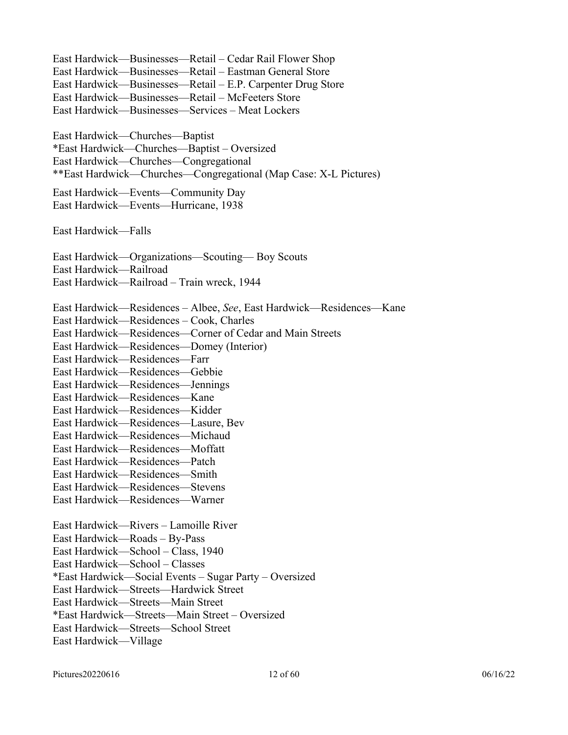East Hardwick—Businesses—Retail – Cedar Rail Flower Shop
East Hardwick—Businesses—Retail – Eastman General Store
East Hardwick—Businesses—Retail – E.P. Carpenter Drug Store
East Hardwick—Businesses—Retail – McFeeters Store
East Hardwick—Businesses—Services – Meat Lockers

East Hardwick—Churches—Baptist
*East Hardwick—Churches—Baptist – Oversized
East Hardwick—Churches—Congregational
**East Hardwick—Churches—Congregational (Map Case: X-L Pictures)

East Hardwick—Events—Community Day
East Hardwick—Events—Hurricane, 1938

East Hardwick—Falls

East Hardwick—Organizations—Scouting— Boy Scouts
East Hardwick—Railroad
East Hardwick—Railroad – Train wreck, 1944

East Hardwick—Residences – Albee, *See*, East Hardwick—Residences—Kane
East Hardwick—Residences – Cook, Charles
East Hardwick—Residences—Corner of Cedar and Main Streets
East Hardwick—Residences—Domey (Interior)
East Hardwick—Residences—Farr
East Hardwick—Residences—Gebbie
East Hardwick—Residences—Jennings
East Hardwick—Residences—Kane
East Hardwick—Residences—Kidder
East Hardwick—Residences—Lasure, Bev
East Hardwick—Residences—Michaud
East Hardwick—Residences—Moffatt
East Hardwick—Residences—Patch
East Hardwick—Residences—Smith
East Hardwick—Residences—Stevens
East Hardwick—Residences—Warner

East Hardwick—Rivers – Lamoille River
East Hardwick—Roads – By-Pass
East Hardwick—School – Class, 1940
East Hardwick—School – Classes
*East Hardwick—Social Events – Sugar Party – Oversized
East Hardwick—Streets—Hardwick Street
East Hardwick—Streets—Main Street
*East Hardwick—Streets—Main Street – Oversized
East Hardwick—Streets—School Street
East Hardwick—Village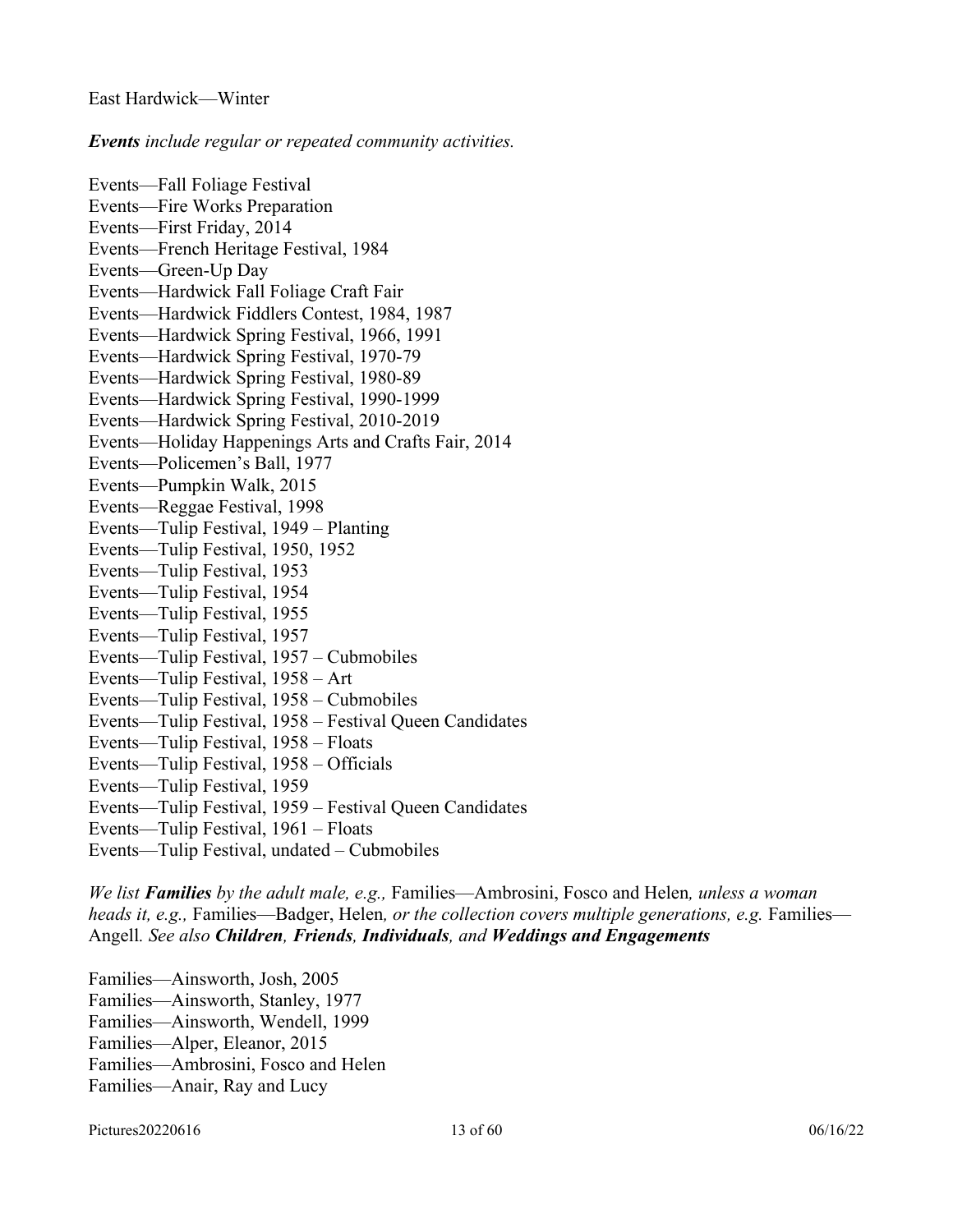East Hardwick—Winter

***Events** include regular or repeated community activities.*

Events—Fall Foliage Festival
Events—Fire Works Preparation
Events—First Friday, 2014
Events—French Heritage Festival, 1984
Events—Green-Up Day
Events—Hardwick Fall Foliage Craft Fair
Events—Hardwick Fiddlers Contest, 1984, 1987
Events—Hardwick Spring Festival, 1966, 1991
Events—Hardwick Spring Festival, 1970-79
Events—Hardwick Spring Festival, 1980-89
Events—Hardwick Spring Festival, 1990-1999
Events—Hardwick Spring Festival, 2010-2019
Events—Holiday Happenings Arts and Crafts Fair, 2014
Events—Policemen's Ball, 1977
Events—Pumpkin Walk, 2015
Events—Reggae Festival, 1998
Events—Tulip Festival, 1949 – Planting
Events—Tulip Festival, 1950, 1952
Events—Tulip Festival, 1953
Events—Tulip Festival, 1954
Events—Tulip Festival, 1955
Events—Tulip Festival, 1957
Events—Tulip Festival, 1957 – Cubmobiles
Events—Tulip Festival, 1958 – Art
Events—Tulip Festival, 1958 – Cubmobiles
Events—Tulip Festival, 1958 – Festival Queen Candidates
Events—Tulip Festival, 1958 – Floats
Events—Tulip Festival, 1958 – Officials
Events—Tulip Festival, 1959
Events—Tulip Festival, 1959 – Festival Queen Candidates
Events—Tulip Festival, 1961 – Floats
Events—Tulip Festival, undated – Cubmobiles

*We list **Families** by the adult male, e.g.,* Families—Ambrosini, Fosco and Helen*, unless a woman heads it, e.g.,* Families—Badger, Helen*, or the collection covers multiple generations, e.g.* Families—Angell*. See also **Children**, **Friends**, **Individuals**, and **Weddings and Engagements***

Families—Ainsworth, Josh, 2005
Families—Ainsworth, Stanley, 1977
Families—Ainsworth, Wendell, 1999
Families—Alper, Eleanor, 2015
Families—Ambrosini, Fosco and Helen
Families—Anair, Ray and Lucy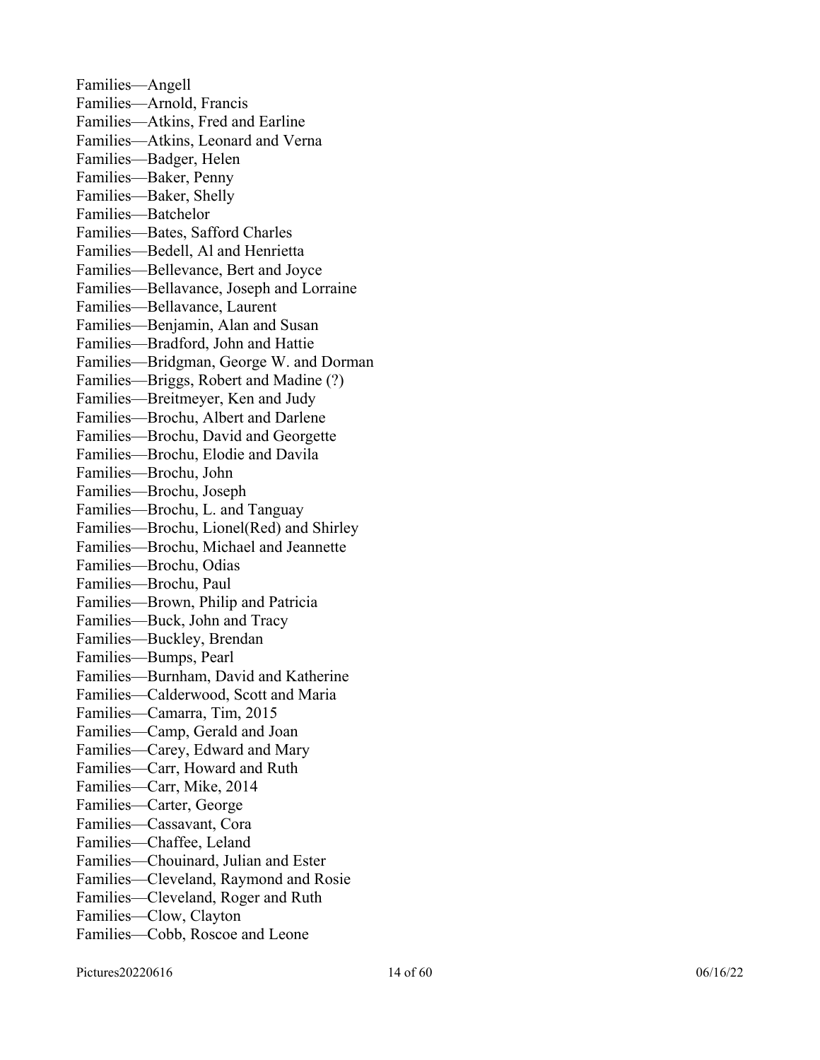Families—Angell
Families—Arnold, Francis
Families—Atkins, Fred and Earline
Families—Atkins, Leonard and Verna
Families—Badger, Helen
Families—Baker, Penny
Families—Baker, Shelly
Families—Batchelor
Families—Bates, Safford Charles
Families—Bedell, Al and Henrietta
Families—Bellevance, Bert and Joyce
Families—Bellavance, Joseph and Lorraine
Families—Bellavance, Laurent
Families—Benjamin, Alan and Susan
Families—Bradford, John and Hattie
Families—Bridgman, George W. and Dorman
Families—Briggs, Robert and Madine (?)
Families—Breitmeyer, Ken and Judy
Families—Brochu, Albert and Darlene
Families—Brochu, David and Georgette
Families—Brochu, Elodie and Davila
Families—Brochu, John
Families—Brochu, Joseph
Families—Brochu, L. and Tanguay
Families—Brochu, Lionel(Red) and Shirley
Families—Brochu, Michael and Jeannette
Families—Brochu, Odias
Families—Brochu, Paul
Families—Brown, Philip and Patricia
Families—Buck, John and Tracy
Families—Buckley, Brendan
Families—Bumps, Pearl
Families—Burnham, David and Katherine
Families—Calderwood, Scott and Maria
Families—Camarra, Tim, 2015
Families—Camp, Gerald and Joan
Families—Carey, Edward and Mary
Families—Carr, Howard and Ruth
Families—Carr, Mike, 2014
Families—Carter, George
Families—Cassavant, Cora
Families—Chaffee, Leland
Families—Chouinard, Julian and Ester
Families—Cleveland, Raymond and Rosie
Families—Cleveland, Roger and Ruth
Families—Clow, Clayton
Families—Cobb, Roscoe and Leone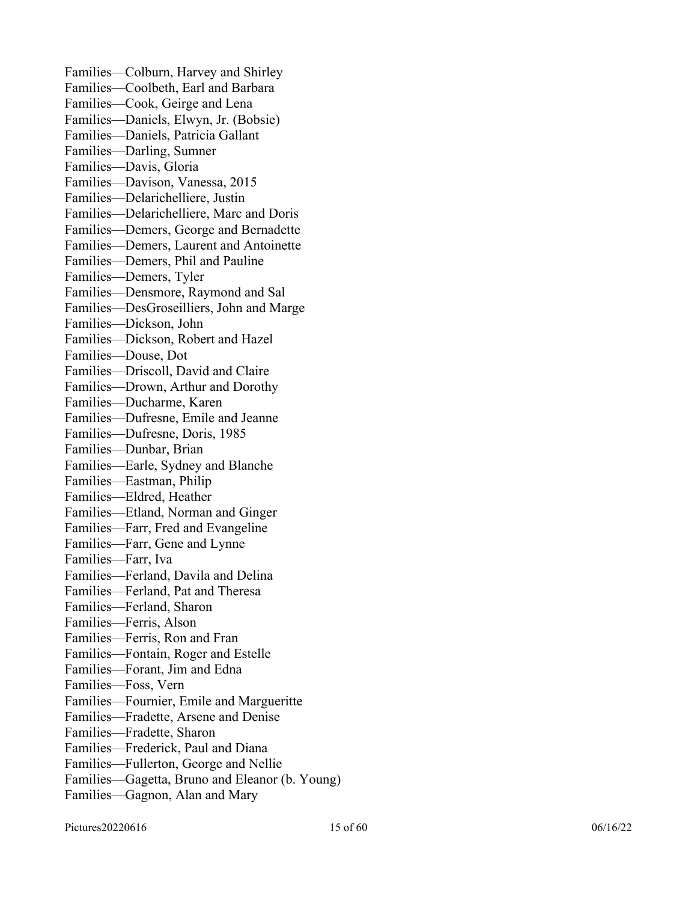Families—Colburn, Harvey and Shirley
Families—Coolbeth, Earl and Barbara
Families—Cook, Geirge and Lena
Families—Daniels, Elwyn, Jr. (Bobsie)
Families—Daniels, Patricia Gallant
Families—Darling, Sumner
Families—Davis, Gloria
Families—Davison, Vanessa, 2015
Families—Delarichelliere, Justin
Families—Delarichelliere, Marc and Doris
Families—Demers, George and Bernadette
Families—Demers, Laurent and Antoinette
Families—Demers, Phil and Pauline
Families—Demers, Tyler
Families—Densmore, Raymond and Sal
Families—DesGroseilliers, John and Marge
Families—Dickson, John
Families—Dickson, Robert and Hazel
Families—Douse, Dot
Families—Driscoll, David and Claire
Families—Drown, Arthur and Dorothy
Families—Ducharme, Karen
Families—Dufresne, Emile and Jeanne
Families—Dufresne, Doris, 1985
Families—Dunbar, Brian
Families—Earle, Sydney and Blanche
Families—Eastman, Philip
Families—Eldred, Heather
Families—Etland, Norman and Ginger
Families—Farr, Fred and Evangeline
Families—Farr, Gene and Lynne
Families—Farr, Iva
Families—Ferland, Davila and Delina
Families—Ferland, Pat and Theresa
Families—Ferland, Sharon
Families—Ferris, Alson
Families—Ferris, Ron and Fran
Families—Fontain, Roger and Estelle
Families—Forant, Jim and Edna
Families—Foss, Vern
Families—Fournier, Emile and Margueritte
Families—Fradette, Arsene and Denise
Families—Fradette, Sharon
Families—Frederick, Paul and Diana
Families—Fullerton, George and Nellie
Families—Gagetta, Bruno and Eleanor (b. Young)
Families—Gagnon, Alan and Mary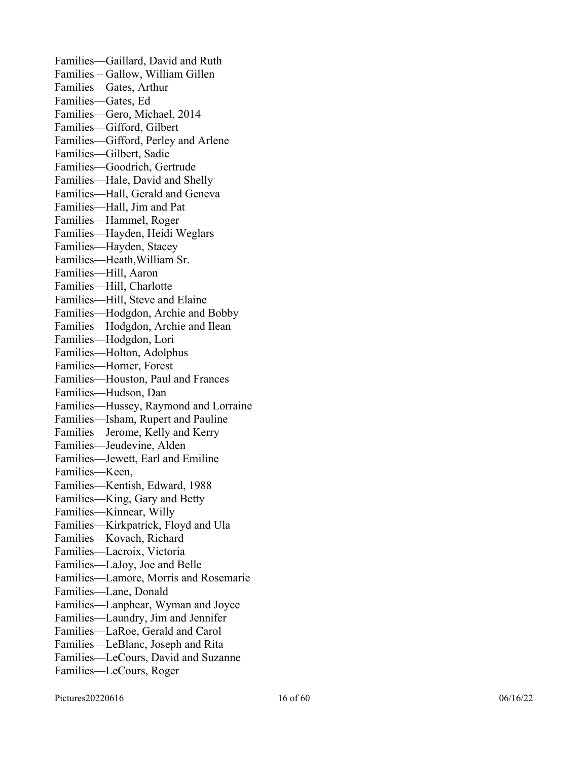Families—Gaillard, David and Ruth
Families – Gallow, William Gillen
Families—Gates, Arthur
Families—Gates, Ed
Families—Gero, Michael, 2014
Families—Gifford, Gilbert
Families—Gifford, Perley and Arlene
Families—Gilbert, Sadie
Families—Goodrich, Gertrude
Families—Hale, David and Shelly
Families—Hall, Gerald and Geneva
Families—Hall, Jim and Pat
Families—Hammel, Roger
Families—Hayden, Heidi Weglars
Families—Hayden, Stacey
Families—Heath,William Sr.
Families—Hill, Aaron
Families—Hill, Charlotte
Families—Hill, Steve and Elaine
Families—Hodgdon, Archie and Bobby
Families—Hodgdon, Archie and Ilean
Families—Hodgdon, Lori
Families—Holton, Adolphus
Families—Horner, Forest
Families—Houston, Paul and Frances
Families—Hudson, Dan
Families—Hussey, Raymond and Lorraine
Families—Isham, Rupert and Pauline
Families—Jerome, Kelly and Kerry
Families—Jeudevine, Alden
Families—Jewett, Earl and Emiline
Families—Keen,
Families—Kentish, Edward, 1988
Families—King, Gary and Betty
Families—Kinnear, Willy
Families—Kirkpatrick, Floyd and Ula
Families—Kovach, Richard
Families—Lacroix, Victoria
Families—LaJoy, Joe and Belle
Families—Lamore, Morris and Rosemarie
Families—Lane, Donald
Families—Lanphear, Wyman and Joyce
Families—Laundry, Jim and Jennifer
Families—LaRoe, Gerald and Carol
Families—LeBlanc, Joseph and Rita
Families—LeCours, David and Suzanne
Families—LeCours, Roger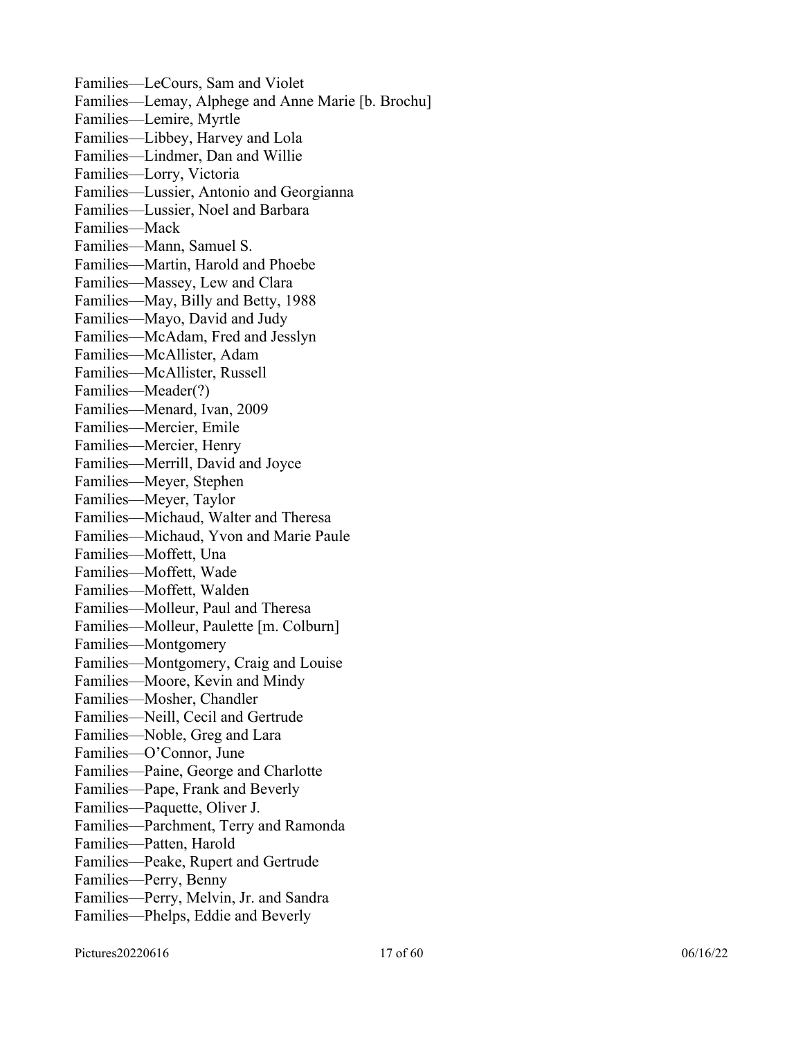Families—LeCours, Sam and Violet
Families—Lemay, Alphege and Anne Marie [b. Brochu]
Families—Lemire, Myrtle
Families—Libbey, Harvey and Lola
Families—Lindmer, Dan and Willie
Families—Lorry, Victoria
Families—Lussier, Antonio and Georgianna
Families—Lussier, Noel and Barbara
Families—Mack
Families—Mann, Samuel S.
Families—Martin, Harold and Phoebe
Families—Massey, Lew and Clara
Families—May, Billy and Betty, 1988
Families—Mayo, David and Judy
Families—McAdam, Fred and Jesslyn
Families—McAllister, Adam
Families—McAllister, Russell
Families—Meader(?)
Families—Menard, Ivan, 2009
Families—Mercier, Emile
Families—Mercier, Henry
Families—Merrill, David and Joyce
Families—Meyer, Stephen
Families—Meyer, Taylor
Families—Michaud, Walter and Theresa
Families—Michaud, Yvon and Marie Paule
Families—Moffett, Una
Families—Moffett, Wade
Families—Moffett, Walden
Families—Molleur, Paul and Theresa
Families—Molleur, Paulette [m. Colburn]
Families—Montgomery
Families—Montgomery, Craig and Louise
Families—Moore, Kevin and Mindy
Families—Mosher, Chandler
Families—Neill, Cecil and Gertrude
Families—Noble, Greg and Lara
Families—O'Connor, June
Families—Paine, George and Charlotte
Families—Pape, Frank and Beverly
Families—Paquette, Oliver J.
Families—Parchment, Terry and Ramonda
Families—Patten, Harold
Families—Peake, Rupert and Gertrude
Families—Perry, Benny
Families—Perry, Melvin, Jr. and Sandra
Families—Phelps, Eddie and Beverly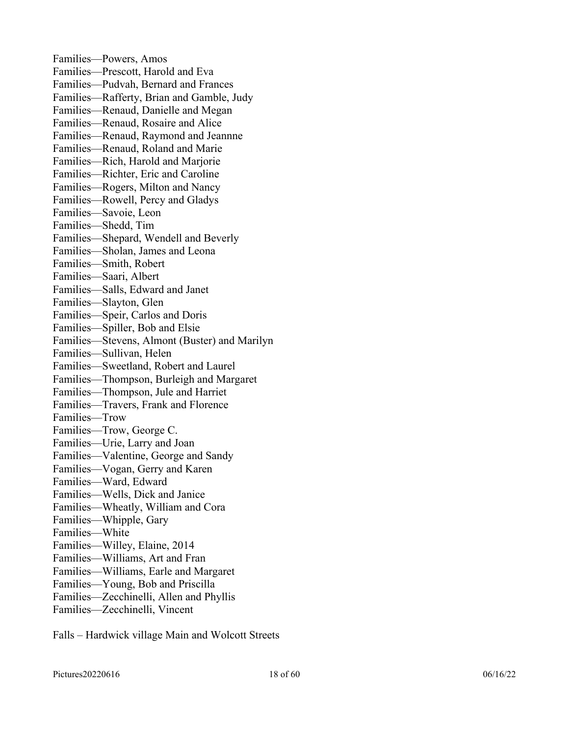Families—Powers, Amos
Families—Prescott, Harold and Eva
Families—Pudvah, Bernard and Frances
Families—Rafferty, Brian and Gamble, Judy
Families—Renaud, Danielle and Megan
Families—Renaud, Rosaire and Alice
Families—Renaud, Raymond and Jeannne
Families—Renaud, Roland and Marie
Families—Rich, Harold and Marjorie
Families—Richter, Eric and Caroline
Families—Rogers, Milton and Nancy
Families—Rowell, Percy and Gladys
Families—Savoie, Leon
Families—Shedd, Tim
Families—Shepard, Wendell and Beverly
Families—Sholan, James and Leona
Families—Smith, Robert
Families—Saari, Albert
Families—Salls, Edward and Janet
Families—Slayton, Glen
Families—Speir, Carlos and Doris
Families—Spiller, Bob and Elsie
Families—Stevens, Almont (Buster) and Marilyn
Families—Sullivan, Helen
Families—Sweetland, Robert and Laurel
Families—Thompson, Burleigh and Margaret
Families—Thompson, Jule and Harriet
Families—Travers, Frank and Florence
Families—Trow
Families—Trow, George C.
Families—Urie, Larry and Joan
Families—Valentine, George and Sandy
Families—Vogan, Gerry and Karen
Families—Ward, Edward
Families—Wells, Dick and Janice
Families—Wheatly, William and Cora
Families—Whipple, Gary
Families—White
Families—Willey, Elaine, 2014
Families—Williams, Art and Fran
Families—Williams, Earle and Margaret
Families—Young, Bob and Priscilla
Families—Zecchinelli, Allen and Phyllis
Families—Zecchinelli, Vincent

Falls – Hardwick village Main and Wolcott Streets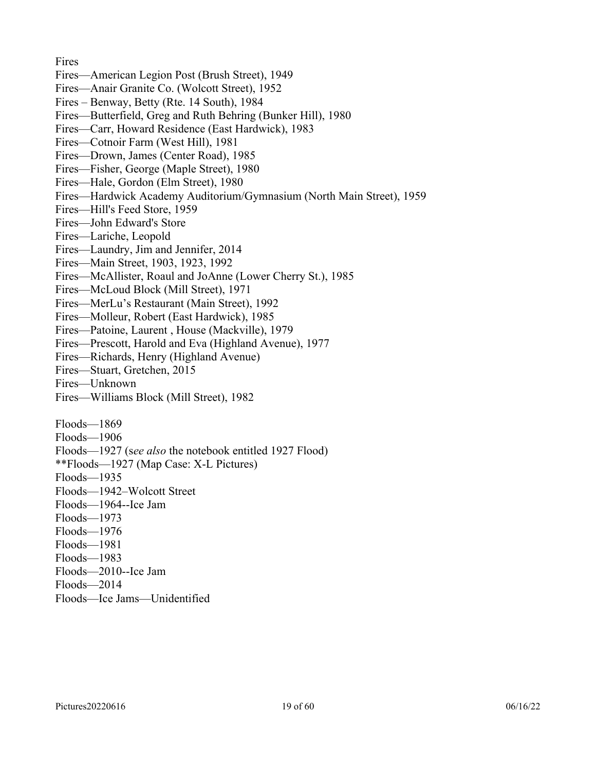Fires

Fires—American Legion Post (Brush Street), 1949

Fires—Anair Granite Co. (Wolcott Street), 1952

Fires – Benway, Betty (Rte. 14 South), 1984

Fires—Butterfield, Greg and Ruth Behring (Bunker Hill), 1980

Fires—Carr, Howard Residence (East Hardwick), 1983

Fires—Cotnoir Farm (West Hill), 1981

Fires—Drown, James (Center Road), 1985

Fires—Fisher, George (Maple Street), 1980

Fires—Hale, Gordon (Elm Street), 1980

Fires—Hardwick Academy Auditorium/Gymnasium (North Main Street), 1959

Fires—Hill's Feed Store, 1959

Fires—John Edward's Store

Fires—Lariche, Leopold

Fires—Laundry, Jim and Jennifer, 2014

Fires—Main Street, 1903, 1923, 1992

Fires—McAllister, Roaul and JoAnne (Lower Cherry St.), 1985

Fires—McLoud Block (Mill Street), 1971

Fires—MerLu's Restaurant (Main Street), 1992

Fires—Molleur, Robert (East Hardwick), 1985

Fires—Patoine, Laurent , House (Mackville), 1979

Fires—Prescott, Harold and Eva (Highland Avenue), 1977

Fires—Richards, Henry (Highland Avenue)

Fires—Stuart, Gretchen, 2015

Fires—Unknown

Fires—Williams Block (Mill Street), 1982

Floods—1869

Floods—1906

Floods—1927 (s*ee also* the notebook entitled 1927 Flood)

**Floods—1927 (Map Case: X-L Pictures)

Floods—1935

Floods—1942–Wolcott Street

Floods—1964--Ice Jam

Floods—1973

Floods—1976

Floods—1981

Floods—1983

Floods—2010--Ice Jam

Floods—2014

Floods—Ice Jams—Unidentified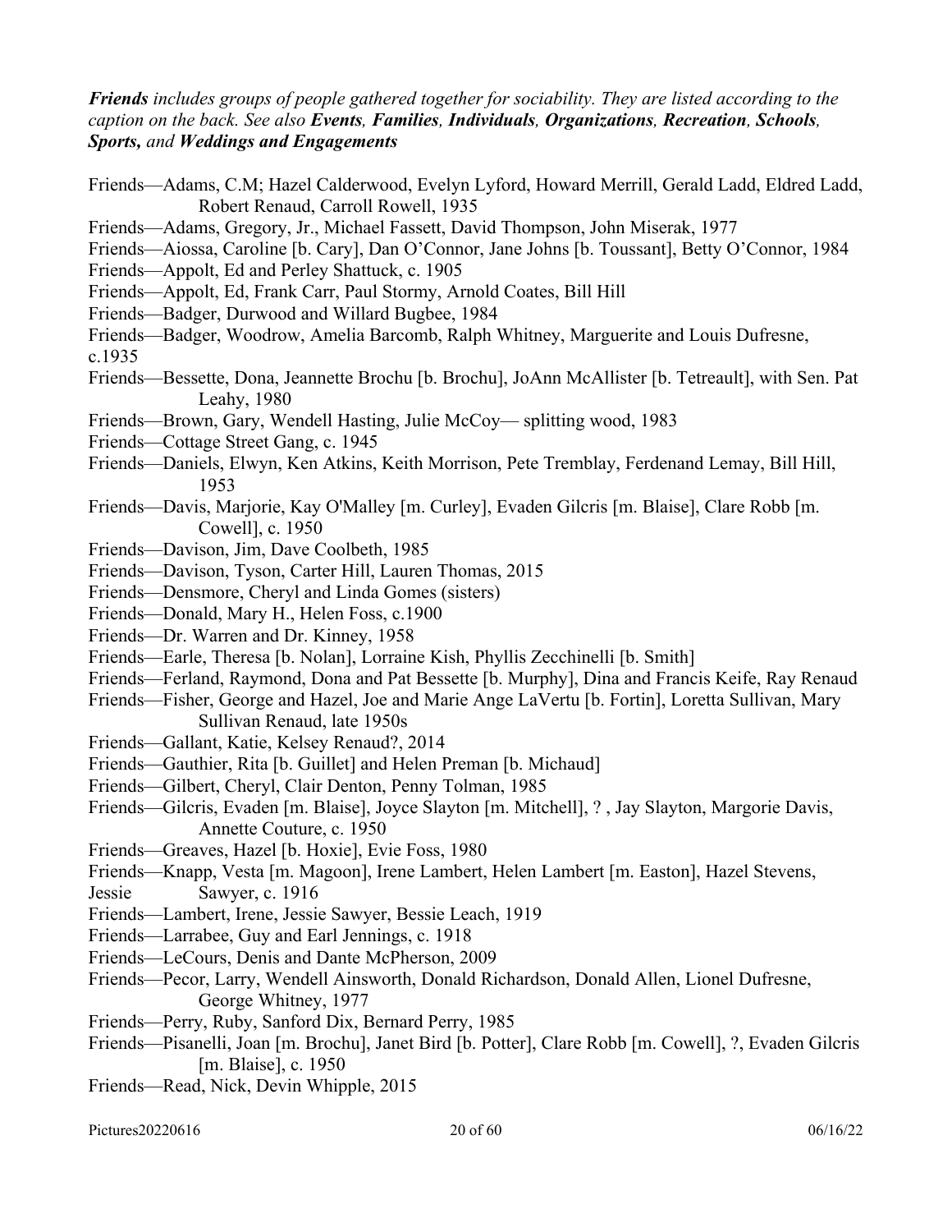***Friends** includes groups of people gathered together for sociability. They are listed according to the caption on the back. See also **Events**, **Families**, **Individuals**, **Organizations**, **Recreation**, **Schools**, **Sports**, and **Weddings and Engagements***

Friends—Adams, C.M; Hazel Calderwood, Evelyn Lyford, Howard Merrill, Gerald Ladd, Eldred Ladd, Robert Renaud, Carroll Rowell, 1935

Friends—Adams, Gregory, Jr., Michael Fassett, David Thompson, John Miserak, 1977

Friends—Aiossa, Caroline [b. Cary], Dan O'Connor, Jane Johns [b. Toussant], Betty O'Connor, 1984

Friends—Appolt, Ed and Perley Shattuck, c. 1905

Friends—Appolt, Ed, Frank Carr, Paul Stormy, Arnold Coates, Bill Hill

Friends—Badger, Durwood and Willard Bugbee, 1984

Friends—Badger, Woodrow, Amelia Barcomb, Ralph Whitney, Marguerite and Louis Dufresne, c.1935

Friends—Bessette, Dona, Jeannette Brochu [b. Brochu], JoAnn McAllister [b. Tetreault], with Sen. Pat Leahy, 1980

Friends—Brown, Gary, Wendell Hasting, Julie McCoy— splitting wood, 1983

Friends—Cottage Street Gang, c. 1945

Friends—Daniels, Elwyn, Ken Atkins, Keith Morrison, Pete Tremblay, Ferdenand Lemay, Bill Hill, 1953

Friends—Davis, Marjorie, Kay O'Malley [m. Curley], Evaden Gilcris [m. Blaise], Clare Robb [m. Cowell], c. 1950

Friends—Davison, Jim, Dave Coolbeth, 1985

Friends—Davison, Tyson, Carter Hill, Lauren Thomas, 2015

Friends—Densmore, Cheryl and Linda Gomes (sisters)

Friends—Donald, Mary H., Helen Foss, c.1900

Friends—Dr. Warren and Dr. Kinney, 1958

Friends—Earle, Theresa [b. Nolan], Lorraine Kish, Phyllis Zecchinelli [b. Smith]

Friends—Ferland, Raymond, Dona and Pat Bessette [b. Murphy], Dina and Francis Keife, Ray Renaud

Friends—Fisher, George and Hazel, Joe and Marie Ange LaVertu [b. Fortin], Loretta Sullivan, Mary Sullivan Renaud, late 1950s

Friends—Gallant, Katie, Kelsey Renaud?, 2014

Friends—Gauthier, Rita [b. Guillet] and Helen Preman [b. Michaud]

Friends—Gilbert, Cheryl, Clair Denton, Penny Tolman, 1985

Friends—Gilcris, Evaden [m. Blaise], Joyce Slayton [m. Mitchell], ? , Jay Slayton, Margorie Davis, Annette Couture, c. 1950

Friends—Greaves, Hazel [b. Hoxie], Evie Foss, 1980

Friends—Knapp, Vesta [m. Magoon], Irene Lambert, Helen Lambert [m. Easton], Hazel Stevens, Jessie Sawyer, c. 1916

Friends—Lambert, Irene, Jessie Sawyer, Bessie Leach, 1919

Friends—Larrabee, Guy and Earl Jennings, c. 1918

Friends—LeCours, Denis and Dante McPherson, 2009

Friends—Pecor, Larry, Wendell Ainsworth, Donald Richardson, Donald Allen, Lionel Dufresne, George Whitney, 1977

Friends—Perry, Ruby, Sanford Dix, Bernard Perry, 1985

Friends—Pisanelli, Joan [m. Brochu], Janet Bird [b. Potter], Clare Robb [m. Cowell], ?, Evaden Gilcris [m. Blaise], c. 1950

Friends—Read, Nick, Devin Whipple, 2015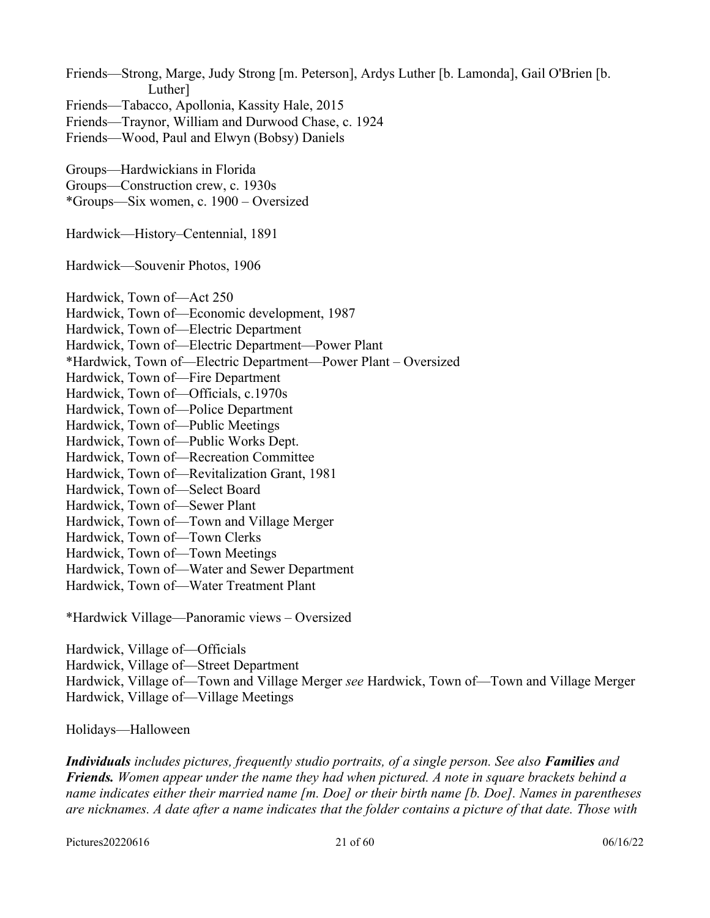Friends—Strong, Marge, Judy Strong [m. Peterson], Ardys Luther [b. Lamonda], Gail O'Brien [b. Luther]
Friends—Tabacco, Apollonia, Kassity Hale, 2015
Friends—Traynor, William and Durwood Chase, c. 1924
Friends—Wood, Paul and Elwyn (Bobsy) Daniels

Groups—Hardwickians in Florida
Groups—Construction crew, c. 1930s
*Groups—Six women, c. 1900 – Oversized

Hardwick—History–Centennial, 1891

Hardwick—Souvenir Photos, 1906

Hardwick, Town of—Act 250
Hardwick, Town of—Economic development, 1987
Hardwick, Town of—Electric Department
Hardwick, Town of—Electric Department—Power Plant
*Hardwick, Town of—Electric Department—Power Plant – Oversized
Hardwick, Town of—Fire Department
Hardwick, Town of—Officials, c.1970s
Hardwick, Town of—Police Department
Hardwick, Town of—Public Meetings
Hardwick, Town of—Public Works Dept.
Hardwick, Town of—Recreation Committee
Hardwick, Town of—Revitalization Grant, 1981
Hardwick, Town of—Select Board
Hardwick, Town of—Sewer Plant
Hardwick, Town of—Town and Village Merger
Hardwick, Town of—Town Clerks
Hardwick, Town of—Town Meetings
Hardwick, Town of—Water and Sewer Department
Hardwick, Town of—Water Treatment Plant

*Hardwick Village—Panoramic views – Oversized

Hardwick, Village of—Officials
Hardwick, Village of—Street Department
Hardwick, Village of—Town and Village Merger *see* Hardwick, Town of—Town and Village Merger
Hardwick, Village of—Village Meetings

Holidays—Halloween

***Individuals*** *includes pictures, frequently studio portraits, of a single person. See also* ***Families*** *and* ***Friends.*** *Women appear under the name they had when pictured. A note in square brackets behind a name indicates either their married name [m. Doe] or their birth name [b. Doe]. Names in parentheses are nicknames. A date after a name indicates that the folder contains a picture of that date. Those with*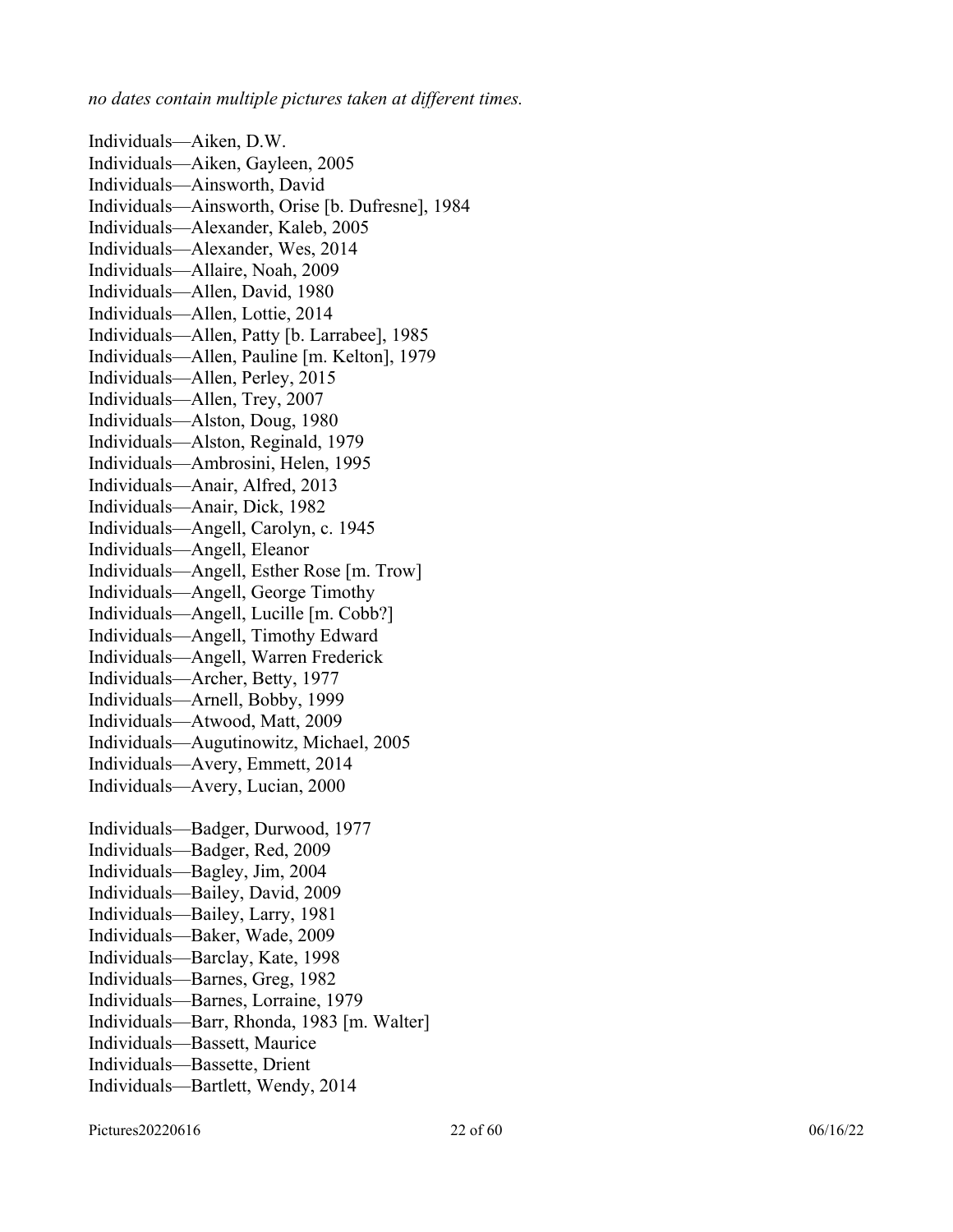*no dates contain multiple pictures taken at different times.*

Individuals—Aiken, D.W.
Individuals—Aiken, Gayleen, 2005
Individuals—Ainsworth, David
Individuals—Ainsworth, Orise [b. Dufresne], 1984
Individuals—Alexander, Kaleb, 2005
Individuals—Alexander, Wes, 2014
Individuals—Allaire, Noah, 2009
Individuals—Allen, David, 1980
Individuals—Allen, Lottie, 2014
Individuals—Allen, Patty [b. Larrabee], 1985
Individuals—Allen, Pauline [m. Kelton], 1979
Individuals—Allen, Perley, 2015
Individuals—Allen, Trey, 2007
Individuals—Alston, Doug, 1980
Individuals—Alston, Reginald, 1979
Individuals—Ambrosini, Helen, 1995
Individuals—Anair, Alfred, 2013
Individuals—Anair, Dick, 1982
Individuals—Angell, Carolyn, c. 1945
Individuals—Angell, Eleanor
Individuals—Angell, Esther Rose [m. Trow]
Individuals—Angell, George Timothy
Individuals—Angell, Lucille [m. Cobb?]
Individuals—Angell, Timothy Edward
Individuals—Angell, Warren Frederick
Individuals—Archer, Betty, 1977
Individuals—Arnell, Bobby, 1999
Individuals—Atwood, Matt, 2009
Individuals—Augutinowitz, Michael, 2005
Individuals—Avery, Emmett, 2014
Individuals—Avery, Lucian, 2000

Individuals—Badger, Durwood, 1977
Individuals—Badger, Red, 2009
Individuals—Bagley, Jim, 2004
Individuals—Bailey, David, 2009
Individuals—Bailey, Larry, 1981
Individuals—Baker, Wade, 2009
Individuals—Barclay, Kate, 1998
Individuals—Barnes, Greg, 1982
Individuals—Barnes, Lorraine, 1979
Individuals—Barr, Rhonda, 1983 [m. Walter]
Individuals—Bassett, Maurice
Individuals—Bassette, Drient
Individuals—Bartlett, Wendy, 2014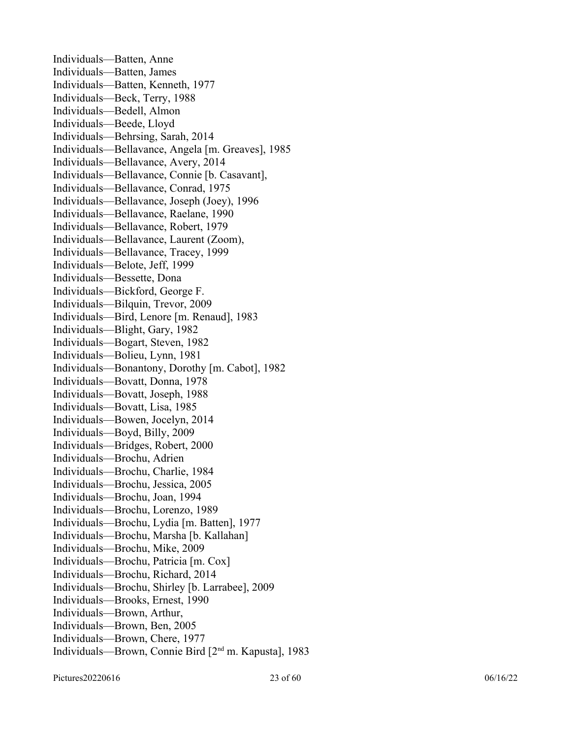Individuals—Batten, Anne  
Individuals—Batten, James  
Individuals—Batten, Kenneth, 1977  
Individuals—Beck, Terry, 1988  
Individuals—Bedell, Almon  
Individuals—Beede, Lloyd  
Individuals—Behrsing, Sarah, 2014  
Individuals—Bellavance, Angela [m. Greaves], 1985  
Individuals—Bellavance, Avery, 2014  
Individuals—Bellavance, Connie [b. Casavant],  
Individuals—Bellavance, Conrad, 1975  
Individuals—Bellavance, Joseph (Joey), 1996  
Individuals—Bellavance, Raelane, 1990  
Individuals—Bellavance, Robert, 1979  
Individuals—Bellavance, Laurent (Zoom),  
Individuals—Bellavance, Tracey, 1999  
Individuals—Belote, Jeff, 1999  
Individuals—Bessette, Dona  
Individuals—Bickford, George F.  
Individuals—Bilquin, Trevor, 2009  
Individuals—Bird, Lenore [m. Renaud], 1983  
Individuals—Blight, Gary, 1982  
Individuals—Bogart, Steven, 1982  
Individuals—Bolieu, Lynn, 1981  
Individuals—Bonantony, Dorothy [m. Cabot], 1982  
Individuals—Bovatt, Donna, 1978  
Individuals—Bovatt, Joseph, 1988  
Individuals—Bovatt, Lisa, 1985  
Individuals—Bowen, Jocelyn, 2014  
Individuals—Boyd, Billy, 2009  
Individuals—Bridges, Robert, 2000  
Individuals—Brochu, Adrien  
Individuals—Brochu, Charlie, 1984  
Individuals—Brochu, Jessica, 2005  
Individuals—Brochu, Joan, 1994  
Individuals—Brochu, Lorenzo, 1989  
Individuals—Brochu, Lydia [m. Batten], 1977  
Individuals—Brochu, Marsha [b. Kallahan]  
Individuals—Brochu, Mike, 2009  
Individuals—Brochu, Patricia [m. Cox]  
Individuals—Brochu, Richard, 2014  
Individuals—Brochu, Shirley [b. Larrabee], 2009  
Individuals—Brooks, Ernest, 1990  
Individuals—Brown, Arthur,  
Individuals—Brown, Ben, 2005  
Individuals—Brown, Chere, 1977  
Individuals—Brown, Connie Bird [2nd m. Kapusta], 1983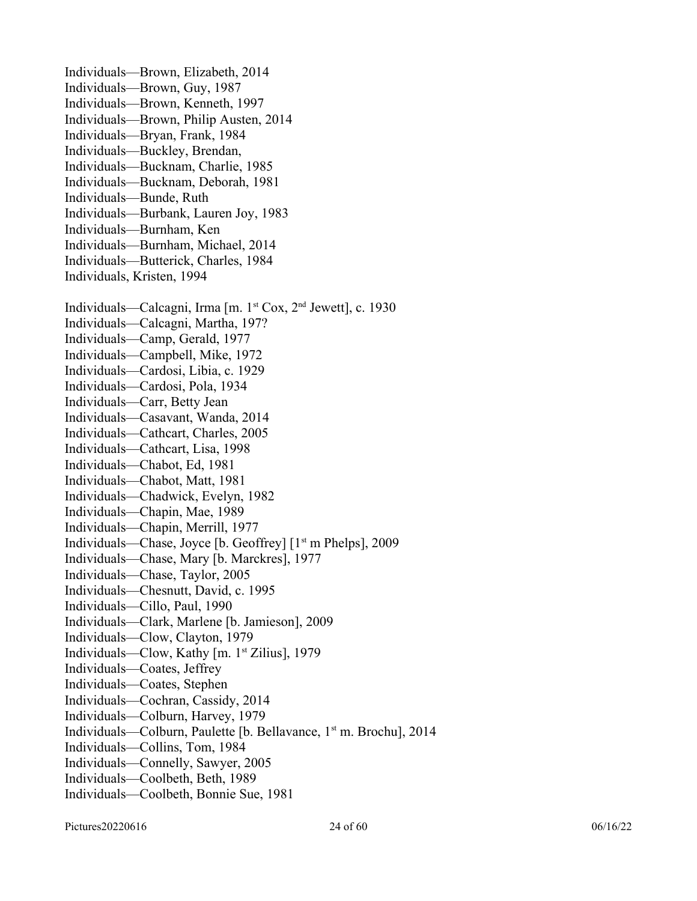Individuals—Brown, Elizabeth, 2014
Individuals—Brown, Guy, 1987
Individuals—Brown, Kenneth, 1997
Individuals—Brown, Philip Austen, 2014
Individuals—Bryan, Frank, 1984
Individuals—Buckley, Brendan,
Individuals—Bucknam, Charlie, 1985
Individuals—Bucknam, Deborah, 1981
Individuals—Bunde, Ruth
Individuals—Burbank, Lauren Joy, 1983
Individuals—Burnham, Ken
Individuals—Burnham, Michael, 2014
Individuals—Butterick, Charles, 1984
Individuals, Kristen, 1994

Individuals—Calcagni, Irma [m. 1st Cox, 2nd Jewett], c. 1930
Individuals—Calcagni, Martha, 197?
Individuals—Camp, Gerald, 1977
Individuals—Campbell, Mike, 1972
Individuals—Cardosi, Libia, c. 1929
Individuals—Cardosi, Pola, 1934
Individuals—Carr, Betty Jean
Individuals—Casavant, Wanda, 2014
Individuals—Cathcart, Charles, 2005
Individuals—Cathcart, Lisa, 1998
Individuals—Chabot, Ed, 1981
Individuals—Chabot, Matt, 1981
Individuals—Chadwick, Evelyn, 1982
Individuals—Chapin, Mae, 1989
Individuals—Chapin, Merrill, 1977
Individuals—Chase, Joyce [b. Geoffrey] [1st m Phelps], 2009
Individuals—Chase, Mary [b. Marckres], 1977
Individuals—Chase, Taylor, 2005
Individuals—Chesnutt, David, c. 1995
Individuals—Cillo, Paul, 1990
Individuals—Clark, Marlene [b. Jamieson], 2009
Individuals—Clow, Clayton, 1979
Individuals—Clow, Kathy [m. 1st Zilius], 1979
Individuals—Coates, Jeffrey
Individuals—Coates, Stephen
Individuals—Cochran, Cassidy, 2014
Individuals—Colburn, Harvey, 1979
Individuals—Colburn, Paulette [b. Bellavance, 1st m. Brochu], 2014
Individuals—Collins, Tom, 1984
Individuals—Connelly, Sawyer, 2005
Individuals—Coolbeth, Beth, 1989
Individuals—Coolbeth, Bonnie Sue, 1981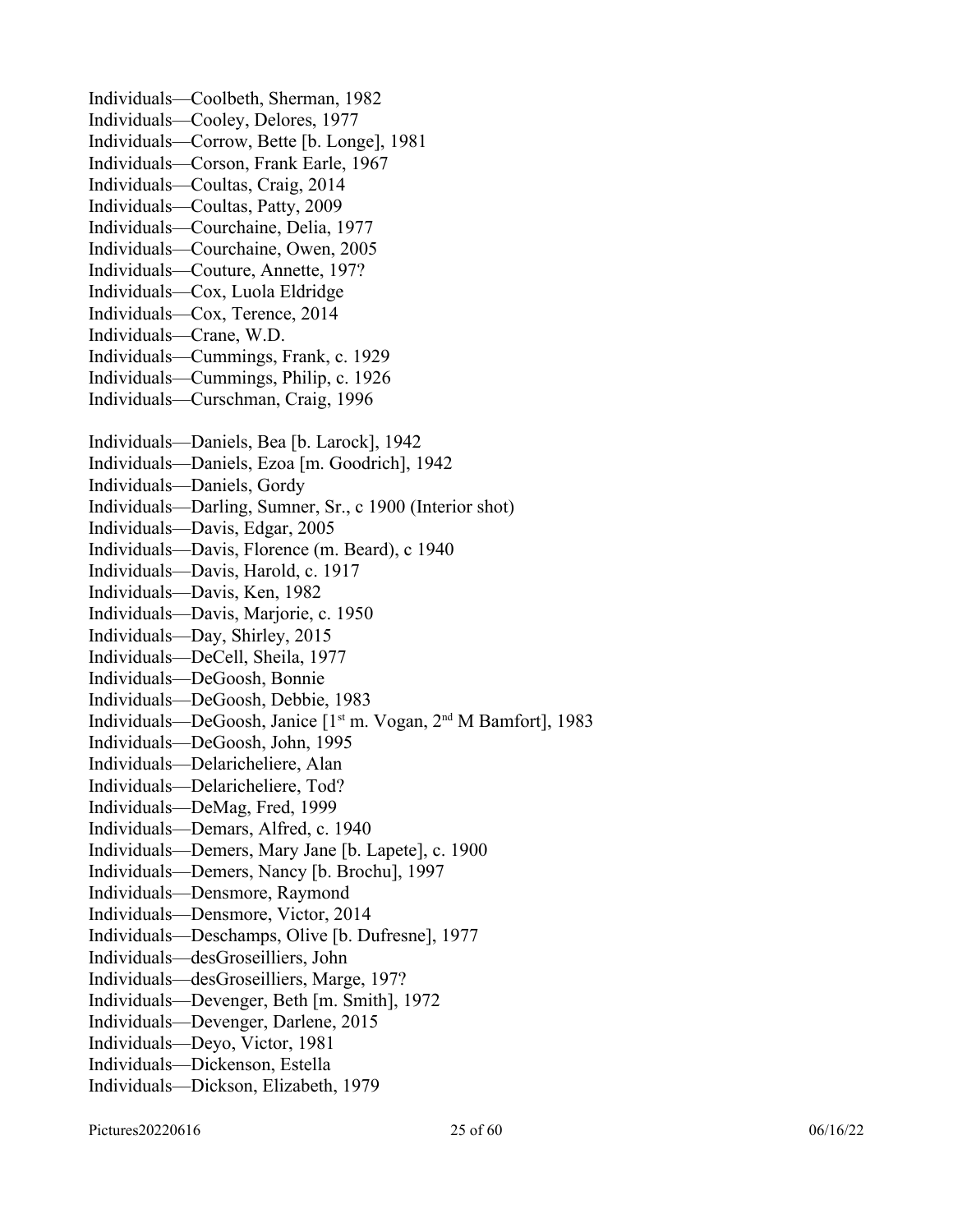Individuals—Coolbeth, Sherman, 1982
Individuals—Cooley, Delores, 1977
Individuals—Corrow, Bette [b. Longe], 1981
Individuals—Corson, Frank Earle, 1967
Individuals—Coultas, Craig, 2014
Individuals—Coultas, Patty, 2009
Individuals—Courchaine, Delia, 1977
Individuals—Courchaine, Owen, 2005
Individuals—Couture, Annette, 197?
Individuals—Cox, Luola Eldridge
Individuals—Cox, Terence, 2014
Individuals—Crane, W.D.
Individuals—Cummings, Frank, c. 1929
Individuals—Cummings, Philip, c. 1926
Individuals—Curschman, Craig, 1996

Individuals—Daniels, Bea [b. Larock], 1942
Individuals—Daniels, Ezoa [m. Goodrich], 1942
Individuals—Daniels, Gordy
Individuals—Darling, Sumner, Sr., c 1900 (Interior shot)
Individuals—Davis, Edgar, 2005
Individuals—Davis, Florence (m. Beard), c 1940
Individuals—Davis, Harold, c. 1917
Individuals—Davis, Ken, 1982
Individuals—Davis, Marjorie, c. 1950
Individuals—Day, Shirley, 2015
Individuals—DeCell, Sheila, 1977
Individuals—DeGoosh, Bonnie
Individuals—DeGoosh, Debbie, 1983
Individuals—DeGoosh, Janice [1st m. Vogan, 2nd M Bamfort], 1983
Individuals—DeGoosh, John, 1995
Individuals—Delaricheliere, Alan
Individuals—Delaricheliere, Tod?
Individuals—DeMag, Fred, 1999
Individuals—Demars, Alfred, c. 1940
Individuals—Demers, Mary Jane [b. Lapete], c. 1900
Individuals—Demers, Nancy [b. Brochu], 1997
Individuals—Densmore, Raymond
Individuals—Densmore, Victor, 2014
Individuals—Deschamps, Olive [b. Dufresne], 1977
Individuals—desGroseilliers, John
Individuals—desGroseilliers, Marge, 197?
Individuals—Devenger, Beth [m. Smith], 1972
Individuals—Devenger, Darlene, 2015
Individuals—Deyo, Victor, 1981
Individuals—Dickenson, Estella
Individuals—Dickson, Elizabeth, 1979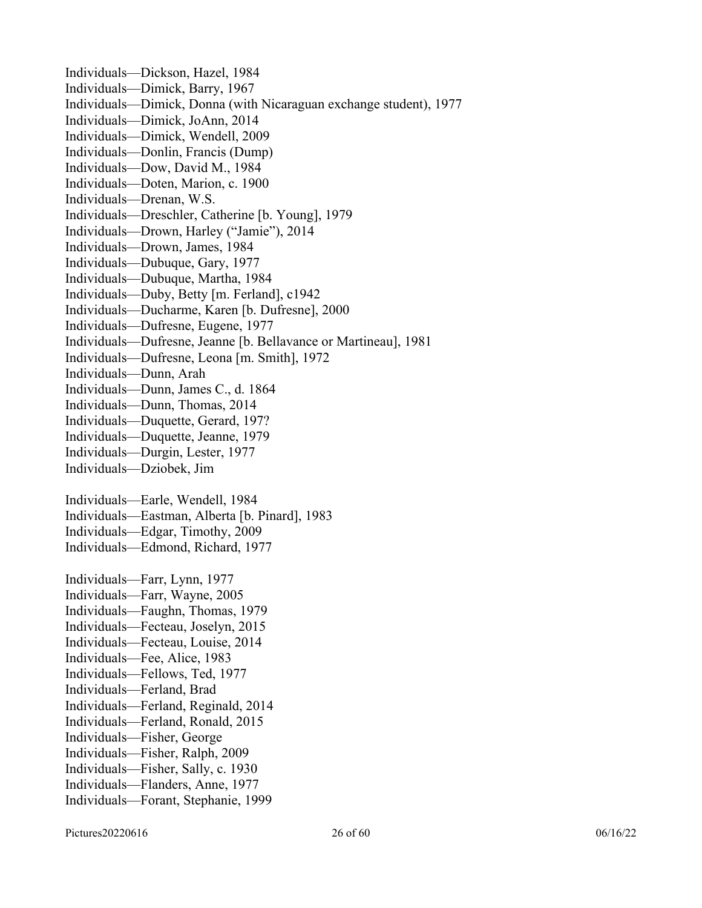Individuals—Dickson, Hazel, 1984
Individuals—Dimick, Barry, 1967
Individuals—Dimick, Donna (with Nicaraguan exchange student), 1977
Individuals—Dimick, JoAnn, 2014
Individuals—Dimick, Wendell, 2009
Individuals—Donlin, Francis (Dump)
Individuals—Dow, David M., 1984
Individuals—Doten, Marion, c. 1900
Individuals—Drenan, W.S.
Individuals—Dreschler, Catherine [b. Young], 1979
Individuals—Drown, Harley ("Jamie"), 2014
Individuals—Drown, James, 1984
Individuals—Dubuque, Gary, 1977
Individuals—Dubuque, Martha, 1984
Individuals—Duby, Betty [m. Ferland], c1942
Individuals—Ducharme, Karen [b. Dufresne], 2000
Individuals—Dufresne, Eugene, 1977
Individuals—Dufresne, Jeanne [b. Bellavance or Martineau], 1981
Individuals—Dufresne, Leona [m. Smith], 1972
Individuals—Dunn, Arah
Individuals—Dunn, James C., d. 1864
Individuals—Dunn, Thomas, 2014
Individuals—Duquette, Gerard, 197?
Individuals—Duquette, Jeanne, 1979
Individuals—Durgin, Lester, 1977
Individuals—Dziobek, Jim

Individuals—Earle, Wendell, 1984
Individuals—Eastman, Alberta [b. Pinard], 1983
Individuals—Edgar, Timothy, 2009
Individuals—Edmond, Richard, 1977

Individuals—Farr, Lynn, 1977
Individuals—Farr, Wayne, 2005
Individuals—Faughn, Thomas, 1979
Individuals—Fecteau, Joselyn, 2015
Individuals—Fecteau, Louise, 2014
Individuals—Fee, Alice, 1983
Individuals—Fellows, Ted, 1977
Individuals—Ferland, Brad
Individuals—Ferland, Reginald, 2014
Individuals—Ferland, Ronald, 2015
Individuals—Fisher, George
Individuals—Fisher, Ralph, 2009
Individuals—Fisher, Sally, c. 1930
Individuals—Flanders, Anne, 1977
Individuals—Forant, Stephanie, 1999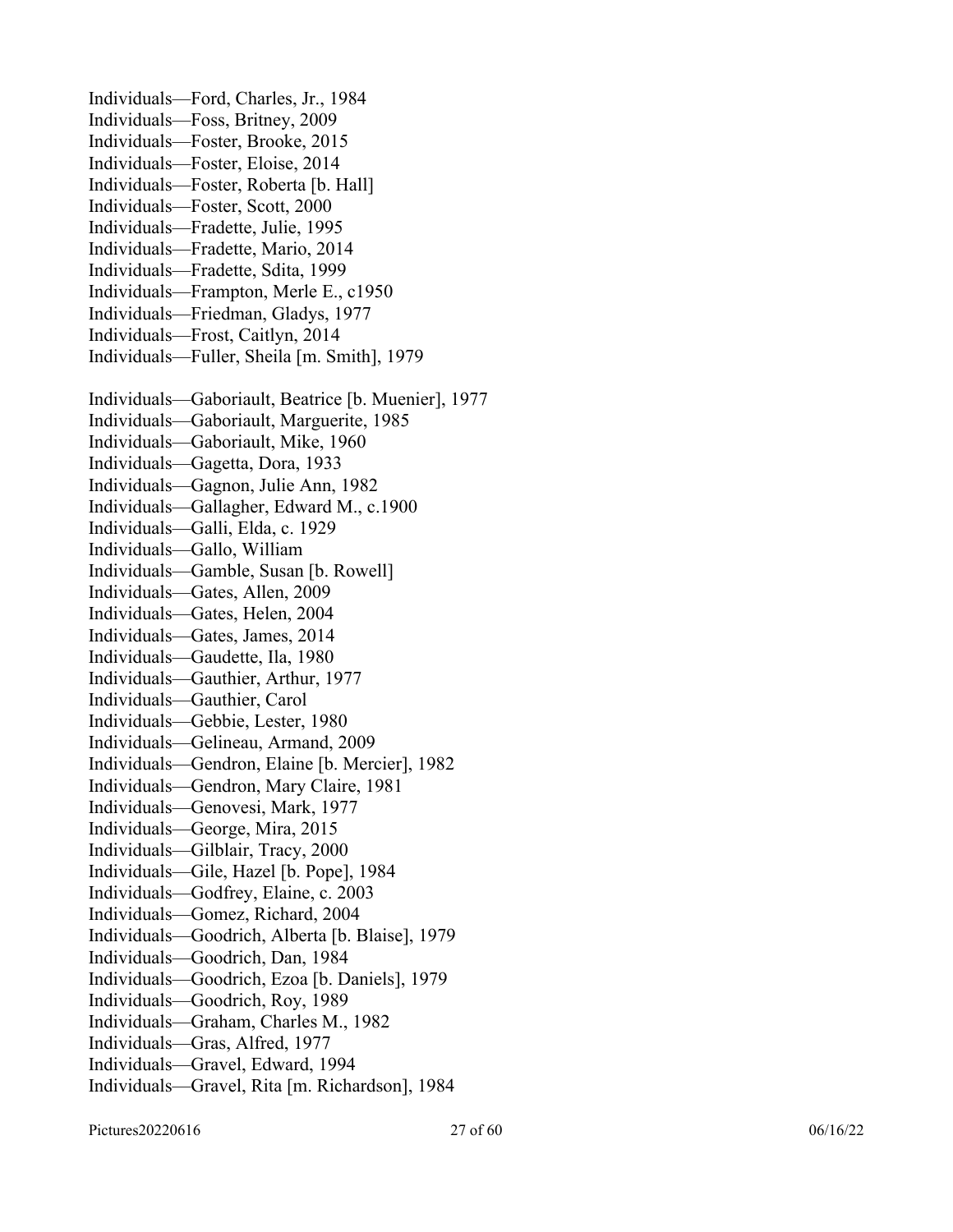Individuals—Ford, Charles, Jr., 1984
Individuals—Foss, Britney, 2009
Individuals—Foster, Brooke, 2015
Individuals—Foster, Eloise, 2014
Individuals—Foster, Roberta [b. Hall]
Individuals—Foster, Scott, 2000
Individuals—Fradette, Julie, 1995
Individuals—Fradette, Mario, 2014
Individuals—Fradette, Sdita, 1999
Individuals—Frampton, Merle E., c1950
Individuals—Friedman, Gladys, 1977
Individuals—Frost, Caitlyn, 2014
Individuals—Fuller, Sheila [m. Smith], 1979

Individuals—Gaboriault, Beatrice [b. Muenier], 1977
Individuals—Gaboriault, Marguerite, 1985
Individuals—Gaboriault, Mike, 1960
Individuals—Gagetta, Dora, 1933
Individuals—Gagnon, Julie Ann, 1982
Individuals—Gallagher, Edward M., c.1900
Individuals—Galli, Elda, c. 1929
Individuals—Gallo, William
Individuals—Gamble, Susan [b. Rowell]
Individuals—Gates, Allen, 2009
Individuals—Gates, Helen, 2004
Individuals—Gates, James, 2014
Individuals—Gaudette, Ila, 1980
Individuals—Gauthier, Arthur, 1977
Individuals—Gauthier, Carol
Individuals—Gebbie, Lester, 1980
Individuals—Gelineau, Armand, 2009
Individuals—Gendron, Elaine [b. Mercier], 1982
Individuals—Gendron, Mary Claire, 1981
Individuals—Genovesi, Mark, 1977
Individuals—George, Mira, 2015
Individuals—Gilblair, Tracy, 2000
Individuals—Gile, Hazel [b. Pope], 1984
Individuals—Godfrey, Elaine, c. 2003
Individuals—Gomez, Richard, 2004
Individuals—Goodrich, Alberta [b. Blaise], 1979
Individuals—Goodrich, Dan, 1984
Individuals—Goodrich, Ezoa [b. Daniels], 1979
Individuals—Goodrich, Roy, 1989
Individuals—Graham, Charles M., 1982
Individuals—Gras, Alfred, 1977
Individuals—Gravel, Edward, 1994
Individuals—Gravel, Rita [m. Richardson], 1984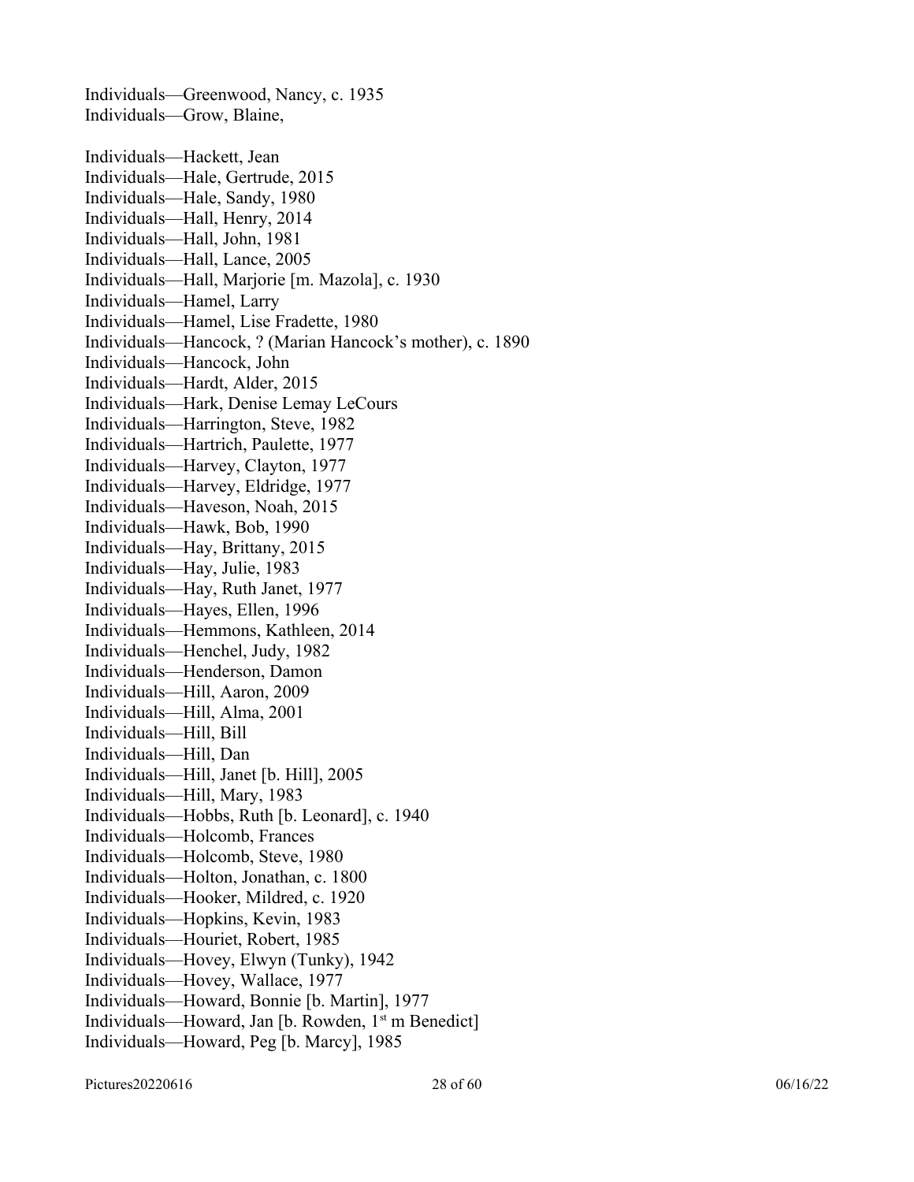Individuals—Greenwood, Nancy, c. 1935
Individuals—Grow, Blaine,

Individuals—Hackett, Jean
Individuals—Hale, Gertrude, 2015
Individuals—Hale, Sandy, 1980
Individuals—Hall, Henry, 2014
Individuals—Hall, John, 1981
Individuals—Hall, Lance, 2005
Individuals—Hall, Marjorie [m. Mazola], c. 1930
Individuals—Hamel, Larry
Individuals—Hamel, Lise Fradette, 1980
Individuals—Hancock, ? (Marian Hancock's mother), c. 1890
Individuals—Hancock, John
Individuals—Hardt, Alder, 2015
Individuals—Hark, Denise Lemay LeCours
Individuals—Harrington, Steve, 1982
Individuals—Hartrich, Paulette, 1977
Individuals—Harvey, Clayton, 1977
Individuals—Harvey, Eldridge, 1977
Individuals—Haveson, Noah, 2015
Individuals—Hawk, Bob, 1990
Individuals—Hay, Brittany, 2015
Individuals—Hay, Julie, 1983
Individuals—Hay, Ruth Janet, 1977
Individuals—Hayes, Ellen, 1996
Individuals—Hemmons, Kathleen, 2014
Individuals—Henchel, Judy, 1982
Individuals—Henderson, Damon
Individuals—Hill, Aaron, 2009
Individuals—Hill, Alma, 2001
Individuals—Hill, Bill
Individuals—Hill, Dan
Individuals—Hill, Janet [b. Hill], 2005
Individuals—Hill, Mary, 1983
Individuals—Hobbs, Ruth [b. Leonard], c. 1940
Individuals—Holcomb, Frances
Individuals—Holcomb, Steve, 1980
Individuals—Holton, Jonathan, c. 1800
Individuals—Hooker, Mildred, c. 1920
Individuals—Hopkins, Kevin, 1983
Individuals—Houriet, Robert, 1985
Individuals—Hovey, Elwyn (Tunky), 1942
Individuals—Hovey, Wallace, 1977
Individuals—Howard, Bonnie [b. Martin], 1977
Individuals—Howard, Jan [b. Rowden, 1st m Benedict]
Individuals—Howard, Peg [b. Marcy], 1985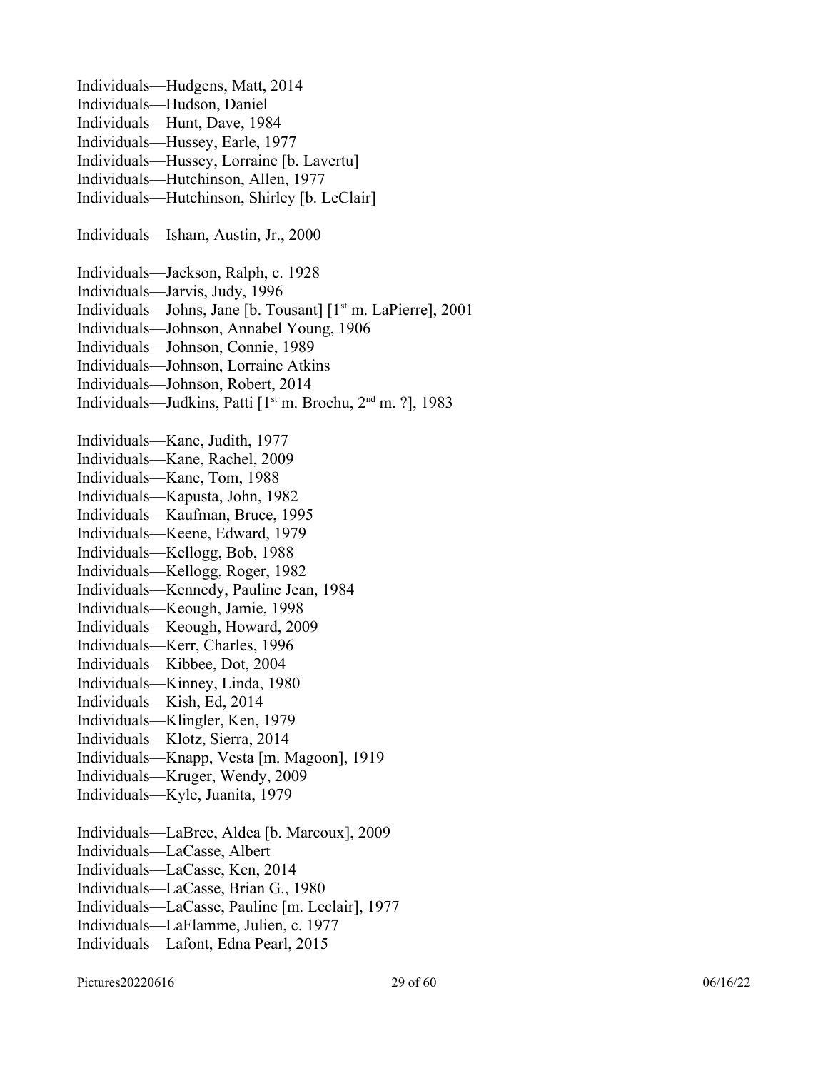Individuals—Hudgens, Matt, 2014
Individuals—Hudson, Daniel
Individuals—Hunt, Dave, 1984
Individuals—Hussey, Earle, 1977
Individuals—Hussey, Lorraine [b. Lavertu]
Individuals—Hutchinson, Allen, 1977
Individuals—Hutchinson, Shirley [b. LeClair]

Individuals—Isham, Austin, Jr., 2000

Individuals—Jackson, Ralph, c. 1928
Individuals—Jarvis, Judy, 1996
Individuals—Johns, Jane [b. Tousant] [1st m. LaPierre], 2001
Individuals—Johnson, Annabel Young, 1906
Individuals—Johnson, Connie, 1989
Individuals—Johnson, Lorraine Atkins
Individuals—Johnson, Robert, 2014
Individuals—Judkins, Patti [1st m. Brochu, 2nd m. ?], 1983

Individuals—Kane, Judith, 1977
Individuals—Kane, Rachel, 2009
Individuals—Kane, Tom, 1988
Individuals—Kapusta, John, 1982
Individuals—Kaufman, Bruce, 1995
Individuals—Keene, Edward, 1979
Individuals—Kellogg, Bob, 1988
Individuals—Kellogg, Roger, 1982
Individuals—Kennedy, Pauline Jean, 1984
Individuals—Keough, Jamie, 1998
Individuals—Keough, Howard, 2009
Individuals—Kerr, Charles, 1996
Individuals—Kibbee, Dot, 2004
Individuals—Kinney, Linda, 1980
Individuals—Kish, Ed, 2014
Individuals—Klingler, Ken, 1979
Individuals—Klotz, Sierra, 2014
Individuals—Knapp, Vesta [m. Magoon], 1919
Individuals—Kruger, Wendy, 2009
Individuals—Kyle, Juanita, 1979

Individuals—LaBree, Aldea [b. Marcoux], 2009
Individuals—LaCasse, Albert
Individuals—LaCasse, Ken, 2014
Individuals—LaCasse, Brian G., 1980
Individuals—LaCasse, Pauline [m. Leclair], 1977
Individuals—LaFlamme, Julien, c. 1977
Individuals—Lafont, Edna Pearl, 2015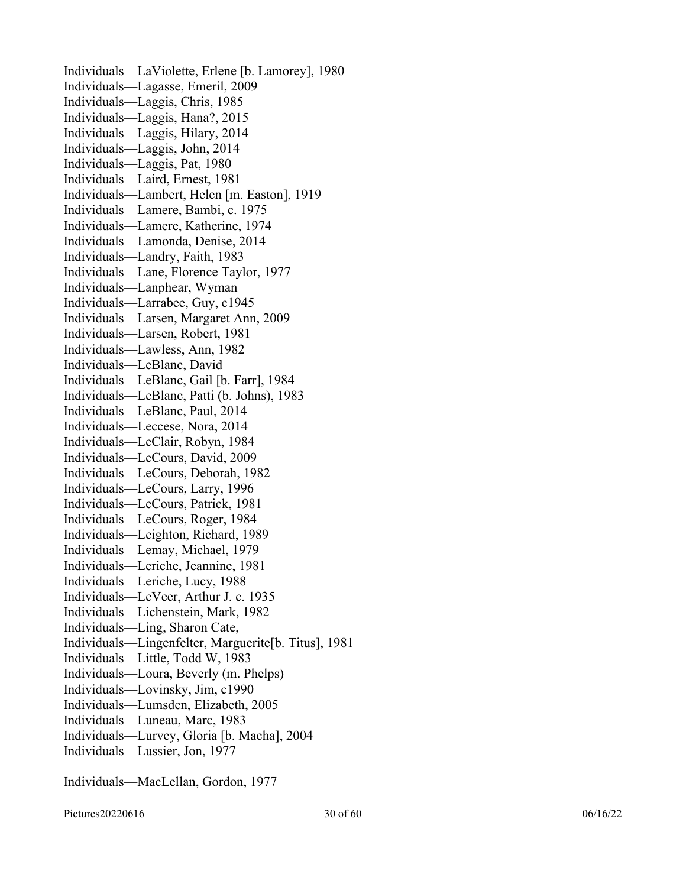Individuals—LaViolette, Erlene [b. Lamorey], 1980
Individuals—Lagasse, Emeril, 2009
Individuals—Laggis, Chris, 1985
Individuals—Laggis, Hana?, 2015
Individuals—Laggis, Hilary, 2014
Individuals—Laggis, John, 2014
Individuals—Laggis, Pat, 1980
Individuals—Laird, Ernest, 1981
Individuals—Lambert, Helen [m. Easton], 1919
Individuals—Lamere, Bambi, c. 1975
Individuals—Lamere, Katherine, 1974
Individuals—Lamonda, Denise, 2014
Individuals—Landry, Faith, 1983
Individuals—Lane, Florence Taylor, 1977
Individuals—Lanphear, Wyman
Individuals—Larrabee, Guy, c1945
Individuals—Larsen, Margaret Ann, 2009
Individuals—Larsen, Robert, 1981
Individuals—Lawless, Ann, 1982
Individuals—LeBlanc, David
Individuals—LeBlanc, Gail [b. Farr], 1984
Individuals—LeBlanc, Patti (b. Johns), 1983
Individuals—LeBlanc, Paul, 2014
Individuals—Leccese, Nora, 2014
Individuals—LeClair, Robyn, 1984
Individuals—LeCours, David, 2009
Individuals—LeCours, Deborah, 1982
Individuals—LeCours, Larry, 1996
Individuals—LeCours, Patrick, 1981
Individuals—LeCours, Roger, 1984
Individuals—Leighton, Richard, 1989
Individuals—Lemay, Michael, 1979
Individuals—Leriche, Jeannine, 1981
Individuals—Leriche, Lucy, 1988
Individuals—LeVeer, Arthur J. c. 1935
Individuals—Lichenstein, Mark, 1982
Individuals—Ling, Sharon Cate,
Individuals—Lingenfelter, Marguerite[b. Titus], 1981
Individuals—Little, Todd W, 1983
Individuals—Loura, Beverly (m. Phelps)
Individuals—Lovinsky, Jim, c1990
Individuals—Lumsden, Elizabeth, 2005
Individuals—Luneau, Marc, 1983
Individuals—Lurvey, Gloria [b. Macha], 2004
Individuals—Lussier, Jon, 1977

Individuals—MacLellan, Gordon, 1977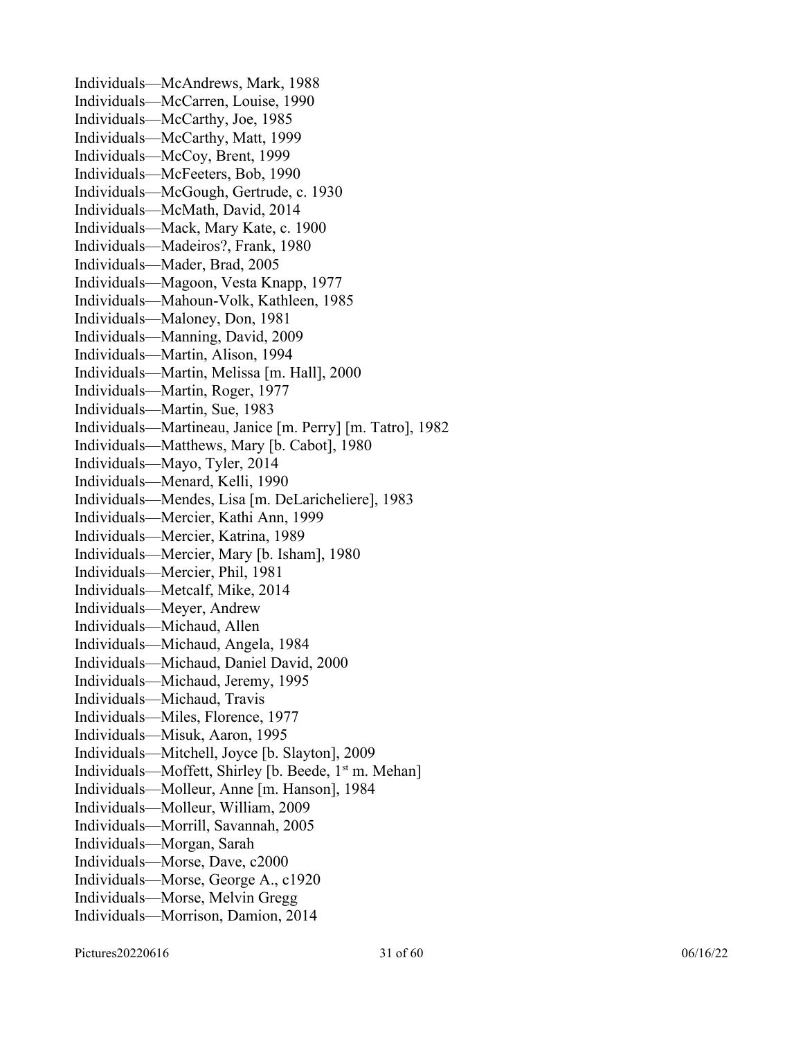Individuals—McAndrews, Mark, 1988
Individuals—McCarren, Louise, 1990
Individuals—McCarthy, Joe, 1985
Individuals—McCarthy, Matt, 1999
Individuals—McCoy, Brent, 1999
Individuals—McFeeters, Bob, 1990
Individuals—McGough, Gertrude, c. 1930
Individuals—McMath, David, 2014
Individuals—Mack, Mary Kate, c. 1900
Individuals—Madeiros?, Frank, 1980
Individuals—Mader, Brad, 2005
Individuals—Magoon, Vesta Knapp, 1977
Individuals—Mahoun-Volk, Kathleen, 1985
Individuals—Maloney, Don, 1981
Individuals—Manning, David, 2009
Individuals—Martin, Alison, 1994
Individuals—Martin, Melissa [m. Hall], 2000
Individuals—Martin, Roger, 1977
Individuals—Martin, Sue, 1983
Individuals—Martineau, Janice [m. Perry] [m. Tatro], 1982
Individuals—Matthews, Mary [b. Cabot], 1980
Individuals—Mayo, Tyler, 2014
Individuals—Menard, Kelli, 1990
Individuals—Mendes, Lisa [m. DeLaricheliere], 1983
Individuals—Mercier, Kathi Ann, 1999
Individuals—Mercier, Katrina, 1989
Individuals—Mercier, Mary [b. Isham], 1980
Individuals—Mercier, Phil, 1981
Individuals—Metcalf, Mike, 2014
Individuals—Meyer, Andrew
Individuals—Michaud, Allen
Individuals—Michaud, Angela, 1984
Individuals—Michaud, Daniel David, 2000
Individuals—Michaud, Jeremy, 1995
Individuals—Michaud, Travis
Individuals—Miles, Florence, 1977
Individuals—Misuk, Aaron, 1995
Individuals—Mitchell, Joyce [b. Slayton], 2009
Individuals—Moffett, Shirley [b. Beede, 1st m. Mehan]
Individuals—Molleur, Anne [m. Hanson], 1984
Individuals—Molleur, William, 2009
Individuals—Morrill, Savannah, 2005
Individuals—Morgan, Sarah
Individuals—Morse, Dave, c2000
Individuals—Morse, George A., c1920
Individuals—Morse, Melvin Gregg
Individuals—Morrison, Damion, 2014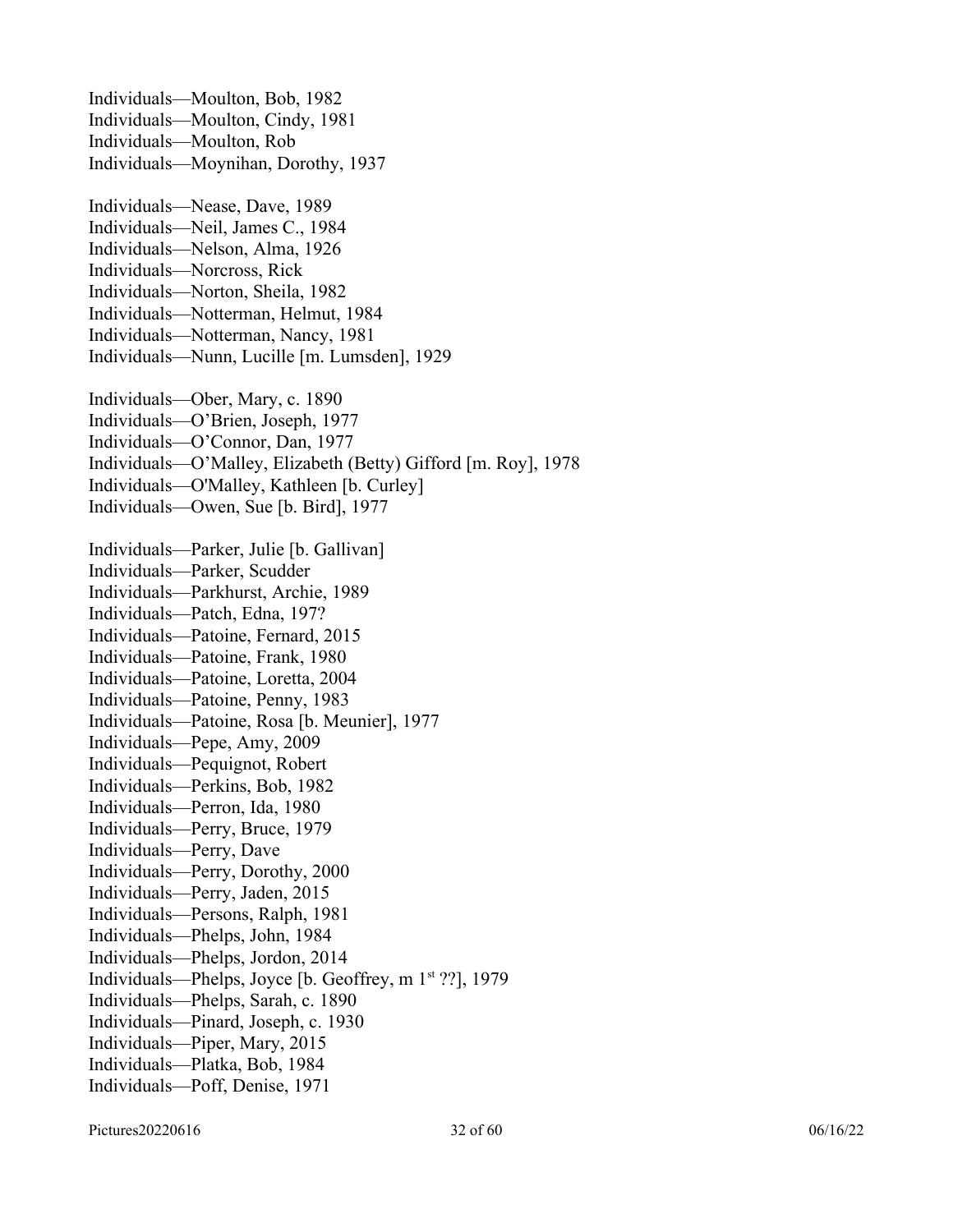Individuals—Moulton, Bob, 1982
Individuals—Moulton, Cindy, 1981
Individuals—Moulton, Rob
Individuals—Moynihan, Dorothy, 1937

Individuals—Nease, Dave, 1989
Individuals—Neil, James C., 1984
Individuals—Nelson, Alma, 1926
Individuals—Norcross, Rick
Individuals—Norton, Sheila, 1982
Individuals—Notterman, Helmut, 1984
Individuals—Notterman, Nancy, 1981
Individuals—Nunn, Lucille [m. Lumsden], 1929

Individuals—Ober, Mary, c. 1890
Individuals—O'Brien, Joseph, 1977
Individuals—O'Connor, Dan, 1977
Individuals—O'Malley, Elizabeth (Betty) Gifford [m. Roy], 1978
Individuals—O'Malley, Kathleen [b. Curley]
Individuals—Owen, Sue [b. Bird], 1977

Individuals—Parker, Julie [b. Gallivan]
Individuals—Parker, Scudder
Individuals—Parkhurst, Archie, 1989
Individuals—Patch, Edna, 197?
Individuals—Patoine, Fernard, 2015
Individuals—Patoine, Frank, 1980
Individuals—Patoine, Loretta, 2004
Individuals—Patoine, Penny, 1983
Individuals—Patoine, Rosa [b. Meunier], 1977
Individuals—Pepe, Amy, 2009
Individuals—Pequignot, Robert
Individuals—Perkins, Bob, 1982
Individuals—Perron, Ida, 1980
Individuals—Perry, Bruce, 1979
Individuals—Perry, Dave
Individuals—Perry, Dorothy, 2000
Individuals—Perry, Jaden, 2015
Individuals—Persons, Ralph, 1981
Individuals—Phelps, John, 1984
Individuals—Phelps, Jordon, 2014
Individuals—Phelps, Joyce [b. Geoffrey, m 1st ??], 1979
Individuals—Phelps, Sarah, c. 1890
Individuals—Pinard, Joseph, c. 1930
Individuals—Piper, Mary, 2015
Individuals—Platka, Bob, 1984
Individuals—Poff, Denise, 1971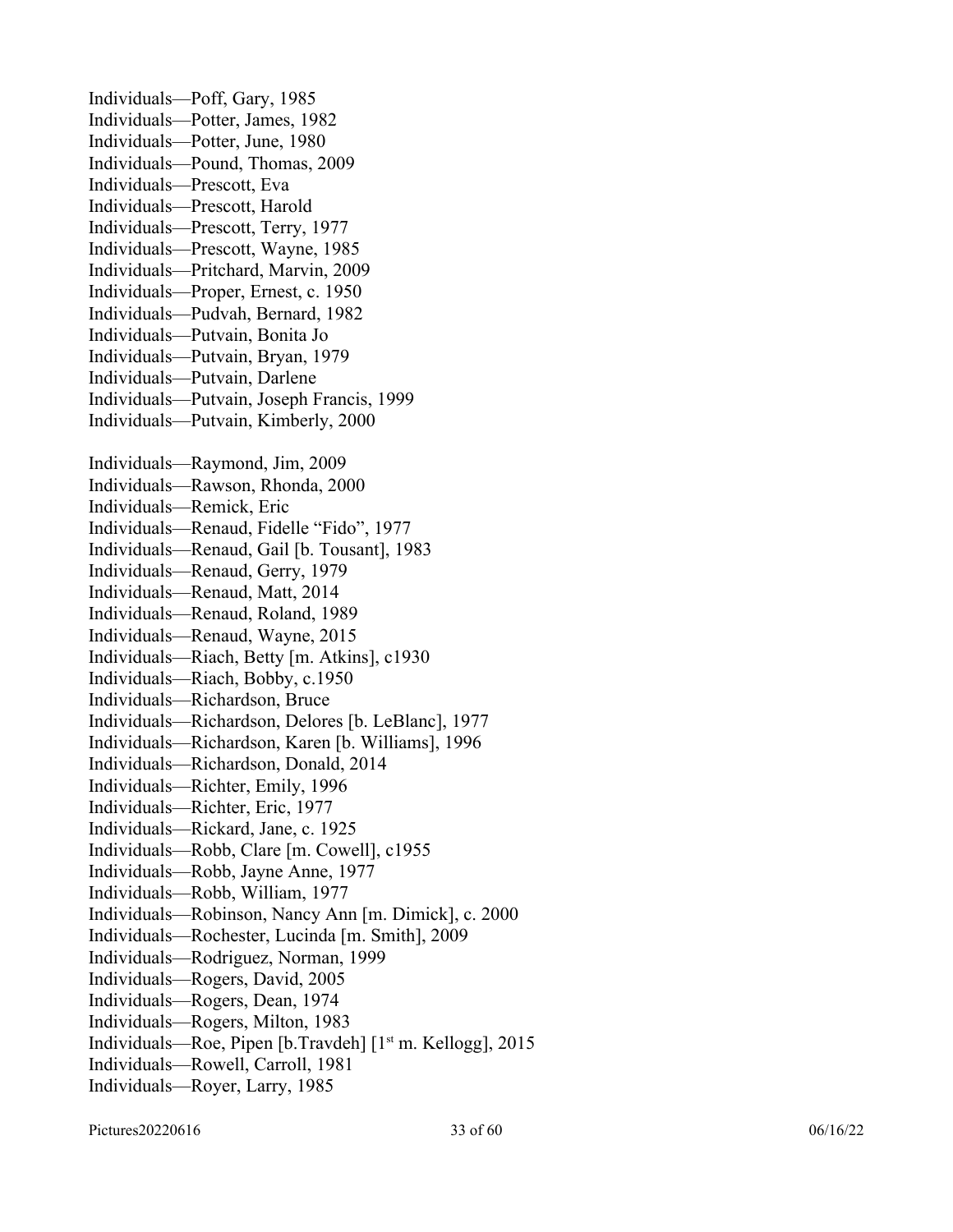Individuals—Poff, Gary, 1985
Individuals—Potter, James, 1982
Individuals—Potter, June, 1980
Individuals—Pound, Thomas, 2009
Individuals—Prescott, Eva
Individuals—Prescott, Harold
Individuals—Prescott, Terry, 1977
Individuals—Prescott, Wayne, 1985
Individuals—Pritchard, Marvin, 2009
Individuals—Proper, Ernest, c. 1950
Individuals—Pudvah, Bernard, 1982
Individuals—Putvain, Bonita Jo
Individuals—Putvain, Bryan, 1979
Individuals—Putvain, Darlene
Individuals—Putvain, Joseph Francis, 1999
Individuals—Putvain, Kimberly, 2000

Individuals—Raymond, Jim, 2009
Individuals—Rawson, Rhonda, 2000
Individuals—Remick, Eric
Individuals—Renaud, Fidelle "Fido", 1977
Individuals—Renaud, Gail [b. Tousant], 1983
Individuals—Renaud, Gerry, 1979
Individuals—Renaud, Matt, 2014
Individuals—Renaud, Roland, 1989
Individuals—Renaud, Wayne, 2015
Individuals—Riach, Betty [m. Atkins], c1930
Individuals—Riach, Bobby, c.1950
Individuals—Richardson, Bruce
Individuals—Richardson, Delores [b. LeBlanc], 1977
Individuals—Richardson, Karen [b. Williams], 1996
Individuals—Richardson, Donald, 2014
Individuals—Richter, Emily, 1996
Individuals—Richter, Eric, 1977
Individuals—Rickard, Jane, c. 1925
Individuals—Robb, Clare [m. Cowell], c1955
Individuals—Robb, Jayne Anne, 1977
Individuals—Robb, William, 1977
Individuals—Robinson, Nancy Ann [m. Dimick], c. 2000
Individuals—Rochester, Lucinda [m. Smith], 2009
Individuals—Rodriguez, Norman, 1999
Individuals—Rogers, David, 2005
Individuals—Rogers, Dean, 1974
Individuals—Rogers, Milton, 1983
Individuals—Roe, Pipen [b.Travdeh] [1st m. Kellogg], 2015
Individuals—Rowell, Carroll, 1981
Individuals—Royer, Larry, 1985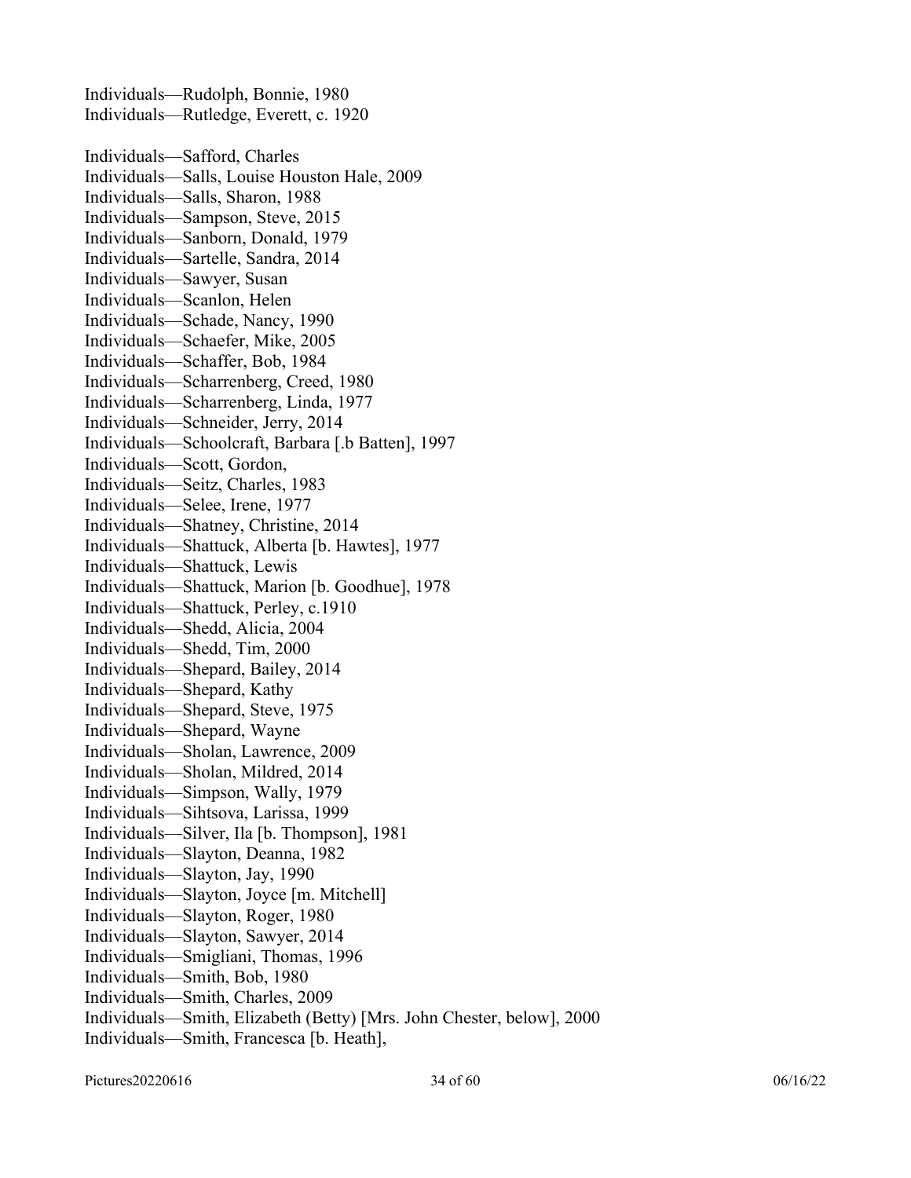Individuals—Rudolph, Bonnie, 1980
Individuals—Rutledge, Everett, c. 1920

Individuals—Safford, Charles
Individuals—Salls, Louise Houston Hale, 2009
Individuals—Salls, Sharon, 1988
Individuals—Sampson, Steve, 2015
Individuals—Sanborn, Donald, 1979
Individuals—Sartelle, Sandra, 2014
Individuals—Sawyer, Susan
Individuals—Scanlon, Helen
Individuals—Schade, Nancy, 1990
Individuals—Schaefer, Mike, 2005
Individuals—Schaffer, Bob, 1984
Individuals—Scharrenberg, Creed, 1980
Individuals—Scharrenberg, Linda, 1977
Individuals—Schneider, Jerry, 2014
Individuals—Schoolcraft, Barbara [.b Batten], 1997
Individuals—Scott, Gordon,
Individuals—Seitz, Charles, 1983
Individuals—Selee, Irene, 1977
Individuals—Shatney, Christine, 2014
Individuals—Shattuck, Alberta [b. Hawtes], 1977
Individuals—Shattuck, Lewis
Individuals—Shattuck, Marion [b. Goodhue], 1978
Individuals—Shattuck, Perley, c.1910
Individuals—Shedd, Alicia, 2004
Individuals—Shedd, Tim, 2000
Individuals—Shepard, Bailey, 2014
Individuals—Shepard, Kathy
Individuals—Shepard, Steve, 1975
Individuals—Shepard, Wayne
Individuals—Sholan, Lawrence, 2009
Individuals—Sholan, Mildred, 2014
Individuals—Simpson, Wally, 1979
Individuals—Sihtsova, Larissa, 1999
Individuals—Silver, Ila [b. Thompson], 1981
Individuals—Slayton, Deanna, 1982
Individuals—Slayton, Jay, 1990
Individuals—Slayton, Joyce [m. Mitchell]
Individuals—Slayton, Roger, 1980
Individuals—Slayton, Sawyer, 2014
Individuals—Smigliani, Thomas, 1996
Individuals—Smith, Bob, 1980
Individuals—Smith, Charles, 2009
Individuals—Smith, Elizabeth (Betty) [Mrs. John Chester, below], 2000
Individuals—Smith, Francesca [b. Heath],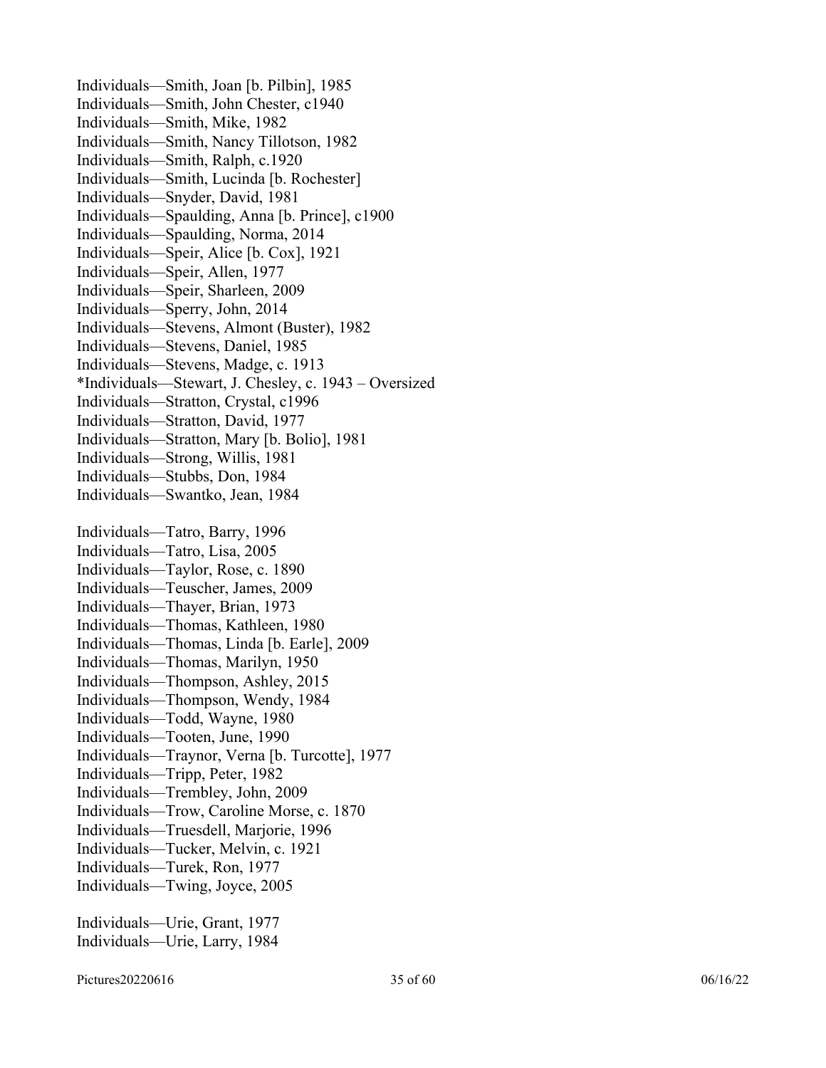Individuals—Smith, Joan [b. Pilbin], 1985
Individuals—Smith, John Chester, c1940
Individuals—Smith, Mike, 1982
Individuals—Smith, Nancy Tillotson, 1982
Individuals—Smith, Ralph, c.1920
Individuals—Smith, Lucinda [b. Rochester]
Individuals—Snyder, David, 1981
Individuals—Spaulding, Anna [b. Prince], c1900
Individuals—Spaulding, Norma, 2014
Individuals—Speir, Alice [b. Cox], 1921
Individuals—Speir, Allen, 1977
Individuals—Speir, Sharleen, 2009
Individuals—Sperry, John, 2014
Individuals—Stevens, Almont (Buster), 1982
Individuals—Stevens, Daniel, 1985
Individuals—Stevens, Madge, c. 1913
*Individuals—Stewart, J. Chesley, c. 1943 – Oversized
Individuals—Stratton, Crystal, c1996
Individuals—Stratton, David, 1977
Individuals—Stratton, Mary [b. Bolio], 1981
Individuals—Strong, Willis, 1981
Individuals—Stubbs, Don, 1984
Individuals—Swantko, Jean, 1984

Individuals—Tatro, Barry, 1996
Individuals—Tatro, Lisa, 2005
Individuals—Taylor, Rose, c. 1890
Individuals—Teuscher, James, 2009
Individuals—Thayer, Brian, 1973
Individuals—Thomas, Kathleen, 1980
Individuals—Thomas, Linda [b. Earle], 2009
Individuals—Thomas, Marilyn, 1950
Individuals—Thompson, Ashley, 2015
Individuals—Thompson, Wendy, 1984
Individuals—Todd, Wayne, 1980
Individuals—Tooten, June, 1990
Individuals—Traynor, Verna [b. Turcotte], 1977
Individuals—Tripp, Peter, 1982
Individuals—Trembley, John, 2009
Individuals—Trow, Caroline Morse, c. 1870
Individuals—Truesdell, Marjorie, 1996
Individuals—Tucker, Melvin, c. 1921
Individuals—Turek, Ron, 1977
Individuals—Twing, Joyce, 2005

Individuals—Urie, Grant, 1977
Individuals—Urie, Larry, 1984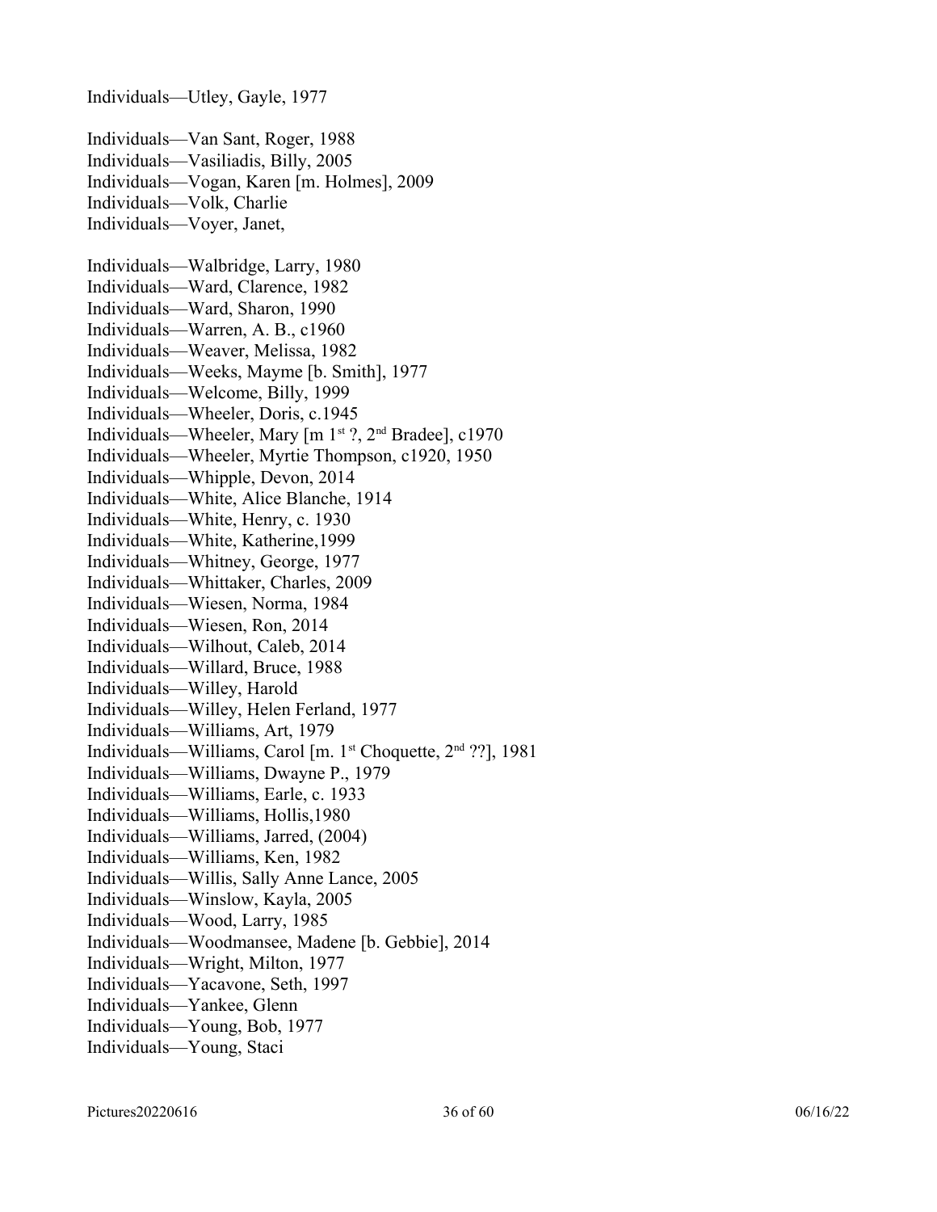Individuals—Utley, Gayle, 1977

Individuals—Van Sant, Roger, 1988
Individuals—Vasiliadis, Billy, 2005
Individuals—Vogan, Karen [m. Holmes], 2009
Individuals—Volk, Charlie
Individuals—Voyer, Janet,

Individuals—Walbridge, Larry, 1980
Individuals—Ward, Clarence, 1982
Individuals—Ward, Sharon, 1990
Individuals—Warren, A. B., c1960
Individuals—Weaver, Melissa, 1982
Individuals—Weeks, Mayme [b. Smith], 1977
Individuals—Welcome, Billy, 1999
Individuals—Wheeler, Doris, c.1945
Individuals—Wheeler, Mary [m 1st ?, 2nd Bradee], c1970
Individuals—Wheeler, Myrtie Thompson, c1920, 1950
Individuals—Whipple, Devon, 2014
Individuals—White, Alice Blanche, 1914
Individuals—White, Henry, c. 1930
Individuals—White, Katherine,1999
Individuals—Whitney, George, 1977
Individuals—Whittaker, Charles, 2009
Individuals—Wiesen, Norma, 1984
Individuals—Wiesen, Ron, 2014
Individuals—Wilhout, Caleb, 2014
Individuals—Willard, Bruce, 1988
Individuals—Willey, Harold
Individuals—Willey, Helen Ferland, 1977
Individuals—Williams, Art, 1979
Individuals—Williams, Carol [m. 1st Choquette, 2nd ??], 1981
Individuals—Williams, Dwayne P., 1979
Individuals—Williams, Earle, c. 1933
Individuals—Williams, Hollis,1980
Individuals—Williams, Jarred, (2004)
Individuals—Williams, Ken, 1982
Individuals—Willis, Sally Anne Lance, 2005
Individuals—Winslow, Kayla, 2005
Individuals—Wood, Larry, 1985
Individuals—Woodmansee, Madene [b. Gebbie], 2014
Individuals—Wright, Milton, 1977
Individuals—Yacavone, Seth, 1997
Individuals—Yankee, Glenn
Individuals—Young, Bob, 1977
Individuals—Young, Staci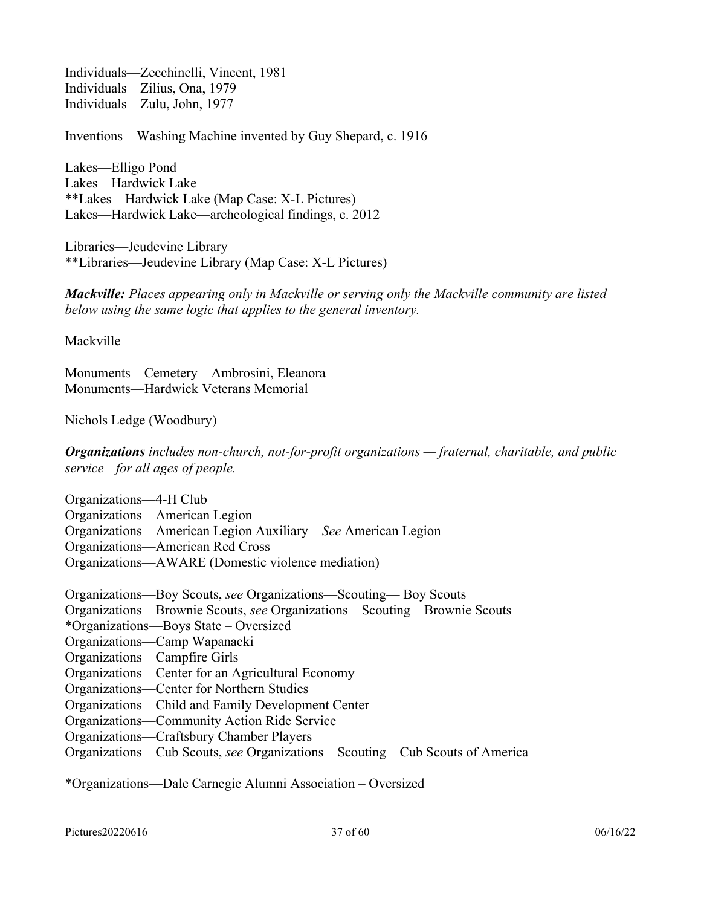Individuals—Zecchinelli, Vincent, 1981
Individuals—Zilius, Ona, 1979
Individuals—Zulu, John, 1977

Inventions—Washing Machine invented by Guy Shepard, c. 1916

Lakes—Elligo Pond
Lakes—Hardwick Lake
**Lakes—Hardwick Lake (Map Case: X-L Pictures)
Lakes—Hardwick Lake—archeological findings, c. 2012

Libraries—Jeudevine Library
**Libraries—Jeudevine Library (Map Case: X-L Pictures)

***Mackville:*** *Places appearing only in Mackville or serving only the Mackville community are listed below using the same logic that applies to the general inventory.*

Mackville

Monuments—Cemetery – Ambrosini, Eleanora
Monuments—Hardwick Veterans Memorial

Nichols Ledge (Woodbury)

***Organizations*** *includes non-church, not-for-profit organizations — fraternal, charitable, and public service—for all ages of people.*

Organizations—4-H Club
Organizations—American Legion
Organizations—American Legion Auxiliary—*See* American Legion
Organizations—American Red Cross
Organizations—AWARE (Domestic violence mediation)

Organizations—Boy Scouts, *see* Organizations—Scouting— Boy Scouts
Organizations—Brownie Scouts, *see* Organizations—Scouting—Brownie Scouts
*Organizations—Boys State – Oversized
Organizations—Camp Wapanacki
Organizations—Campfire Girls
Organizations—Center for an Agricultural Economy
Organizations—Center for Northern Studies
Organizations—Child and Family Development Center
Organizations—Community Action Ride Service
Organizations—Craftsbury Chamber Players
Organizations—Cub Scouts, *see* Organizations—Scouting—Cub Scouts of America

*Organizations—Dale Carnegie Alumni Association – Oversized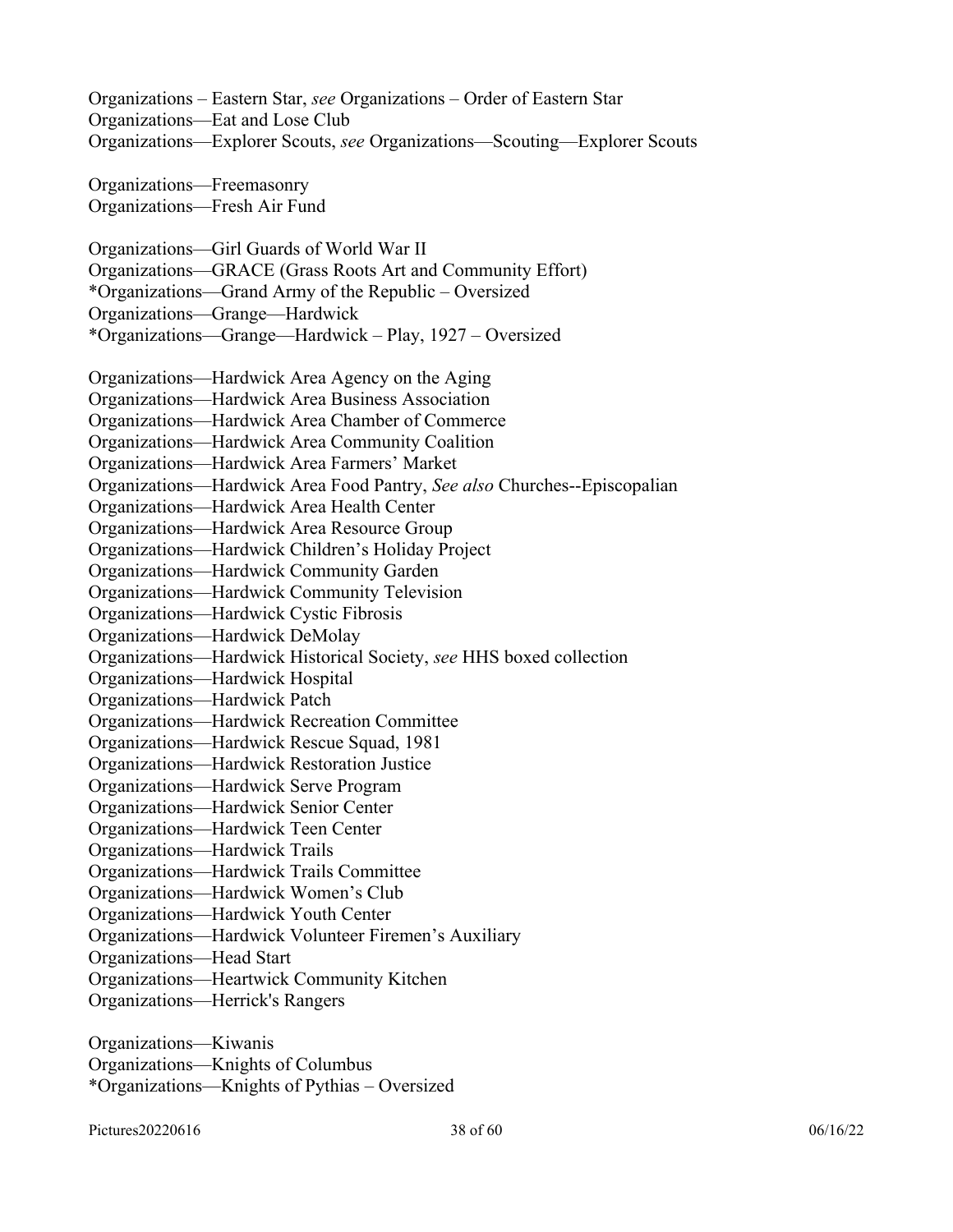Organizations – Eastern Star, *see* Organizations – Order of Eastern Star
Organizations—Eat and Lose Club
Organizations—Explorer Scouts, *see* Organizations—Scouting—Explorer Scouts

Organizations—Freemasonry
Organizations—Fresh Air Fund

Organizations—Girl Guards of World War II
Organizations—GRACE (Grass Roots Art and Community Effort)
*Organizations—Grand Army of the Republic – Oversized
Organizations—Grange—Hardwick
*Organizations—Grange—Hardwick – Play, 1927 – Oversized

Organizations—Hardwick Area Agency on the Aging
Organizations—Hardwick Area Business Association
Organizations—Hardwick Area Chamber of Commerce
Organizations—Hardwick Area Community Coalition
Organizations—Hardwick Area Farmers' Market
Organizations—Hardwick Area Food Pantry, *See also* Churches--Episcopalian
Organizations—Hardwick Area Health Center
Organizations—Hardwick Area Resource Group
Organizations—Hardwick Children's Holiday Project
Organizations—Hardwick Community Garden
Organizations—Hardwick Community Television
Organizations—Hardwick Cystic Fibrosis
Organizations—Hardwick DeMolay
Organizations—Hardwick Historical Society, *see* HHS boxed collection
Organizations—Hardwick Hospital
Organizations—Hardwick Patch
Organizations—Hardwick Recreation Committee
Organizations—Hardwick Rescue Squad, 1981
Organizations—Hardwick Restoration Justice
Organizations—Hardwick Serve Program
Organizations—Hardwick Senior Center
Organizations—Hardwick Teen Center
Organizations—Hardwick Trails
Organizations—Hardwick Trails Committee
Organizations—Hardwick Women's Club
Organizations—Hardwick Youth Center
Organizations—Hardwick Volunteer Firemen's Auxiliary
Organizations—Head Start
Organizations—Heartwick Community Kitchen
Organizations—Herrick's Rangers

Organizations—Kiwanis
Organizations—Knights of Columbus
*Organizations—Knights of Pythias – Oversized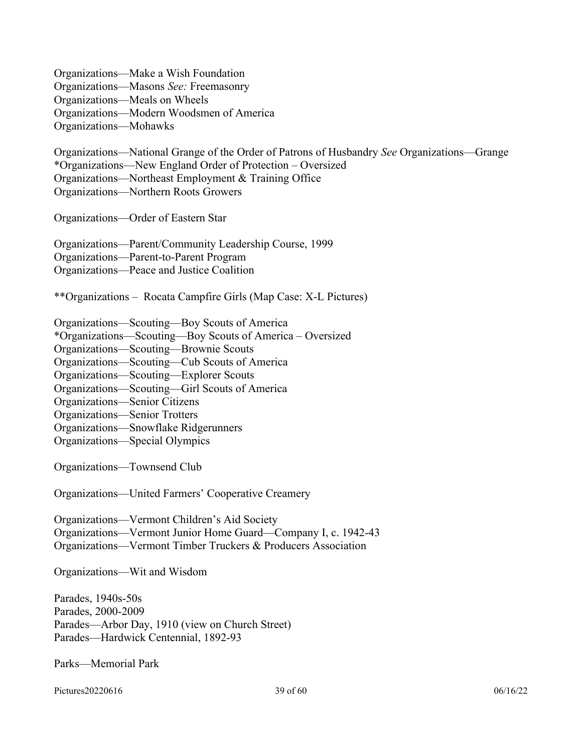Organizations—Make a Wish Foundation
Organizations—Masons *See:* Freemasonry
Organizations—Meals on Wheels
Organizations—Modern Woodsmen of America
Organizations—Mohawks

Organizations—National Grange of the Order of Patrons of Husbandry *See* Organizations—Grange
*Organizations—New England Order of Protection – Oversized
Organizations—Northeast Employment & Training Office
Organizations—Northern Roots Growers

Organizations—Order of Eastern Star

Organizations—Parent/Community Leadership Course, 1999
Organizations—Parent-to-Parent Program
Organizations—Peace and Justice Coalition

**Organizations – Rocata Campfire Girls (Map Case: X-L Pictures)

Organizations—Scouting—Boy Scouts of America
*Organizations—Scouting—Boy Scouts of America – Oversized
Organizations—Scouting—Brownie Scouts
Organizations—Scouting—Cub Scouts of America
Organizations—Scouting—Explorer Scouts
Organizations—Scouting—Girl Scouts of America
Organizations—Senior Citizens
Organizations—Senior Trotters
Organizations—Snowflake Ridgerunners
Organizations—Special Olympics

Organizations—Townsend Club

Organizations—United Farmers' Cooperative Creamery

Organizations—Vermont Children's Aid Society
Organizations—Vermont Junior Home Guard—Company I, c. 1942-43
Organizations—Vermont Timber Truckers & Producers Association

Organizations—Wit and Wisdom

Parades, 1940s-50s
Parades, 2000-2009
Parades—Arbor Day, 1910 (view on Church Street)
Parades—Hardwick Centennial, 1892-93

Parks—Memorial Park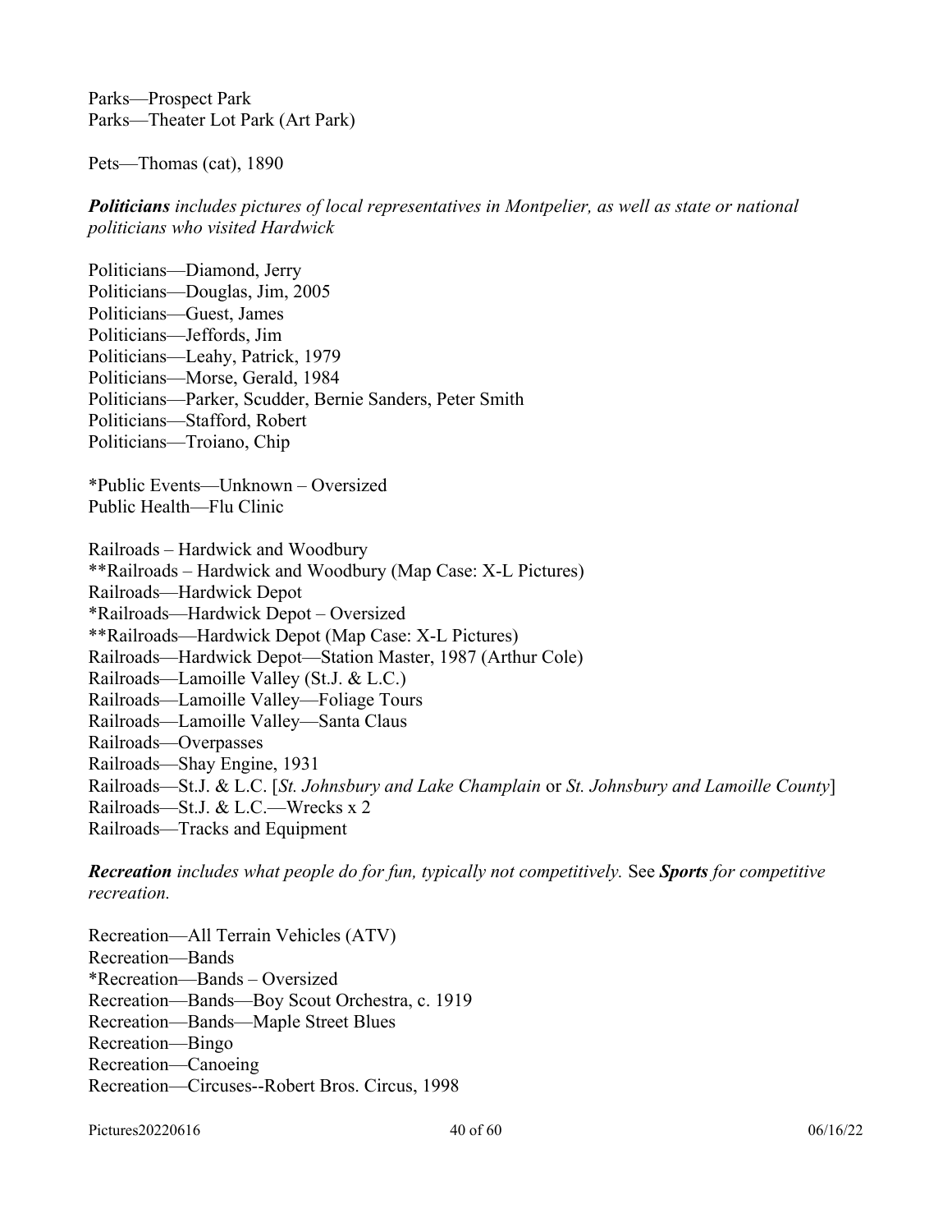Parks—Prospect Park
Parks—Theater Lot Park (Art Park)

Pets—Thomas (cat), 1890

***Politicians*** *includes pictures of local representatives in Montpelier, as well as state or national politicians who visited Hardwick*

Politicians—Diamond, Jerry
Politicians—Douglas, Jim, 2005
Politicians—Guest, James
Politicians—Jeffords, Jim
Politicians—Leahy, Patrick, 1979
Politicians—Morse, Gerald, 1984
Politicians—Parker, Scudder, Bernie Sanders, Peter Smith
Politicians—Stafford, Robert
Politicians—Troiano, Chip

*Public Events—Unknown – Oversized
Public Health—Flu Clinic

Railroads – Hardwick and Woodbury
**Railroads – Hardwick and Woodbury (Map Case: X-L Pictures)
Railroads—Hardwick Depot
*Railroads—Hardwick Depot – Oversized
**Railroads—Hardwick Depot (Map Case: X-L Pictures)
Railroads—Hardwick Depot—Station Master, 1987 (Arthur Cole)
Railroads—Lamoille Valley (St.J. & L.C.)
Railroads—Lamoille Valley—Foliage Tours
Railroads—Lamoille Valley—Santa Claus
Railroads—Overpasses
Railroads—Shay Engine, 1931
Railroads—St.J. & L.C. [*St. Johnsbury and Lake Champlain* or *St. Johnsbury and Lamoille County*]
Railroads—St.J. & L.C.—Wrecks x 2
Railroads—Tracks and Equipment

***Recreation*** *includes what people do for fun, typically not competitively.* See ***Sports*** *for competitive recreation.*

Recreation—All Terrain Vehicles (ATV)
Recreation—Bands
*Recreation—Bands – Oversized
Recreation—Bands—Boy Scout Orchestra, c. 1919
Recreation—Bands—Maple Street Blues
Recreation—Bingo
Recreation—Canoeing
Recreation—Circuses--Robert Bros. Circus, 1998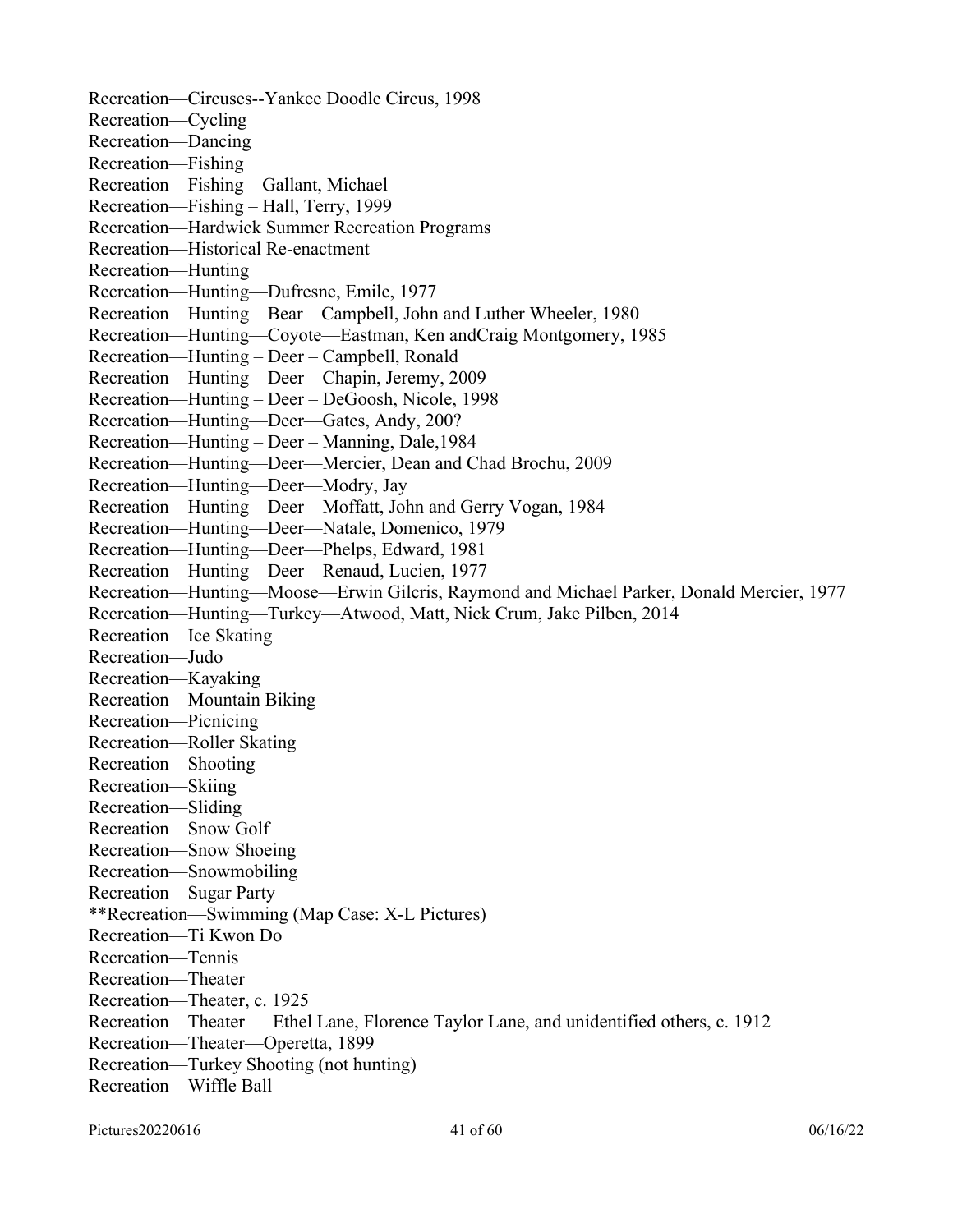Recreation—Circuses--Yankee Doodle Circus, 1998
Recreation—Cycling
Recreation—Dancing
Recreation—Fishing
Recreation—Fishing – Gallant, Michael
Recreation—Fishing – Hall, Terry, 1999
Recreation—Hardwick Summer Recreation Programs
Recreation—Historical Re-enactment
Recreation—Hunting
Recreation—Hunting—Dufresne, Emile, 1977
Recreation—Hunting—Bear—Campbell, John and Luther Wheeler, 1980
Recreation—Hunting—Coyote—Eastman, Ken andCraig Montgomery, 1985
Recreation—Hunting – Deer – Campbell, Ronald
Recreation—Hunting – Deer – Chapin, Jeremy, 2009
Recreation—Hunting – Deer – DeGoosh, Nicole, 1998
Recreation—Hunting—Deer—Gates, Andy, 200?
Recreation—Hunting – Deer – Manning, Dale,1984
Recreation—Hunting—Deer—Mercier, Dean and Chad Brochu, 2009
Recreation—Hunting—Deer—Modry, Jay
Recreation—Hunting—Deer—Moffatt, John and Gerry Vogan, 1984
Recreation—Hunting—Deer—Natale, Domenico, 1979
Recreation—Hunting—Deer—Phelps, Edward, 1981
Recreation—Hunting—Deer—Renaud, Lucien, 1977
Recreation—Hunting—Moose—Erwin Gilcris, Raymond and Michael Parker, Donald Mercier, 1977
Recreation—Hunting—Turkey—Atwood, Matt, Nick Crum, Jake Pilben, 2014
Recreation—Ice Skating
Recreation—Judo
Recreation—Kayaking
Recreation—Mountain Biking
Recreation—Picnicing
Recreation—Roller Skating
Recreation—Shooting
Recreation—Skiing
Recreation—Sliding
Recreation—Snow Golf
Recreation—Snow Shoeing
Recreation—Snowmobiling
Recreation—Sugar Party
**Recreation—Swimming (Map Case: X-L Pictures)
Recreation—Ti Kwon Do
Recreation—Tennis
Recreation—Theater
Recreation—Theater, c. 1925
Recreation—Theater — Ethel Lane, Florence Taylor Lane, and unidentified others, c. 1912
Recreation—Theater—Operetta, 1899
Recreation—Turkey Shooting (not hunting)
Recreation—Wiffle Ball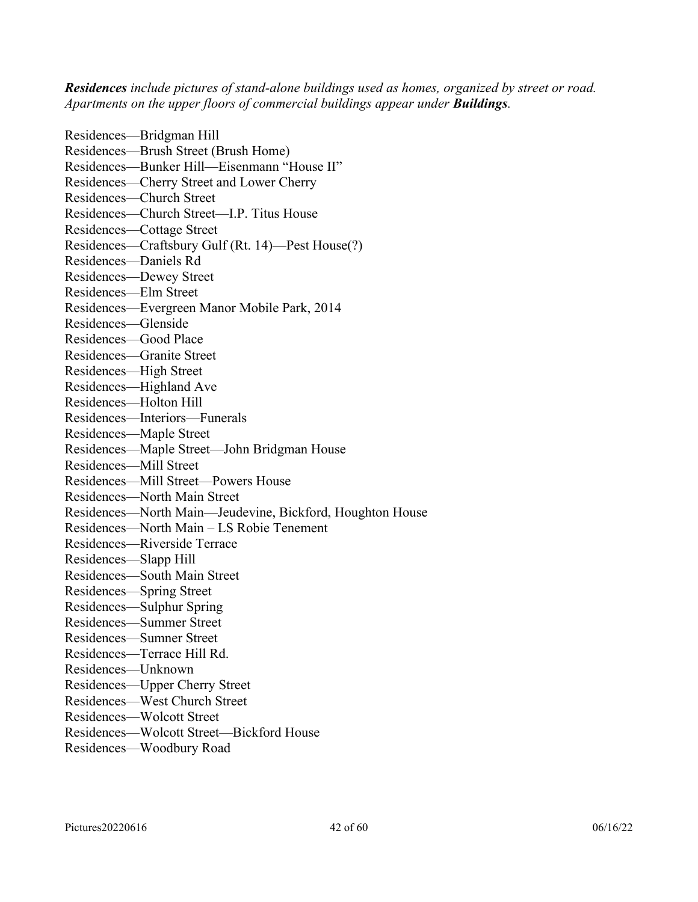***Residences*** *include pictures of stand-alone buildings used as homes, organized by street or road. Apartments on the upper floors of commercial buildings appear under* ***Buildings****.*

Residences—Bridgman Hill
Residences—Brush Street (Brush Home)
Residences—Bunker Hill—Eisenmann "House II"
Residences—Cherry Street and Lower Cherry
Residences—Church Street
Residences—Church Street—I.P. Titus House
Residences—Cottage Street
Residences—Craftsbury Gulf (Rt. 14)—Pest House(?)
Residences—Daniels Rd
Residences—Dewey Street
Residences—Elm Street
Residences—Evergreen Manor Mobile Park, 2014
Residences—Glenside
Residences—Good Place
Residences—Granite Street
Residences—High Street
Residences—Highland Ave
Residences—Holton Hill
Residences—Interiors—Funerals
Residences—Maple Street
Residences—Maple Street—John Bridgman House
Residences—Mill Street
Residences—Mill Street—Powers House
Residences—North Main Street
Residences—North Main—Jeudevine, Bickford, Houghton House
Residences—North Main – LS Robie Tenement
Residences—Riverside Terrace
Residences—Slapp Hill
Residences—South Main Street
Residences—Spring Street
Residences—Sulphur Spring
Residences—Summer Street
Residences—Sumner Street
Residences—Terrace Hill Rd.
Residences—Unknown
Residences—Upper Cherry Street
Residences—West Church Street
Residences—Wolcott Street
Residences—Wolcott Street—Bickford House
Residences—Woodbury Road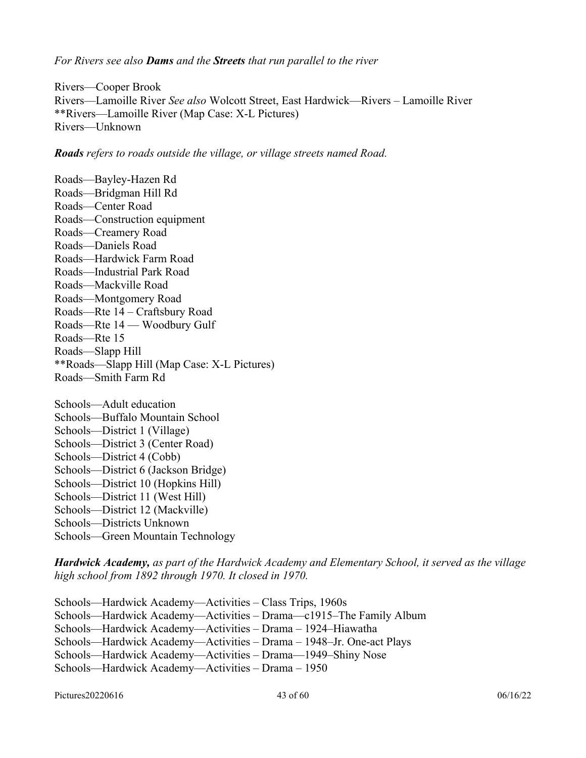*For Rivers see also **Dams** and the **Streets** that run parallel to the river*

Rivers—Cooper Brook
Rivers—Lamoille River *See also* Wolcott Street, East Hardwick—Rivers – Lamoille River
**Rivers—Lamoille River (Map Case: X-L Pictures)
Rivers—Unknown

***Roads** refers to roads outside the village, or village streets named Road.*

Roads—Bayley-Hazen Rd
Roads—Bridgman Hill Rd
Roads—Center Road
Roads—Construction equipment
Roads—Creamery Road
Roads—Daniels Road
Roads—Hardwick Farm Road
Roads—Industrial Park Road
Roads—Mackville Road
Roads—Montgomery Road
Roads—Rte 14 – Craftsbury Road
Roads—Rte 14 — Woodbury Gulf
Roads—Rte 15
Roads—Slapp Hill
**Roads—Slapp Hill (Map Case: X-L Pictures)
Roads—Smith Farm Rd

Schools—Adult education
Schools—Buffalo Mountain School
Schools—District 1 (Village)
Schools—District 3 (Center Road)
Schools—District 4 (Cobb)
Schools—District 6 (Jackson Bridge)
Schools—District 10 (Hopkins Hill)
Schools—District 11 (West Hill)
Schools—District 12 (Mackville)
Schools—Districts Unknown
Schools—Green Mountain Technology

***Hardwick Academy,** as part of the Hardwick Academy and Elementary School, it served as the village high school from 1892 through 1970. It closed in 1970.*

Schools—Hardwick Academy—Activities – Class Trips, 1960s
Schools—Hardwick Academy—Activities – Drama—c1915–The Family Album
Schools—Hardwick Academy—Activities – Drama – 1924–Hiawatha
Schools—Hardwick Academy—Activities – Drama – 1948–Jr. One-act Plays
Schools—Hardwick Academy—Activities – Drama—1949–Shiny Nose
Schools—Hardwick Academy—Activities – Drama – 1950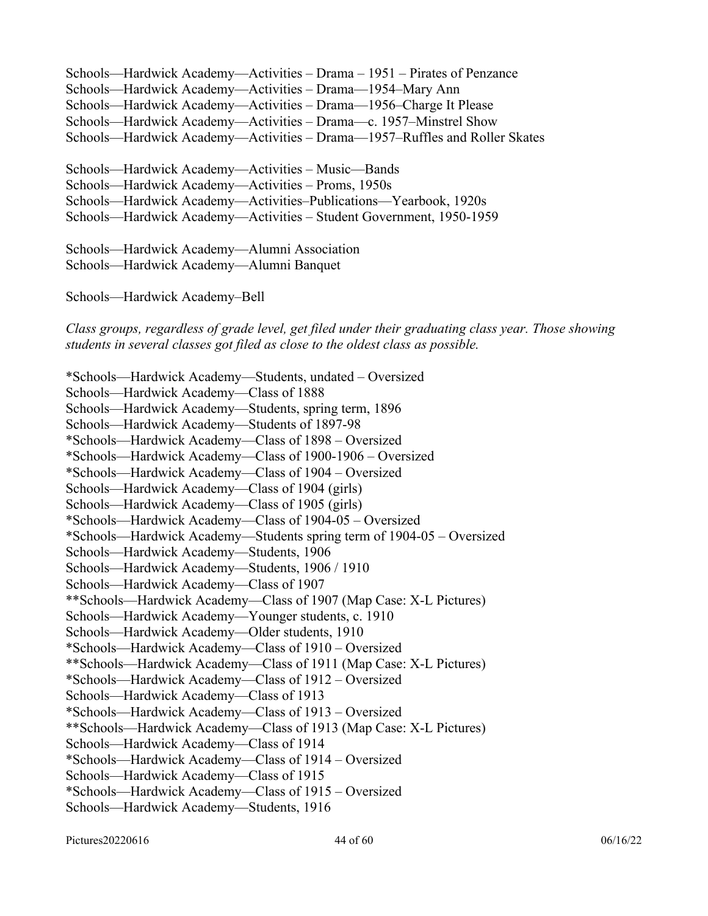Schools—Hardwick Academy—Activities – Drama – 1951 – Pirates of Penzance
Schools—Hardwick Academy—Activities – Drama—1954–Mary Ann
Schools—Hardwick Academy—Activities – Drama—1956–Charge It Please
Schools—Hardwick Academy—Activities – Drama—c. 1957–Minstrel Show
Schools—Hardwick Academy—Activities – Drama—1957–Ruffles and Roller Skates

Schools—Hardwick Academy—Activities – Music—Bands
Schools—Hardwick Academy—Activities – Proms, 1950s
Schools—Hardwick Academy—Activities–Publications—Yearbook, 1920s
Schools—Hardwick Academy—Activities – Student Government, 1950-1959

Schools—Hardwick Academy—Alumni Association
Schools—Hardwick Academy—Alumni Banquet

Schools—Hardwick Academy–Bell

*Class groups, regardless of grade level, get filed under their graduating class year. Those showing students in several classes got filed as close to the oldest class as possible.*

*Schools—Hardwick Academy—Students, undated – Oversized
Schools—Hardwick Academy—Class of 1888
Schools—Hardwick Academy—Students, spring term, 1896
Schools—Hardwick Academy—Students of 1897-98
*Schools—Hardwick Academy—Class of 1898 – Oversized
*Schools—Hardwick Academy—Class of 1900-1906 – Oversized
*Schools—Hardwick Academy—Class of 1904 – Oversized
Schools—Hardwick Academy—Class of 1904 (girls)
Schools—Hardwick Academy—Class of 1905 (girls)
*Schools—Hardwick Academy—Class of 1904-05 – Oversized
*Schools—Hardwick Academy—Students spring term of 1904-05 – Oversized
Schools—Hardwick Academy—Students, 1906
Schools—Hardwick Academy—Students, 1906 / 1910
Schools—Hardwick Academy—Class of 1907
**Schools—Hardwick Academy—Class of 1907 (Map Case: X-L Pictures)
Schools—Hardwick Academy—Younger students, c. 1910
Schools—Hardwick Academy—Older students, 1910
*Schools—Hardwick Academy—Class of 1910 – Oversized
**Schools—Hardwick Academy—Class of 1911 (Map Case: X-L Pictures)
*Schools—Hardwick Academy—Class of 1912 – Oversized
Schools—Hardwick Academy—Class of 1913
*Schools—Hardwick Academy—Class of 1913 – Oversized
**Schools—Hardwick Academy—Class of 1913 (Map Case: X-L Pictures)
Schools—Hardwick Academy—Class of 1914
*Schools—Hardwick Academy—Class of 1914 – Oversized
Schools—Hardwick Academy—Class of 1915
*Schools—Hardwick Academy—Class of 1915 – Oversized
Schools—Hardwick Academy—Students, 1916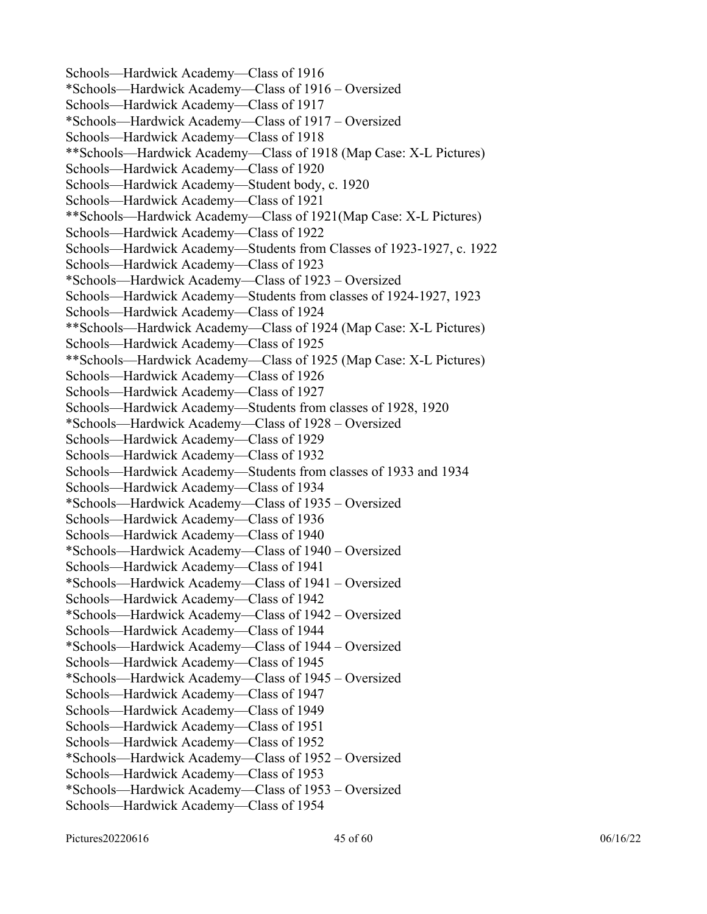Schools—Hardwick Academy—Class of 1916
*Schools—Hardwick Academy—Class of 1916 – Oversized
Schools—Hardwick Academy—Class of 1917
*Schools—Hardwick Academy—Class of 1917 – Oversized
Schools—Hardwick Academy—Class of 1918
**Schools—Hardwick Academy—Class of 1918 (Map Case: X-L Pictures)
Schools—Hardwick Academy—Class of 1920
Schools—Hardwick Academy—Student body, c. 1920
Schools—Hardwick Academy—Class of 1921
**Schools—Hardwick Academy—Class of 1921(Map Case: X-L Pictures)
Schools—Hardwick Academy—Class of 1922
Schools—Hardwick Academy—Students from Classes of 1923-1927, c. 1922
Schools—Hardwick Academy—Class of 1923
*Schools—Hardwick Academy—Class of 1923 – Oversized
Schools—Hardwick Academy—Students from classes of 1924-1927, 1923
Schools—Hardwick Academy—Class of 1924
**Schools—Hardwick Academy—Class of 1924 (Map Case: X-L Pictures)
Schools—Hardwick Academy—Class of 1925
**Schools—Hardwick Academy—Class of 1925 (Map Case: X-L Pictures)
Schools—Hardwick Academy—Class of 1926
Schools—Hardwick Academy—Class of 1927
Schools—Hardwick Academy—Students from classes of 1928, 1920
*Schools—Hardwick Academy—Class of 1928 – Oversized
Schools—Hardwick Academy—Class of 1929
Schools—Hardwick Academy—Class of 1932
Schools—Hardwick Academy—Students from classes of 1933 and 1934
Schools—Hardwick Academy—Class of 1934
*Schools—Hardwick Academy—Class of 1935 – Oversized
Schools—Hardwick Academy—Class of 1936
Schools—Hardwick Academy—Class of 1940
*Schools—Hardwick Academy—Class of 1940 – Oversized
Schools—Hardwick Academy—Class of 1941
*Schools—Hardwick Academy—Class of 1941 – Oversized
Schools—Hardwick Academy—Class of 1942
*Schools—Hardwick Academy—Class of 1942 – Oversized
Schools—Hardwick Academy—Class of 1944
*Schools—Hardwick Academy—Class of 1944 – Oversized
Schools—Hardwick Academy—Class of 1945
*Schools—Hardwick Academy—Class of 1945 – Oversized
Schools—Hardwick Academy—Class of 1947
Schools—Hardwick Academy—Class of 1949
Schools—Hardwick Academy—Class of 1951
Schools—Hardwick Academy—Class of 1952
*Schools—Hardwick Academy—Class of 1952 – Oversized
Schools—Hardwick Academy—Class of 1953
*Schools—Hardwick Academy—Class of 1953 – Oversized
Schools—Hardwick Academy—Class of 1954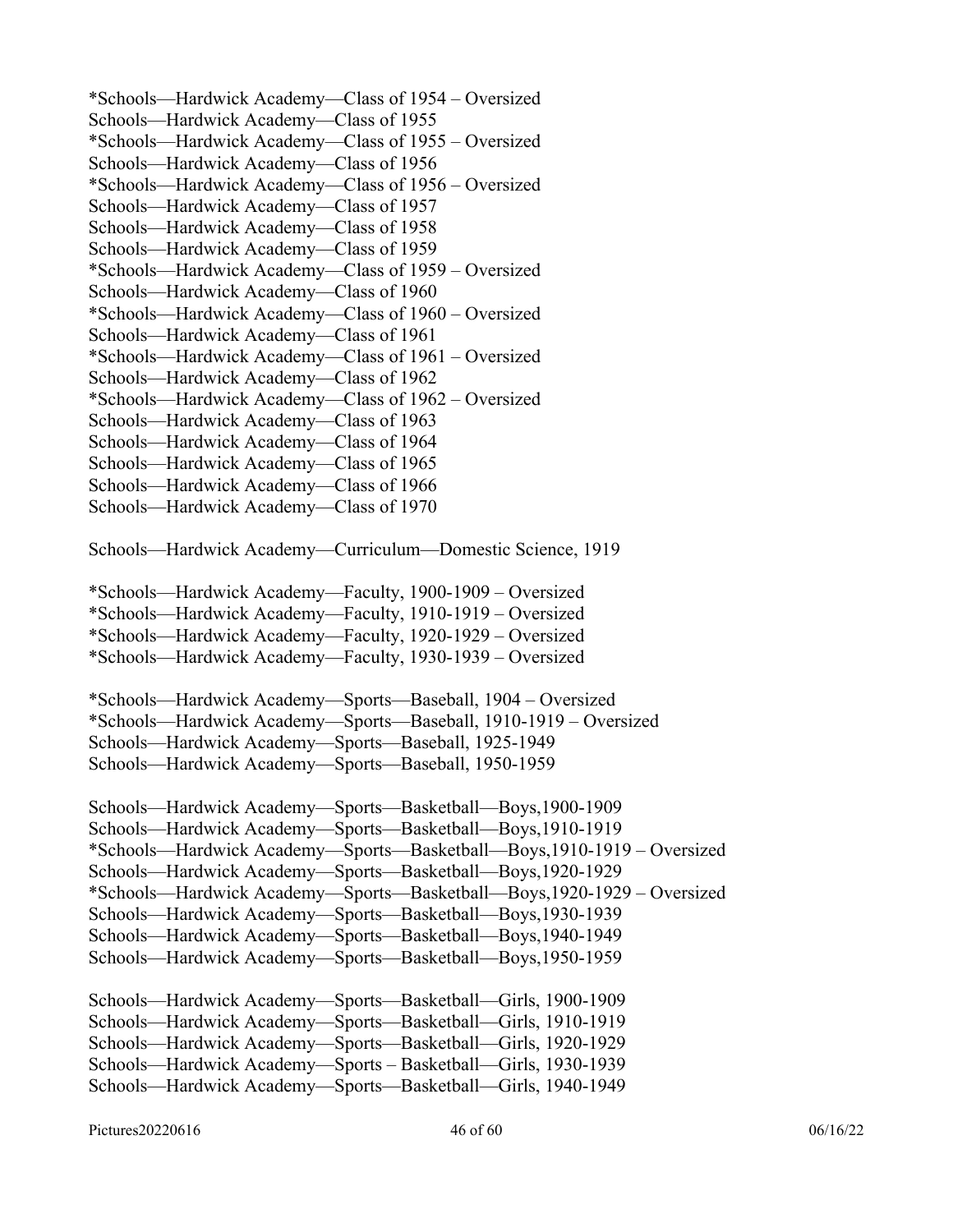*Schools—Hardwick Academy—Class of 1954 – Oversized
Schools—Hardwick Academy—Class of 1955
*Schools—Hardwick Academy—Class of 1955 – Oversized
Schools—Hardwick Academy—Class of 1956
*Schools—Hardwick Academy—Class of 1956 – Oversized
Schools—Hardwick Academy—Class of 1957
Schools—Hardwick Academy—Class of 1958
Schools—Hardwick Academy—Class of 1959
*Schools—Hardwick Academy—Class of 1959 – Oversized
Schools—Hardwick Academy—Class of 1960
*Schools—Hardwick Academy—Class of 1960 – Oversized
Schools—Hardwick Academy—Class of 1961
*Schools—Hardwick Academy—Class of 1961 – Oversized
Schools—Hardwick Academy—Class of 1962
*Schools—Hardwick Academy—Class of 1962 – Oversized
Schools—Hardwick Academy—Class of 1963
Schools—Hardwick Academy—Class of 1964
Schools—Hardwick Academy—Class of 1965
Schools—Hardwick Academy—Class of 1966
Schools—Hardwick Academy—Class of 1970

Schools—Hardwick Academy—Curriculum—Domestic Science, 1919

*Schools—Hardwick Academy—Faculty, 1900-1909 – Oversized
*Schools—Hardwick Academy—Faculty, 1910-1919 – Oversized
*Schools—Hardwick Academy—Faculty, 1920-1929 – Oversized
*Schools—Hardwick Academy—Faculty, 1930-1939 – Oversized

*Schools—Hardwick Academy—Sports—Baseball, 1904 – Oversized
*Schools—Hardwick Academy—Sports—Baseball, 1910-1919 – Oversized
Schools—Hardwick Academy—Sports—Baseball, 1925-1949
Schools—Hardwick Academy—Sports—Baseball, 1950-1959

Schools—Hardwick Academy—Sports—Basketball—Boys,1900-1909
Schools—Hardwick Academy—Sports—Basketball—Boys,1910-1919
*Schools—Hardwick Academy—Sports—Basketball—Boys,1910-1919 – Oversized
Schools—Hardwick Academy—Sports—Basketball—Boys,1920-1929
*Schools—Hardwick Academy—Sports—Basketball—Boys,1920-1929 – Oversized
Schools—Hardwick Academy—Sports—Basketball—Boys,1930-1939
Schools—Hardwick Academy—Sports—Basketball—Boys,1940-1949
Schools—Hardwick Academy—Sports—Basketball—Boys,1950-1959

Schools—Hardwick Academy—Sports—Basketball—Girls, 1900-1909
Schools—Hardwick Academy—Sports—Basketball—Girls, 1910-1919
Schools—Hardwick Academy—Sports—Basketball—Girls, 1920-1929
Schools—Hardwick Academy—Sports – Basketball—Girls, 1930-1939
Schools—Hardwick Academy—Sports—Basketball—Girls, 1940-1949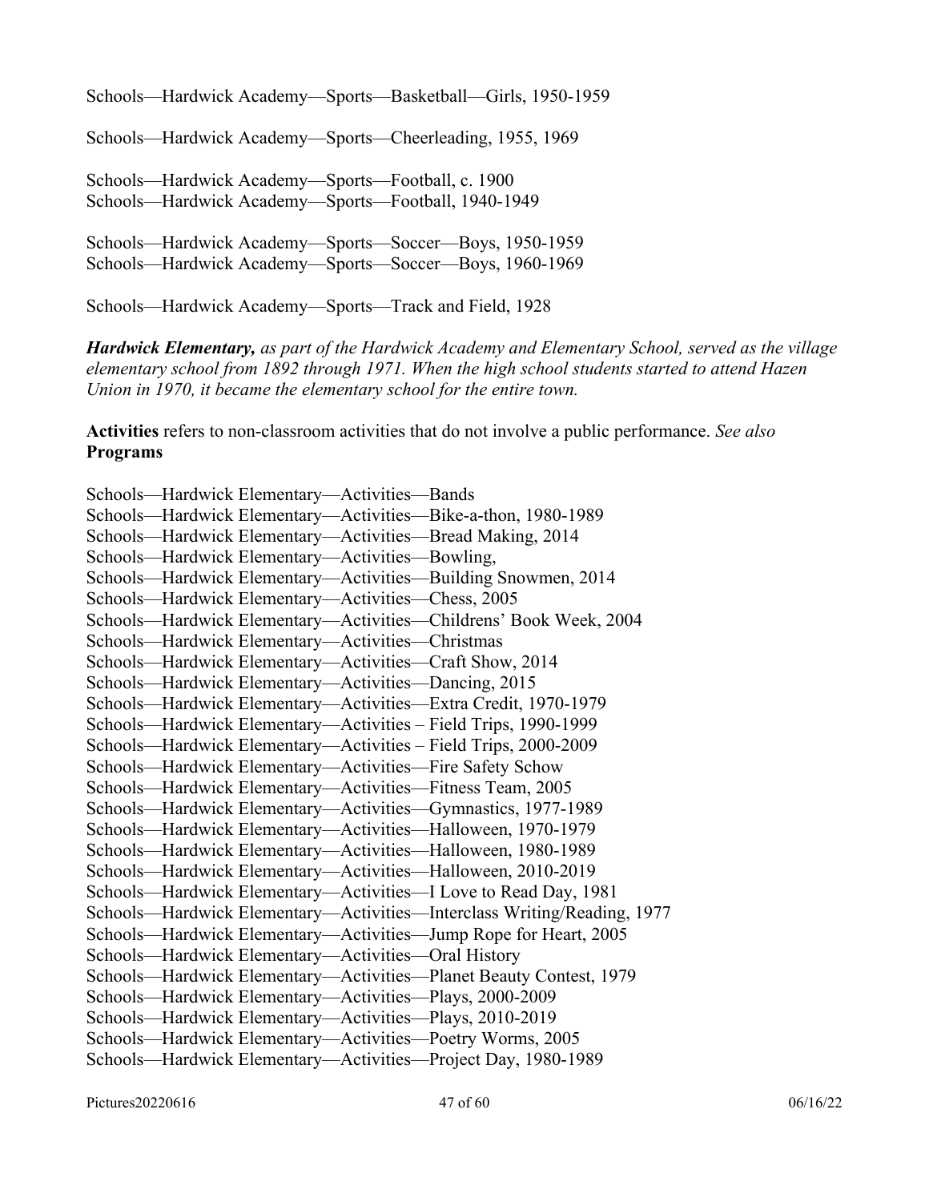Schools—Hardwick Academy—Sports—Basketball—Girls, 1950-1959

Schools—Hardwick Academy—Sports—Cheerleading, 1955, 1969

Schools—Hardwick Academy—Sports—Football, c. 1900
Schools—Hardwick Academy—Sports—Football, 1940-1949

Schools—Hardwick Academy—Sports—Soccer—Boys, 1950-1959
Schools—Hardwick Academy—Sports—Soccer—Boys, 1960-1969

Schools—Hardwick Academy—Sports—Track and Field, 1928

***Hardwick Elementary,*** *as part of the Hardwick Academy and Elementary School, served as the village elementary school from 1892 through 1971. When the high school students started to attend Hazen Union in 1970, it became the elementary school for the entire town.*

**Activities** refers to non-classroom activities that do not involve a public performance. *See also* **Programs**

Schools—Hardwick Elementary—Activities—Bands
Schools—Hardwick Elementary—Activities—Bike-a-thon, 1980-1989
Schools—Hardwick Elementary—Activities—Bread Making, 2014
Schools—Hardwick Elementary—Activities—Bowling,
Schools—Hardwick Elementary—Activities—Building Snowmen, 2014
Schools—Hardwick Elementary—Activities—Chess, 2005
Schools—Hardwick Elementary—Activities—Childrens' Book Week, 2004
Schools—Hardwick Elementary—Activities—Christmas
Schools—Hardwick Elementary—Activities—Craft Show, 2014
Schools—Hardwick Elementary—Activities—Dancing, 2015
Schools—Hardwick Elementary—Activities—Extra Credit, 1970-1979
Schools—Hardwick Elementary—Activities – Field Trips, 1990-1999
Schools—Hardwick Elementary—Activities – Field Trips, 2000-2009
Schools—Hardwick Elementary—Activities—Fire Safety Schow
Schools—Hardwick Elementary—Activities—Fitness Team, 2005
Schools—Hardwick Elementary—Activities—Gymnastics, 1977-1989
Schools—Hardwick Elementary—Activities—Halloween, 1970-1979
Schools—Hardwick Elementary—Activities—Halloween, 1980-1989
Schools—Hardwick Elementary—Activities—Halloween, 2010-2019
Schools—Hardwick Elementary—Activities—I Love to Read Day, 1981
Schools—Hardwick Elementary—Activities—Interclass Writing/Reading, 1977
Schools—Hardwick Elementary—Activities—Jump Rope for Heart, 2005
Schools—Hardwick Elementary—Activities—Oral History
Schools—Hardwick Elementary—Activities—Planet Beauty Contest, 1979
Schools—Hardwick Elementary—Activities—Plays, 2000-2009
Schools—Hardwick Elementary—Activities—Plays, 2010-2019
Schools—Hardwick Elementary—Activities—Poetry Worms, 2005
Schools—Hardwick Elementary—Activities—Project Day, 1980-1989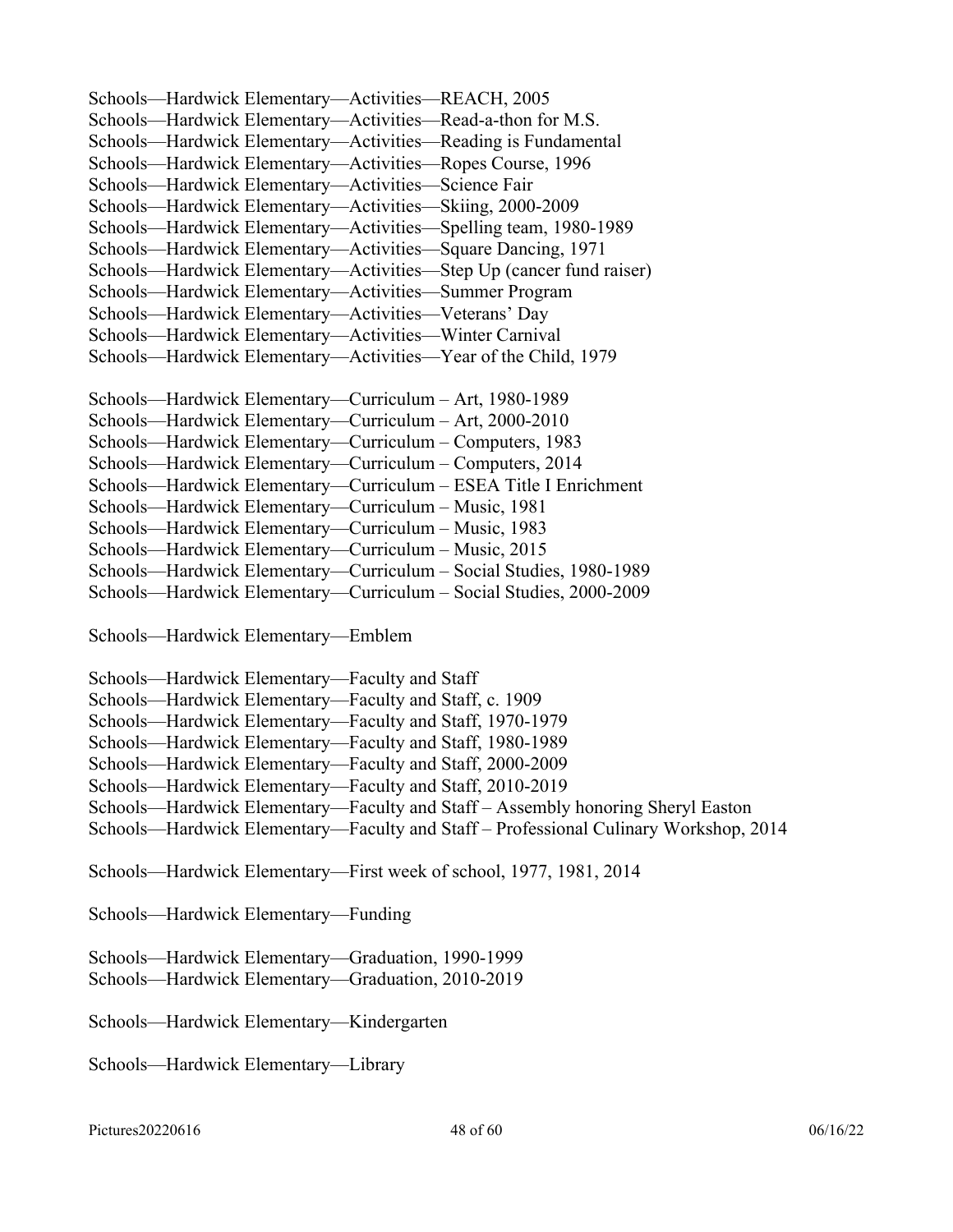Schools—Hardwick Elementary—Activities—REACH, 2005
Schools—Hardwick Elementary—Activities—Read-a-thon for M.S.
Schools—Hardwick Elementary—Activities—Reading is Fundamental
Schools—Hardwick Elementary—Activities—Ropes Course, 1996
Schools—Hardwick Elementary—Activities—Science Fair
Schools—Hardwick Elementary—Activities—Skiing, 2000-2009
Schools—Hardwick Elementary—Activities—Spelling team, 1980-1989
Schools—Hardwick Elementary—Activities—Square Dancing, 1971
Schools—Hardwick Elementary—Activities—Step Up (cancer fund raiser)
Schools—Hardwick Elementary—Activities—Summer Program
Schools—Hardwick Elementary—Activities—Veterans' Day
Schools—Hardwick Elementary—Activities—Winter Carnival
Schools—Hardwick Elementary—Activities—Year of the Child, 1979

Schools—Hardwick Elementary—Curriculum – Art, 1980-1989
Schools—Hardwick Elementary—Curriculum – Art, 2000-2010
Schools—Hardwick Elementary—Curriculum – Computers, 1983
Schools—Hardwick Elementary—Curriculum – Computers, 2014
Schools—Hardwick Elementary—Curriculum – ESEA Title I Enrichment
Schools—Hardwick Elementary—Curriculum – Music, 1981
Schools—Hardwick Elementary—Curriculum – Music, 1983
Schools—Hardwick Elementary—Curriculum – Music, 2015
Schools—Hardwick Elementary—Curriculum – Social Studies, 1980-1989
Schools—Hardwick Elementary—Curriculum – Social Studies, 2000-2009

Schools—Hardwick Elementary—Emblem

Schools—Hardwick Elementary—Faculty and Staff
Schools—Hardwick Elementary—Faculty and Staff, c. 1909
Schools—Hardwick Elementary—Faculty and Staff, 1970-1979
Schools—Hardwick Elementary—Faculty and Staff, 1980-1989
Schools—Hardwick Elementary—Faculty and Staff, 2000-2009
Schools—Hardwick Elementary—Faculty and Staff, 2010-2019
Schools—Hardwick Elementary—Faculty and Staff – Assembly honoring Sheryl Easton
Schools—Hardwick Elementary—Faculty and Staff – Professional Culinary Workshop, 2014

Schools—Hardwick Elementary—First week of school, 1977, 1981, 2014

Schools—Hardwick Elementary—Funding

Schools—Hardwick Elementary—Graduation, 1990-1999
Schools—Hardwick Elementary—Graduation, 2010-2019

Schools—Hardwick Elementary—Kindergarten

Schools—Hardwick Elementary—Library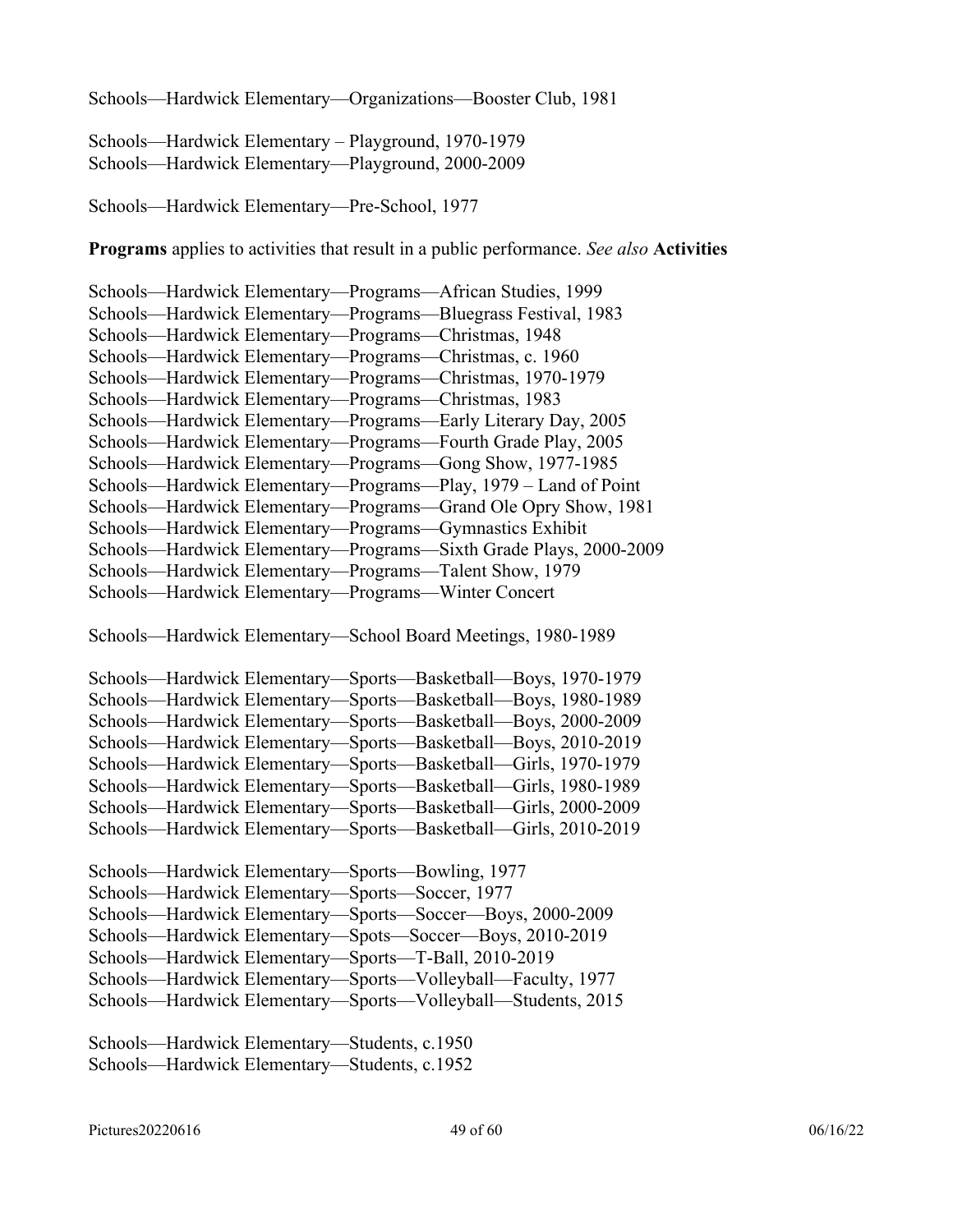Schools—Hardwick Elementary—Organizations—Booster Club, 1981

Schools—Hardwick Elementary – Playground, 1970-1979  
Schools—Hardwick Elementary—Playground, 2000-2009

Schools—Hardwick Elementary—Pre-School, 1977

**Programs** applies to activities that result in a public performance. *See also* **Activities**

Schools—Hardwick Elementary—Programs—African Studies, 1999  
Schools—Hardwick Elementary—Programs—Bluegrass Festival, 1983  
Schools—Hardwick Elementary—Programs—Christmas, 1948  
Schools—Hardwick Elementary—Programs—Christmas, c. 1960  
Schools—Hardwick Elementary—Programs—Christmas, 1970-1979  
Schools—Hardwick Elementary—Programs—Christmas, 1983  
Schools—Hardwick Elementary—Programs—Early Literary Day, 2005  
Schools—Hardwick Elementary—Programs—Fourth Grade Play, 2005  
Schools—Hardwick Elementary—Programs—Gong Show, 1977-1985  
Schools—Hardwick Elementary—Programs—Play, 1979 – Land of Point  
Schools—Hardwick Elementary—Programs—Grand Ole Opry Show, 1981  
Schools—Hardwick Elementary—Programs—Gymnastics Exhibit  
Schools—Hardwick Elementary—Programs—Sixth Grade Plays, 2000-2009  
Schools—Hardwick Elementary—Programs—Talent Show, 1979  
Schools—Hardwick Elementary—Programs—Winter Concert

Schools—Hardwick Elementary—School Board Meetings, 1980-1989

Schools—Hardwick Elementary—Sports—Basketball—Boys, 1970-1979  
Schools—Hardwick Elementary—Sports—Basketball—Boys, 1980-1989  
Schools—Hardwick Elementary—Sports—Basketball—Boys, 2000-2009  
Schools—Hardwick Elementary—Sports—Basketball—Boys, 2010-2019  
Schools—Hardwick Elementary—Sports—Basketball—Girls, 1970-1979  
Schools—Hardwick Elementary—Sports—Basketball—Girls, 1980-1989  
Schools—Hardwick Elementary—Sports—Basketball—Girls, 2000-2009  
Schools—Hardwick Elementary—Sports—Basketball—Girls, 2010-2019

Schools—Hardwick Elementary—Sports—Bowling, 1977  
Schools—Hardwick Elementary—Sports—Soccer, 1977  
Schools—Hardwick Elementary—Sports—Soccer—Boys, 2000-2009  
Schools—Hardwick Elementary—Spots—Soccer—Boys, 2010-2019  
Schools—Hardwick Elementary—Sports—T-Ball, 2010-2019  
Schools—Hardwick Elementary—Sports—Volleyball—Faculty, 1977  
Schools—Hardwick Elementary—Sports—Volleyball—Students, 2015

Schools—Hardwick Elementary—Students, c.1950  
Schools—Hardwick Elementary—Students, c.1952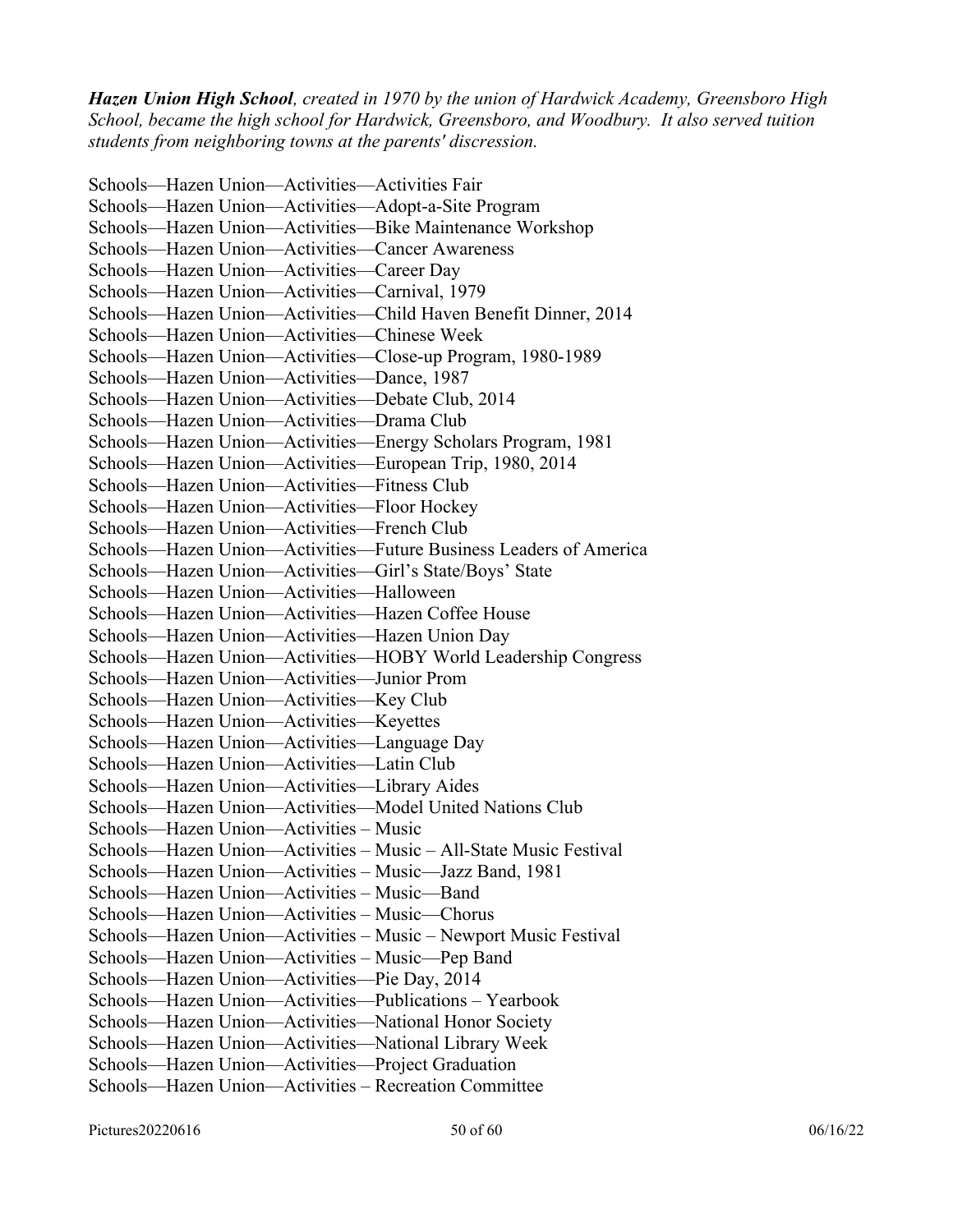***Hazen Union High School****, created in 1970 by the union of Hardwick Academy, Greensboro High School, became the high school for Hardwick, Greensboro, and Woodbury. It also served tuition students from neighboring towns at the parents' discression.*

Schools—Hazen Union—Activities—Activities Fair  
Schools—Hazen Union—Activities—Adopt-a-Site Program  
Schools—Hazen Union—Activities—Bike Maintenance Workshop  
Schools—Hazen Union—Activities—Cancer Awareness  
Schools—Hazen Union—Activities—Career Day  
Schools—Hazen Union—Activities—Carnival, 1979  
Schools—Hazen Union—Activities—Child Haven Benefit Dinner, 2014  
Schools—Hazen Union—Activities—Chinese Week  
Schools—Hazen Union—Activities—Close-up Program, 1980-1989  
Schools—Hazen Union—Activities—Dance, 1987  
Schools—Hazen Union—Activities—Debate Club, 2014  
Schools—Hazen Union—Activities—Drama Club  
Schools—Hazen Union—Activities—Energy Scholars Program, 1981  
Schools—Hazen Union—Activities—European Trip, 1980, 2014  
Schools—Hazen Union—Activities—Fitness Club  
Schools—Hazen Union—Activities—Floor Hockey  
Schools—Hazen Union—Activities—French Club  
Schools—Hazen Union—Activities—Future Business Leaders of America  
Schools—Hazen Union—Activities—Girl's State/Boys' State  
Schools—Hazen Union—Activities—Halloween  
Schools—Hazen Union—Activities—Hazen Coffee House  
Schools—Hazen Union—Activities—Hazen Union Day  
Schools—Hazen Union—Activities—HOBY World Leadership Congress  
Schools—Hazen Union—Activities—Junior Prom  
Schools—Hazen Union—Activities—Key Club  
Schools—Hazen Union—Activities—Keyettes  
Schools—Hazen Union—Activities—Language Day  
Schools—Hazen Union—Activities—Latin Club  
Schools—Hazen Union—Activities—Library Aides  
Schools—Hazen Union—Activities—Model United Nations Club  
Schools—Hazen Union—Activities – Music  
Schools—Hazen Union—Activities – Music – All-State Music Festival  
Schools—Hazen Union—Activities – Music—Jazz Band, 1981  
Schools—Hazen Union—Activities – Music—Band  
Schools—Hazen Union—Activities – Music—Chorus  
Schools—Hazen Union—Activities – Music – Newport Music Festival  
Schools—Hazen Union—Activities – Music—Pep Band  
Schools—Hazen Union—Activities—Pie Day, 2014  
Schools—Hazen Union—Activities—Publications – Yearbook  
Schools—Hazen Union—Activities—National Honor Society  
Schools—Hazen Union—Activities—National Library Week  
Schools—Hazen Union—Activities—Project Graduation  
Schools—Hazen Union—Activities – Recreation Committee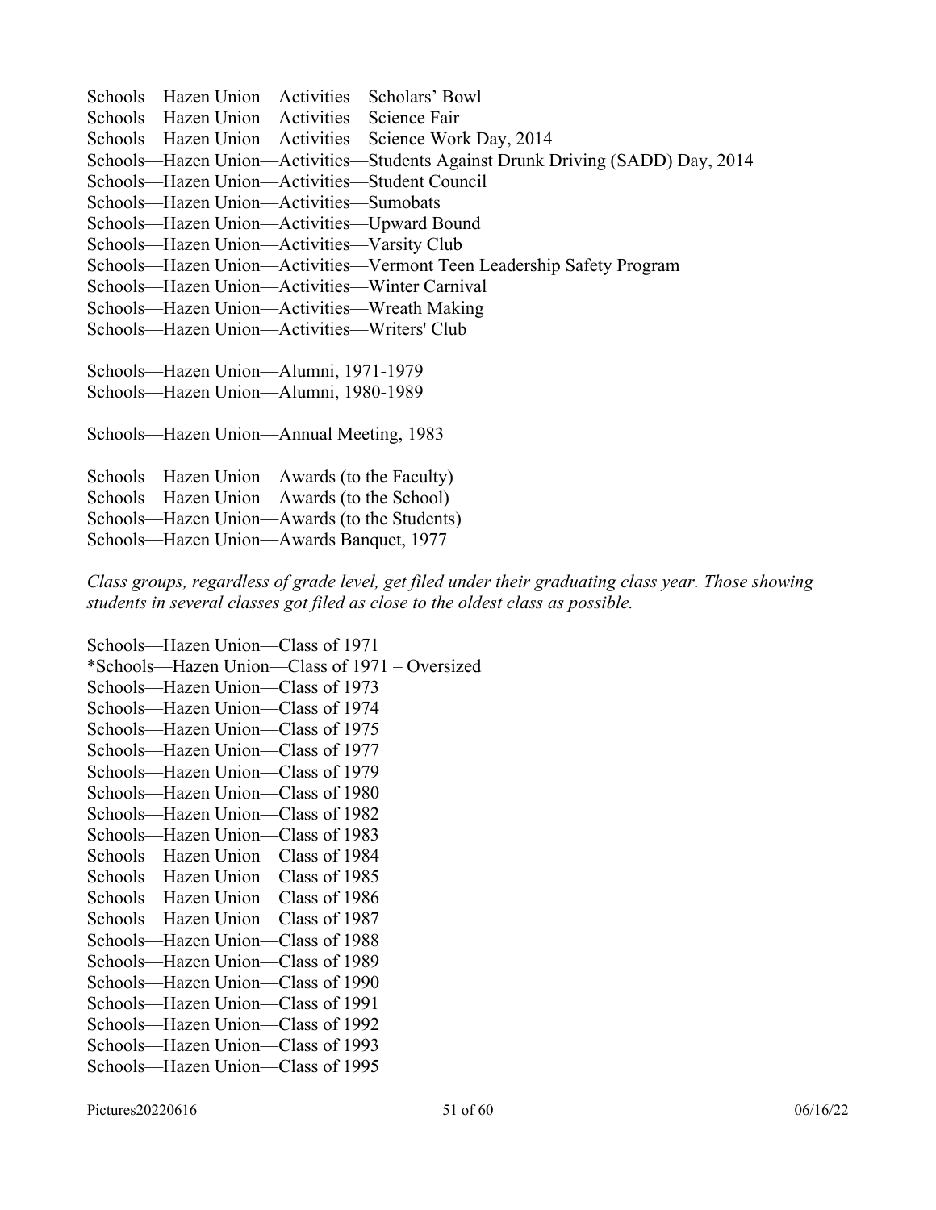Schools—Hazen Union—Activities—Scholars' Bowl
Schools—Hazen Union—Activities—Science Fair
Schools—Hazen Union—Activities—Science Work Day, 2014
Schools—Hazen Union—Activities—Students Against Drunk Driving (SADD) Day, 2014
Schools—Hazen Union—Activities—Student Council
Schools—Hazen Union—Activities—Sumobats
Schools—Hazen Union—Activities—Upward Bound
Schools—Hazen Union—Activities—Varsity Club
Schools—Hazen Union—Activities—Vermont Teen Leadership Safety Program
Schools—Hazen Union—Activities—Winter Carnival
Schools—Hazen Union—Activities—Wreath Making
Schools—Hazen Union—Activities—Writers' Club

Schools—Hazen Union—Alumni, 1971-1979
Schools—Hazen Union—Alumni, 1980-1989

Schools—Hazen Union—Annual Meeting, 1983

Schools—Hazen Union—Awards (to the Faculty)
Schools—Hazen Union—Awards (to the School)
Schools—Hazen Union—Awards (to the Students)
Schools—Hazen Union—Awards Banquet, 1977

*Class groups, regardless of grade level, get filed under their graduating class year. Those showing students in several classes got filed as close to the oldest class as possible.*

Schools—Hazen Union—Class of 1971
*Schools—Hazen Union—Class of 1971 – Oversized
Schools—Hazen Union—Class of 1973
Schools—Hazen Union—Class of 1974
Schools—Hazen Union—Class of 1975
Schools—Hazen Union—Class of 1977
Schools—Hazen Union—Class of 1979
Schools—Hazen Union—Class of 1980
Schools—Hazen Union—Class of 1982
Schools—Hazen Union—Class of 1983
Schools – Hazen Union—Class of 1984
Schools—Hazen Union—Class of 1985
Schools—Hazen Union—Class of 1986
Schools—Hazen Union—Class of 1987
Schools—Hazen Union—Class of 1988
Schools—Hazen Union—Class of 1989
Schools—Hazen Union—Class of 1990
Schools—Hazen Union—Class of 1991
Schools—Hazen Union—Class of 1992
Schools—Hazen Union—Class of 1993
Schools—Hazen Union—Class of 1995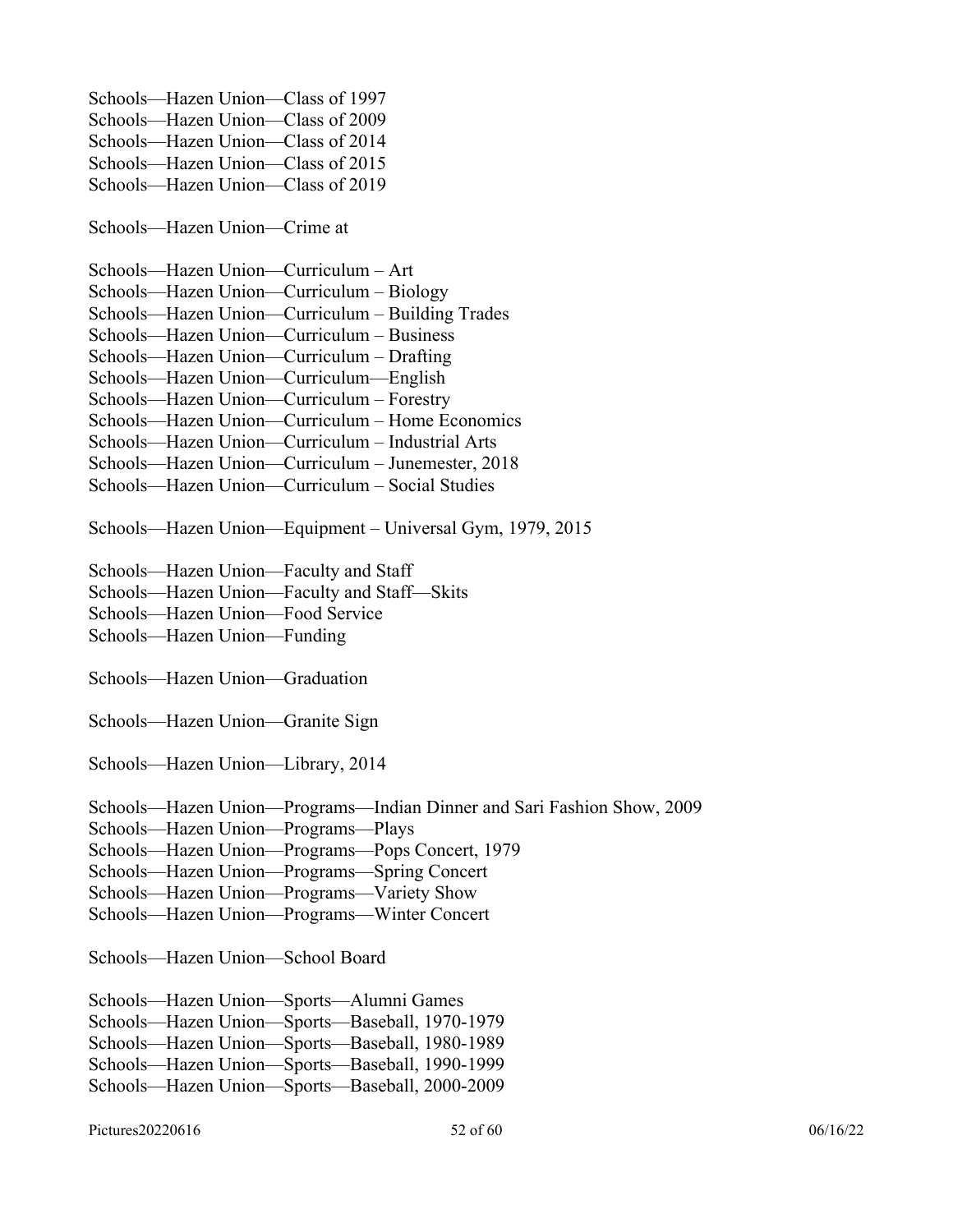Schools—Hazen Union—Class of 1997
Schools—Hazen Union—Class of 2009
Schools—Hazen Union—Class of 2014
Schools—Hazen Union—Class of 2015
Schools—Hazen Union—Class of 2019

Schools—Hazen Union—Crime at

Schools—Hazen Union—Curriculum – Art
Schools—Hazen Union—Curriculum – Biology
Schools—Hazen Union—Curriculum – Building Trades
Schools—Hazen Union—Curriculum – Business
Schools—Hazen Union—Curriculum – Drafting
Schools—Hazen Union—Curriculum—English
Schools—Hazen Union—Curriculum – Forestry
Schools—Hazen Union—Curriculum – Home Economics
Schools—Hazen Union—Curriculum – Industrial Arts
Schools—Hazen Union—Curriculum – Junemester, 2018
Schools—Hazen Union—Curriculum – Social Studies

Schools—Hazen Union—Equipment – Universal Gym, 1979, 2015

Schools—Hazen Union—Faculty and Staff
Schools—Hazen Union—Faculty and Staff—Skits
Schools—Hazen Union—Food Service
Schools—Hazen Union—Funding

Schools—Hazen Union—Graduation

Schools—Hazen Union—Granite Sign

Schools—Hazen Union—Library, 2014

Schools—Hazen Union—Programs—Indian Dinner and Sari Fashion Show, 2009
Schools—Hazen Union—Programs—Plays
Schools—Hazen Union—Programs—Pops Concert, 1979
Schools—Hazen Union—Programs—Spring Concert
Schools—Hazen Union—Programs—Variety Show
Schools—Hazen Union—Programs—Winter Concert

Schools—Hazen Union—School Board

Schools—Hazen Union—Sports—Alumni Games
Schools—Hazen Union—Sports—Baseball, 1970-1979
Schools—Hazen Union—Sports—Baseball, 1980-1989
Schools—Hazen Union—Sports—Baseball, 1990-1999
Schools—Hazen Union—Sports—Baseball, 2000-2009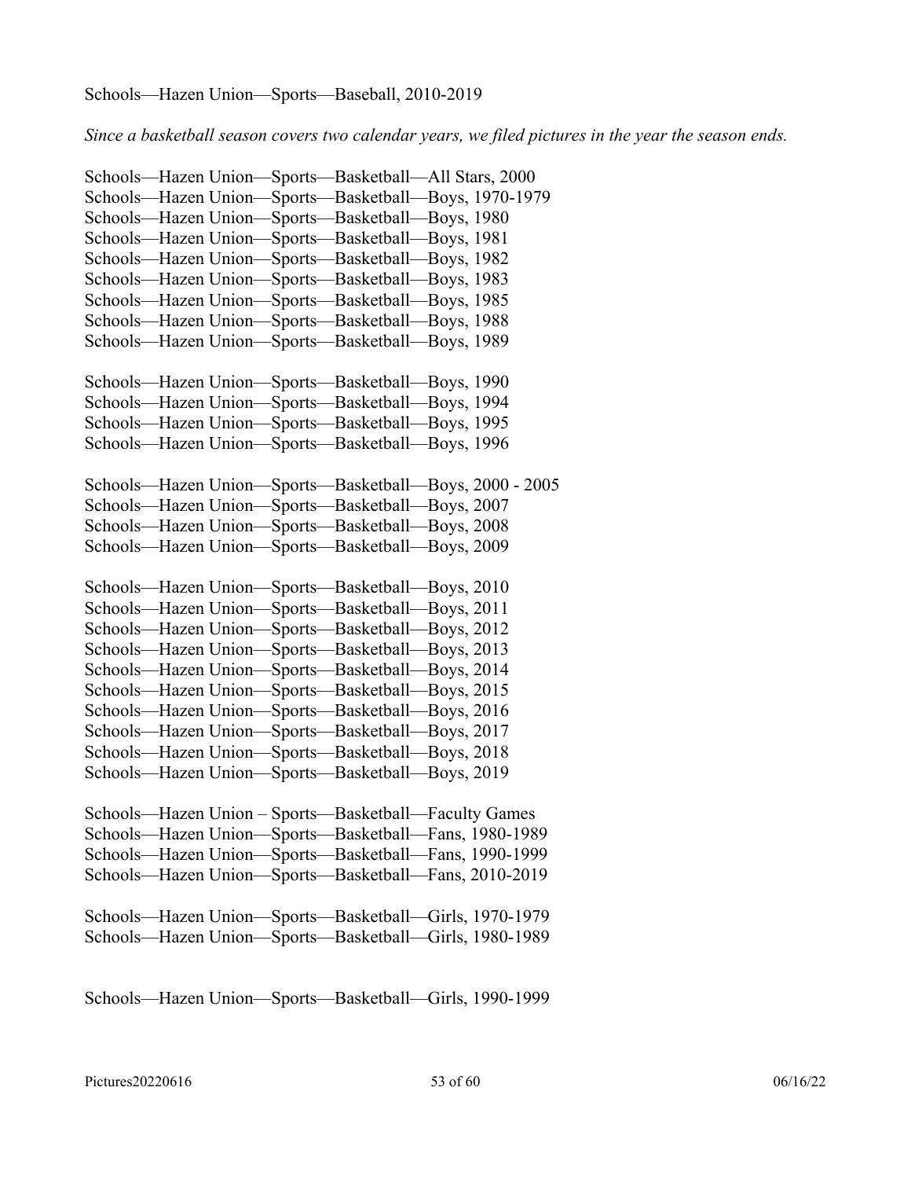Schools—Hazen Union—Sports—Baseball, 2010-2019

*Since a basketball season covers two calendar years, we filed pictures in the year the season ends.*

Schools—Hazen Union—Sports—Basketball—All Stars, 2000
Schools—Hazen Union—Sports—Basketball—Boys, 1970-1979
Schools—Hazen Union—Sports—Basketball—Boys, 1980
Schools—Hazen Union—Sports—Basketball—Boys, 1981
Schools—Hazen Union—Sports—Basketball—Boys, 1982
Schools—Hazen Union—Sports—Basketball—Boys, 1983
Schools—Hazen Union—Sports—Basketball—Boys, 1985
Schools—Hazen Union—Sports—Basketball—Boys, 1988
Schools—Hazen Union—Sports—Basketball—Boys, 1989

Schools—Hazen Union—Sports—Basketball—Boys, 1990
Schools—Hazen Union—Sports—Basketball—Boys, 1994
Schools—Hazen Union—Sports—Basketball—Boys, 1995
Schools—Hazen Union—Sports—Basketball—Boys, 1996

Schools—Hazen Union—Sports—Basketball—Boys, 2000 - 2005
Schools—Hazen Union—Sports—Basketball—Boys, 2007
Schools—Hazen Union—Sports—Basketball—Boys, 2008
Schools—Hazen Union—Sports—Basketball—Boys, 2009

Schools—Hazen Union—Sports—Basketball—Boys, 2010
Schools—Hazen Union—Sports—Basketball—Boys, 2011
Schools—Hazen Union—Sports—Basketball—Boys, 2012
Schools—Hazen Union—Sports—Basketball—Boys, 2013
Schools—Hazen Union—Sports—Basketball—Boys, 2014
Schools—Hazen Union—Sports—Basketball—Boys, 2015
Schools—Hazen Union—Sports—Basketball—Boys, 2016
Schools—Hazen Union—Sports—Basketball—Boys, 2017
Schools—Hazen Union—Sports—Basketball—Boys, 2018
Schools—Hazen Union—Sports—Basketball—Boys, 2019

Schools—Hazen Union – Sports—Basketball—Faculty Games
Schools—Hazen Union—Sports—Basketball—Fans, 1980-1989
Schools—Hazen Union—Sports—Basketball—Fans, 1990-1999
Schools—Hazen Union—Sports—Basketball—Fans, 2010-2019

Schools—Hazen Union—Sports—Basketball—Girls, 1970-1979
Schools—Hazen Union—Sports—Basketball—Girls, 1980-1989

Schools—Hazen Union—Sports—Basketball—Girls, 1990-1999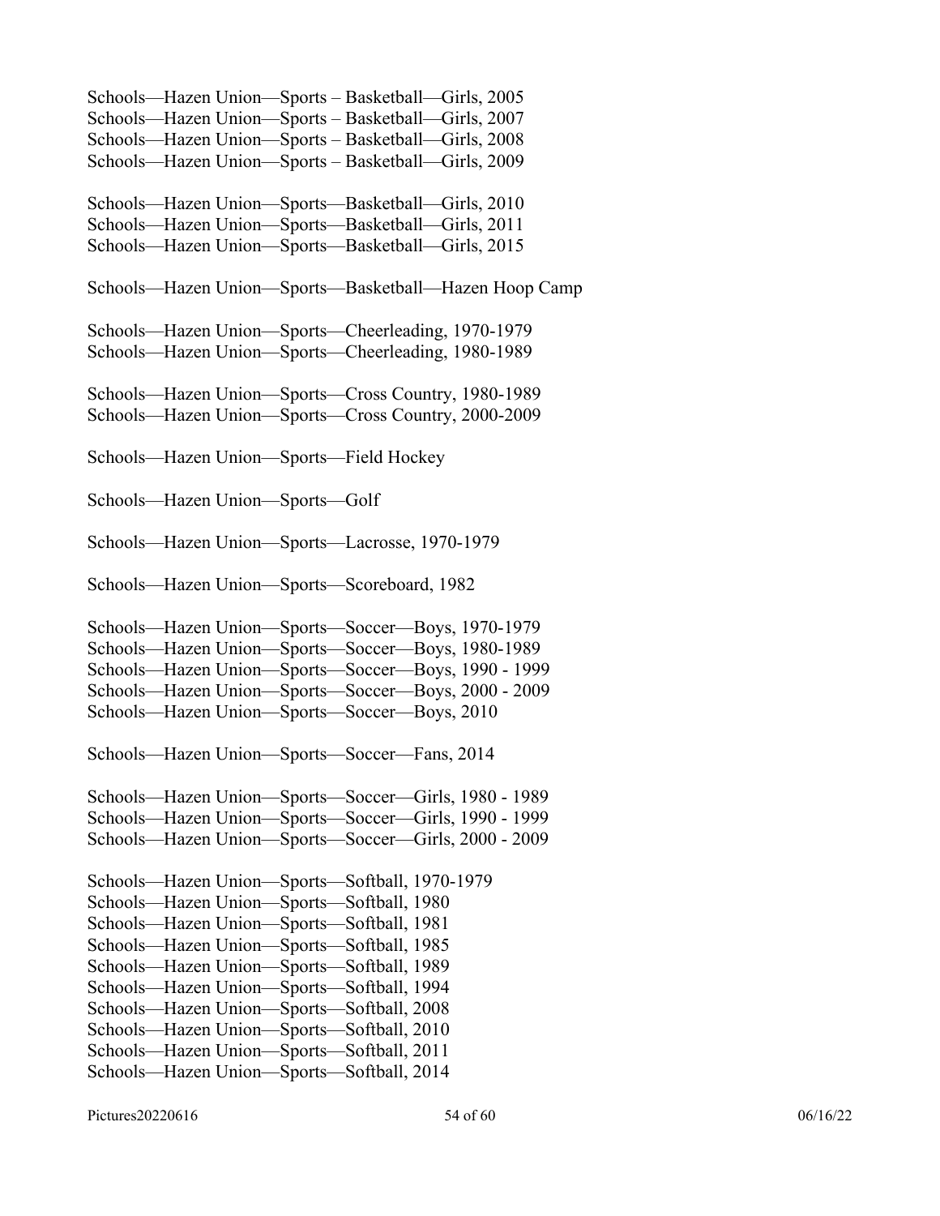Schools—Hazen Union—Sports – Basketball—Girls, 2005
Schools—Hazen Union—Sports – Basketball—Girls, 2007
Schools—Hazen Union—Sports – Basketball—Girls, 2008
Schools—Hazen Union—Sports – Basketball—Girls, 2009

Schools—Hazen Union—Sports—Basketball—Girls, 2010
Schools—Hazen Union—Sports—Basketball—Girls, 2011
Schools—Hazen Union—Sports—Basketball—Girls, 2015

Schools—Hazen Union—Sports—Basketball—Hazen Hoop Camp

Schools—Hazen Union—Sports—Cheerleading, 1970-1979
Schools—Hazen Union—Sports—Cheerleading, 1980-1989

Schools—Hazen Union—Sports—Cross Country, 1980-1989
Schools—Hazen Union—Sports—Cross Country, 2000-2009

Schools—Hazen Union—Sports—Field Hockey

Schools—Hazen Union—Sports—Golf

Schools—Hazen Union—Sports—Lacrosse, 1970-1979

Schools—Hazen Union—Sports—Scoreboard, 1982

Schools—Hazen Union—Sports—Soccer—Boys, 1970-1979
Schools—Hazen Union—Sports—Soccer—Boys, 1980-1989
Schools—Hazen Union—Sports—Soccer—Boys, 1990 - 1999
Schools—Hazen Union—Sports—Soccer—Boys, 2000 - 2009
Schools—Hazen Union—Sports—Soccer—Boys, 2010

Schools—Hazen Union—Sports—Soccer—Fans, 2014

Schools—Hazen Union—Sports—Soccer—Girls, 1980 - 1989
Schools—Hazen Union—Sports—Soccer—Girls, 1990 - 1999
Schools—Hazen Union—Sports—Soccer—Girls, 2000 - 2009

Schools—Hazen Union—Sports—Softball, 1970-1979
Schools—Hazen Union—Sports—Softball, 1980
Schools—Hazen Union—Sports—Softball, 1981
Schools—Hazen Union—Sports—Softball, 1985
Schools—Hazen Union—Sports—Softball, 1989
Schools—Hazen Union—Sports—Softball, 1994
Schools—Hazen Union—Sports—Softball, 2008
Schools—Hazen Union—Sports—Softball, 2010
Schools—Hazen Union—Sports—Softball, 2011
Schools—Hazen Union—Sports—Softball, 2014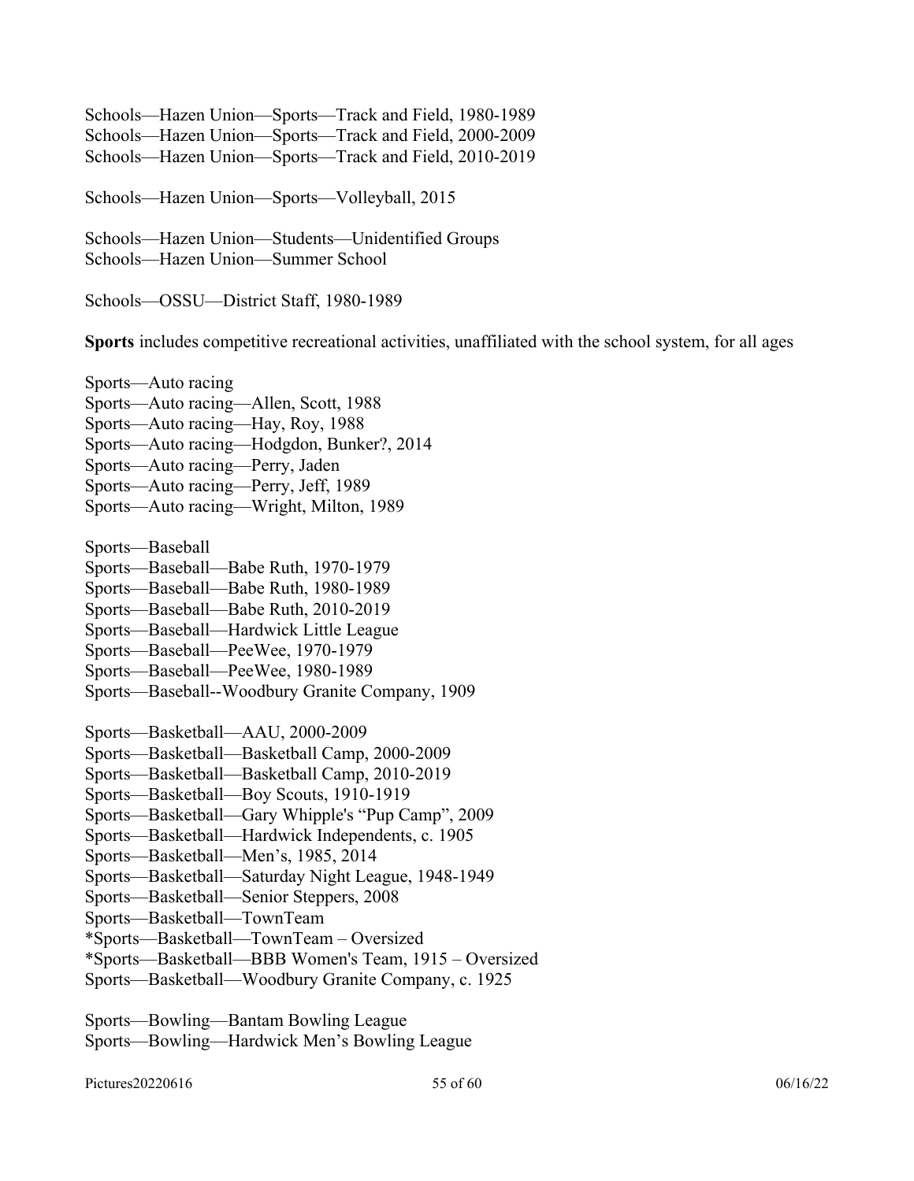Schools—Hazen Union—Sports—Track and Field, 1980-1989
Schools—Hazen Union—Sports—Track and Field, 2000-2009
Schools—Hazen Union—Sports—Track and Field, 2010-2019

Schools—Hazen Union—Sports—Volleyball, 2015

Schools—Hazen Union—Students—Unidentified Groups
Schools—Hazen Union—Summer School

Schools—OSSU—District Staff, 1980-1989

**Sports** includes competitive recreational activities, unaffiliated with the school system, for all ages

Sports—Auto racing
Sports—Auto racing—Allen, Scott, 1988
Sports—Auto racing—Hay, Roy, 1988
Sports—Auto racing—Hodgdon, Bunker?, 2014
Sports—Auto racing—Perry, Jaden
Sports—Auto racing—Perry, Jeff, 1989
Sports—Auto racing—Wright, Milton, 1989

Sports—Baseball
Sports—Baseball—Babe Ruth, 1970-1979
Sports—Baseball—Babe Ruth, 1980-1989
Sports—Baseball—Babe Ruth, 2010-2019
Sports—Baseball—Hardwick Little League
Sports—Baseball—PeeWee, 1970-1979
Sports—Baseball—PeeWee, 1980-1989
Sports—Baseball--Woodbury Granite Company, 1909

Sports—Basketball—AAU, 2000-2009
Sports—Basketball—Basketball Camp, 2000-2009
Sports—Basketball—Basketball Camp, 2010-2019
Sports—Basketball—Boy Scouts, 1910-1919
Sports—Basketball—Gary Whipple's "Pup Camp", 2009
Sports—Basketball—Hardwick Independents, c. 1905
Sports—Basketball—Men's, 1985, 2014
Sports—Basketball—Saturday Night League, 1948-1949
Sports—Basketball—Senior Steppers, 2008
Sports—Basketball—TownTeam
*Sports—Basketball—TownTeam – Oversized
*Sports—Basketball—BBB Women's Team, 1915 – Oversized
Sports—Basketball—Woodbury Granite Company, c. 1925

Sports—Bowling—Bantam Bowling League
Sports—Bowling—Hardwick Men's Bowling League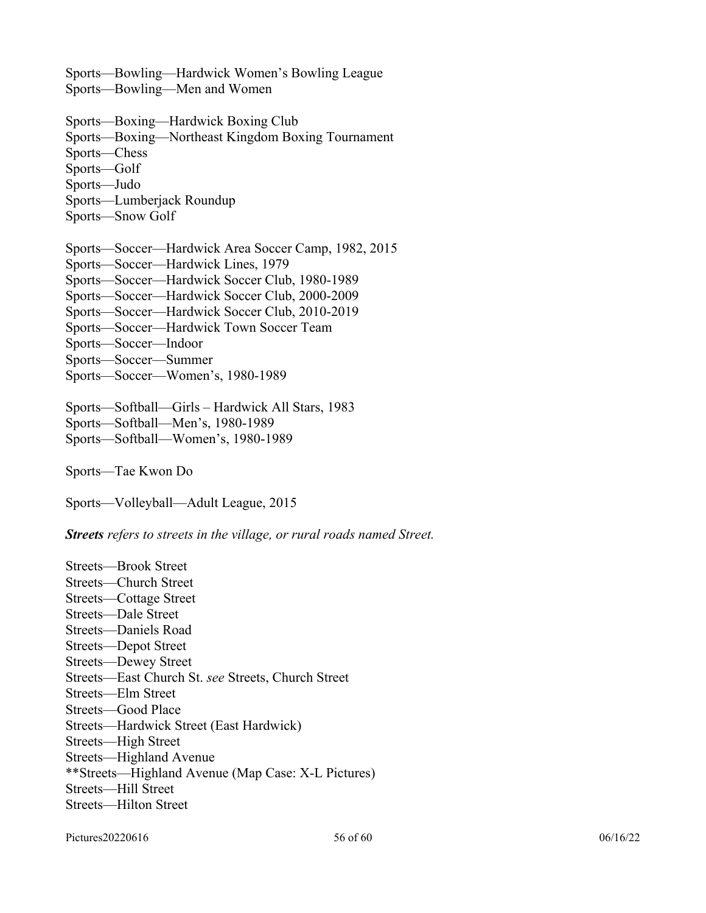Sports—Bowling—Hardwick Women's Bowling League
Sports—Bowling—Men and Women

Sports—Boxing—Hardwick Boxing Club
Sports—Boxing—Northeast Kingdom Boxing Tournament
Sports—Chess
Sports—Golf
Sports—Judo
Sports—Lumberjack Roundup
Sports—Snow Golf

Sports—Soccer—Hardwick Area Soccer Camp, 1982, 2015
Sports—Soccer—Hardwick Lines, 1979
Sports—Soccer—Hardwick Soccer Club, 1980-1989
Sports—Soccer—Hardwick Soccer Club, 2000-2009
Sports—Soccer—Hardwick Soccer Club, 2010-2019
Sports—Soccer—Hardwick Town Soccer Team
Sports—Soccer—Indoor
Sports—Soccer—Summer
Sports—Soccer—Women's, 1980-1989

Sports—Softball—Girls – Hardwick All Stars, 1983
Sports—Softball—Men's, 1980-1989
Sports—Softball—Women's, 1980-1989

Sports—Tae Kwon Do

Sports—Volleyball—Adult League, 2015

***Streets*** *refers to streets in the village, or rural roads named Street.*

Streets—Brook Street
Streets—Church Street
Streets—Cottage Street
Streets—Dale Street
Streets—Daniels Road
Streets—Depot Street
Streets—Dewey Street
Streets—East Church St. *see* Streets, Church Street
Streets—Elm Street
Streets—Good Place
Streets—Hardwick Street (East Hardwick)
Streets—High Street
Streets—Highland Avenue
**Streets—Highland Avenue (Map Case: X-L Pictures)
Streets—Hill Street
Streets—Hilton Street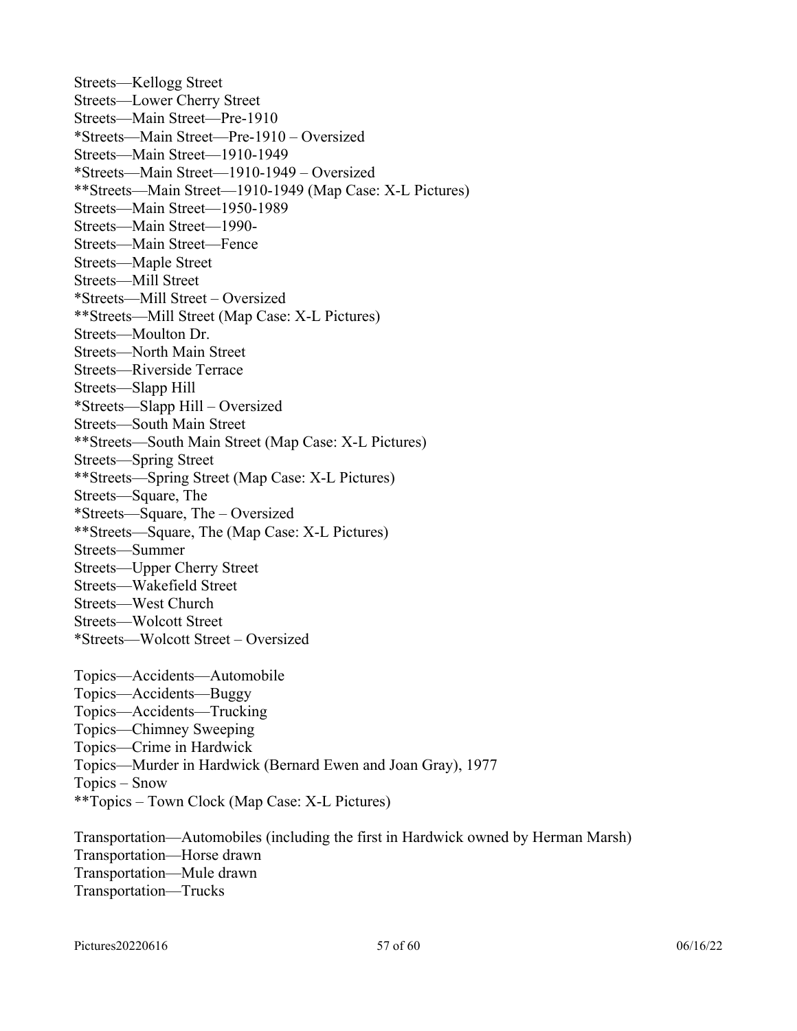Streets—Kellogg Street  
Streets—Lower Cherry Street  
Streets—Main Street—Pre-1910  
*Streets—Main Street—Pre-1910 – Oversized  
Streets—Main Street—1910-1949  
*Streets—Main Street—1910-1949 – Oversized  
**Streets—Main Street—1910-1949 (Map Case: X-L Pictures)  
Streets—Main Street—1950-1989  
Streets—Main Street—1990-  
Streets—Main Street—Fence  
Streets—Maple Street  
Streets—Mill Street  
*Streets—Mill Street – Oversized  
**Streets—Mill Street (Map Case: X-L Pictures)  
Streets—Moulton Dr.  
Streets—North Main Street  
Streets—Riverside Terrace  
Streets—Slapp Hill  
*Streets—Slapp Hill – Oversized  
Streets—South Main Street  
**Streets—South Main Street (Map Case: X-L Pictures)  
Streets—Spring Street  
**Streets—Spring Street (Map Case: X-L Pictures)  
Streets—Square, The  
*Streets—Square, The – Oversized  
**Streets—Square, The (Map Case: X-L Pictures)  
Streets—Summer  
Streets—Upper Cherry Street  
Streets—Wakefield Street  
Streets—West Church  
Streets—Wolcott Street  
*Streets—Wolcott Street – Oversized

Topics—Accidents—Automobile  
Topics—Accidents—Buggy  
Topics—Accidents—Trucking  
Topics—Chimney Sweeping  
Topics—Crime in Hardwick  
Topics—Murder in Hardwick (Bernard Ewen and Joan Gray), 1977  
Topics – Snow  
**Topics – Town Clock (Map Case: X-L Pictures)

Transportation—Automobiles (including the first in Hardwick owned by Herman Marsh)  
Transportation—Horse drawn  
Transportation—Mule drawn  
Transportation—Trucks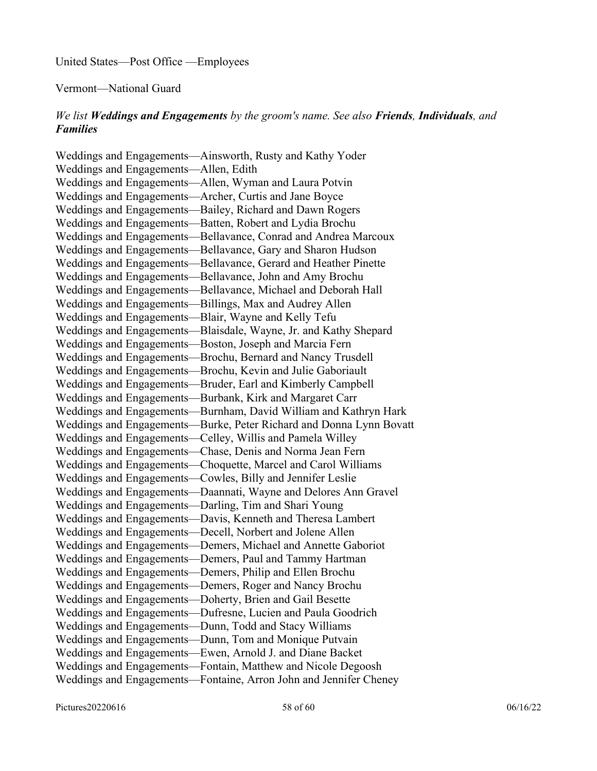United States—Post Office —Employees

Vermont—National Guard

*We list **Weddings and Engagements** by the groom's name. See also **Friends**, **Individuals**, and **Families***

Weddings and Engagements—Ainsworth, Rusty and Kathy Yoder
Weddings and Engagements—Allen, Edith
Weddings and Engagements—Allen, Wyman and Laura Potvin
Weddings and Engagements—Archer, Curtis and Jane Boyce
Weddings and Engagements—Bailey, Richard and Dawn Rogers
Weddings and Engagements—Batten, Robert and Lydia Brochu
Weddings and Engagements—Bellavance, Conrad and Andrea Marcoux
Weddings and Engagements—Bellavance, Gary and Sharon Hudson
Weddings and Engagements—Bellavance, Gerard and Heather Pinette
Weddings and Engagements—Bellavance, John and Amy Brochu
Weddings and Engagements—Bellavance, Michael and Deborah Hall
Weddings and Engagements—Billings, Max and Audrey Allen
Weddings and Engagements—Blair, Wayne and Kelly Tefu
Weddings and Engagements—Blaisdale, Wayne, Jr. and Kathy Shepard
Weddings and Engagements—Boston, Joseph and Marcia Fern
Weddings and Engagements—Brochu, Bernard and Nancy Trusdell
Weddings and Engagements—Brochu, Kevin and Julie Gaboriault
Weddings and Engagements—Bruder, Earl and Kimberly Campbell
Weddings and Engagements—Burbank, Kirk and Margaret Carr
Weddings and Engagements—Burnham, David William and Kathryn Hark
Weddings and Engagements—Burke, Peter Richard and Donna Lynn Bovatt
Weddings and Engagements—Celley, Willis and Pamela Willey
Weddings and Engagements—Chase, Denis and Norma Jean Fern
Weddings and Engagements—Choquette, Marcel and Carol Williams
Weddings and Engagements—Cowles, Billy and Jennifer Leslie
Weddings and Engagements—Daannati, Wayne and Delores Ann Gravel
Weddings and Engagements—Darling, Tim and Shari Young
Weddings and Engagements—Davis, Kenneth and Theresa Lambert
Weddings and Engagements—Decell, Norbert and Jolene Allen
Weddings and Engagements—Demers, Michael and Annette Gaboriot
Weddings and Engagements—Demers, Paul and Tammy Hartman
Weddings and Engagements—Demers, Philip and Ellen Brochu
Weddings and Engagements—Demers, Roger and Nancy Brochu
Weddings and Engagements—Doherty, Brien and Gail Besette
Weddings and Engagements—Dufresne, Lucien and Paula Goodrich
Weddings and Engagements—Dunn, Todd and Stacy Williams
Weddings and Engagements—Dunn, Tom and Monique Putvain
Weddings and Engagements—Ewen, Arnold J. and Diane Backet
Weddings and Engagements—Fontain, Matthew and Nicole Degoosh
Weddings and Engagements—Fontaine, Arron John and Jennifer Cheney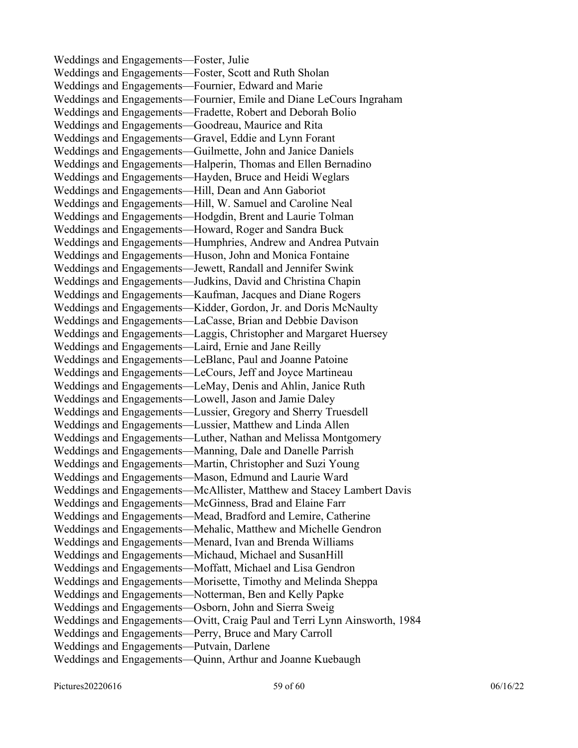Weddings and Engagements—Foster, Julie
Weddings and Engagements—Foster, Scott and Ruth Sholan
Weddings and Engagements—Fournier, Edward and Marie
Weddings and Engagements—Fournier, Emile and Diane LeCours Ingraham
Weddings and Engagements—Fradette, Robert and Deborah Bolio
Weddings and Engagements—Goodreau, Maurice and Rita
Weddings and Engagements—Gravel, Eddie and Lynn Forant
Weddings and Engagements—Guilmette, John and Janice Daniels
Weddings and Engagements—Halperin, Thomas and Ellen Bernadino
Weddings and Engagements—Hayden, Bruce and Heidi Weglars
Weddings and Engagements—Hill, Dean and Ann Gaboriot
Weddings and Engagements—Hill, W. Samuel and Caroline Neal
Weddings and Engagements—Hodgdin, Brent and Laurie Tolman
Weddings and Engagements—Howard, Roger and Sandra Buck
Weddings and Engagements—Humphries, Andrew and Andrea Putvain
Weddings and Engagements—Huson, John and Monica Fontaine
Weddings and Engagements—Jewett, Randall and Jennifer Swink
Weddings and Engagements—Judkins, David and Christina Chapin
Weddings and Engagements—Kaufman, Jacques and Diane Rogers
Weddings and Engagements—Kidder, Gordon, Jr. and Doris McNaulty
Weddings and Engagements—LaCasse, Brian and Debbie Davison
Weddings and Engagements—Laggis, Christopher and Margaret Huersey
Weddings and Engagements—Laird, Ernie and Jane Reilly
Weddings and Engagements—LeBlanc, Paul and Joanne Patoine
Weddings and Engagements—LeCours, Jeff and Joyce Martineau
Weddings and Engagements—LeMay, Denis and Ahlin, Janice Ruth
Weddings and Engagements—Lowell, Jason and Jamie Daley
Weddings and Engagements—Lussier, Gregory and Sherry Truesdell
Weddings and Engagements—Lussier, Matthew and Linda Allen
Weddings and Engagements—Luther, Nathan and Melissa Montgomery
Weddings and Engagements—Manning, Dale and Danelle Parrish
Weddings and Engagements—Martin, Christopher and Suzi Young
Weddings and Engagements—Mason, Edmund and Laurie Ward
Weddings and Engagements—McAllister, Matthew and Stacey Lambert Davis
Weddings and Engagements—McGinness, Brad and Elaine Farr
Weddings and Engagements—Mead, Bradford and Lemire, Catherine
Weddings and Engagements—Mehalic, Matthew and Michelle Gendron
Weddings and Engagements—Menard, Ivan and Brenda Williams
Weddings and Engagements—Michaud, Michael and SusanHill
Weddings and Engagements—Moffatt, Michael and Lisa Gendron
Weddings and Engagements—Morisette, Timothy and Melinda Sheppa
Weddings and Engagements—Notterman, Ben and Kelly Papke
Weddings and Engagements—Osborn, John and Sierra Sweig
Weddings and Engagements—Ovitt, Craig Paul and Terri Lynn Ainsworth, 1984
Weddings and Engagements—Perry, Bruce and Mary Carroll
Weddings and Engagements—Putvain, Darlene
Weddings and Engagements—Quinn, Arthur and Joanne Kuebaugh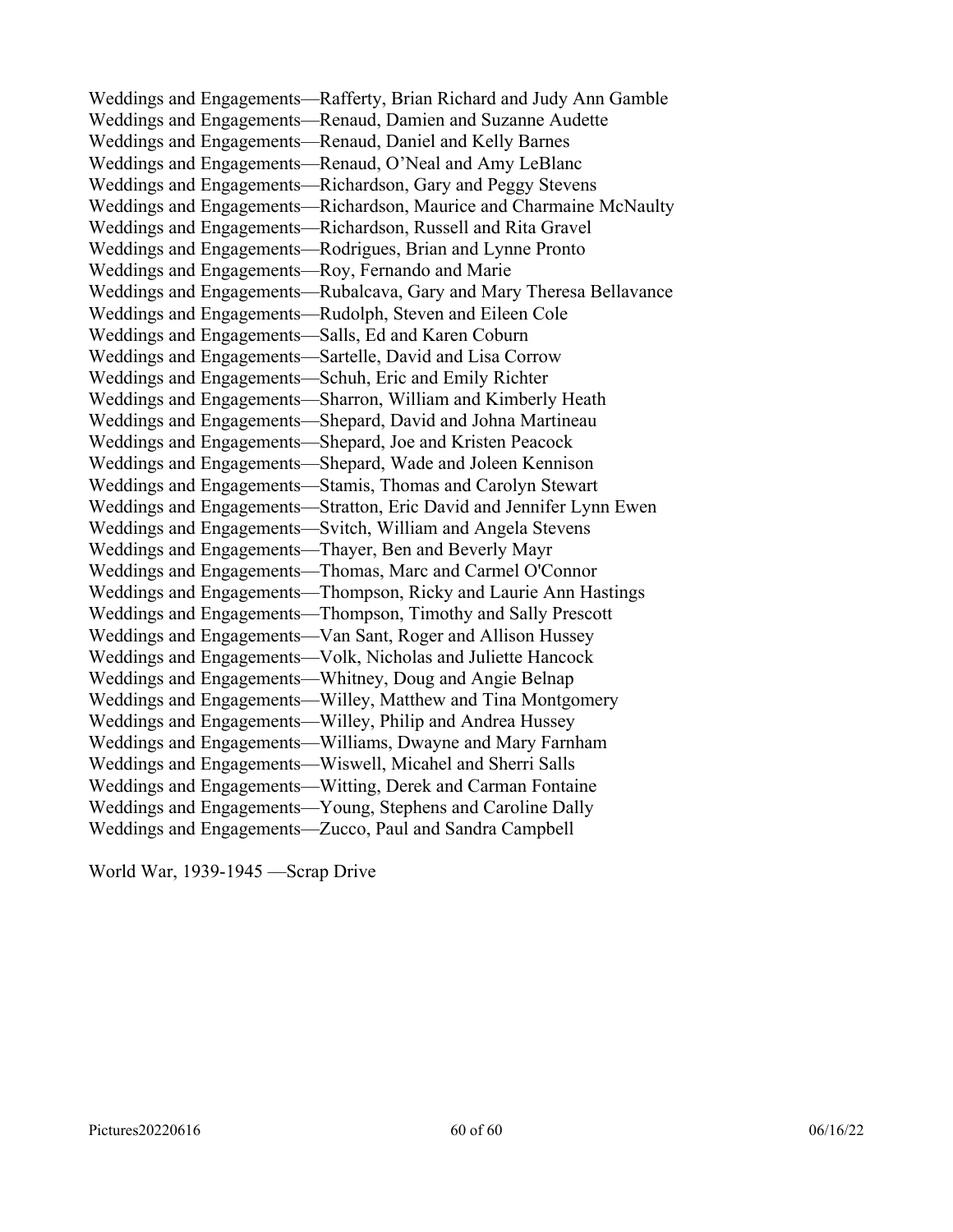Weddings and Engagements—Rafferty, Brian Richard and Judy Ann Gamble
Weddings and Engagements—Renaud, Damien and Suzanne Audette
Weddings and Engagements—Renaud, Daniel and Kelly Barnes
Weddings and Engagements—Renaud, O'Neal and Amy LeBlanc
Weddings and Engagements—Richardson, Gary and Peggy Stevens
Weddings and Engagements—Richardson, Maurice and Charmaine McNaulty
Weddings and Engagements—Richardson, Russell and Rita Gravel
Weddings and Engagements—Rodrigues, Brian and Lynne Pronto
Weddings and Engagements—Roy, Fernando and Marie
Weddings and Engagements—Rubalcava, Gary and Mary Theresa Bellavance
Weddings and Engagements—Rudolph, Steven and Eileen Cole
Weddings and Engagements—Salls, Ed and Karen Coburn
Weddings and Engagements—Sartelle, David and Lisa Corrow
Weddings and Engagements—Schuh, Eric and Emily Richter
Weddings and Engagements—Sharron, William and Kimberly Heath
Weddings and Engagements—Shepard, David and Johna Martineau
Weddings and Engagements—Shepard, Joe and Kristen Peacock
Weddings and Engagements—Shepard, Wade and Joleen Kennison
Weddings and Engagements—Stamis, Thomas and Carolyn Stewart
Weddings and Engagements—Stratton, Eric David and Jennifer Lynn Ewen
Weddings and Engagements—Svitch, William and Angela Stevens
Weddings and Engagements—Thayer, Ben and Beverly Mayr
Weddings and Engagements—Thomas, Marc and Carmel O'Connor
Weddings and Engagements—Thompson, Ricky and Laurie Ann Hastings
Weddings and Engagements—Thompson, Timothy and Sally Prescott
Weddings and Engagements—Van Sant, Roger and Allison Hussey
Weddings and Engagements—Volk, Nicholas and Juliette Hancock
Weddings and Engagements—Whitney, Doug and Angie Belnap
Weddings and Engagements—Willey, Matthew and Tina Montgomery
Weddings and Engagements—Willey, Philip and Andrea Hussey
Weddings and Engagements—Williams, Dwayne and Mary Farnham
Weddings and Engagements—Wiswell, Micahel and Sherri Salls
Weddings and Engagements—Witting, Derek and Carman Fontaine
Weddings and Engagements—Young, Stephens and Caroline Dally
Weddings and Engagements—Zucco, Paul and Sandra Campbell

World War, 1939-1945 —Scrap Drive